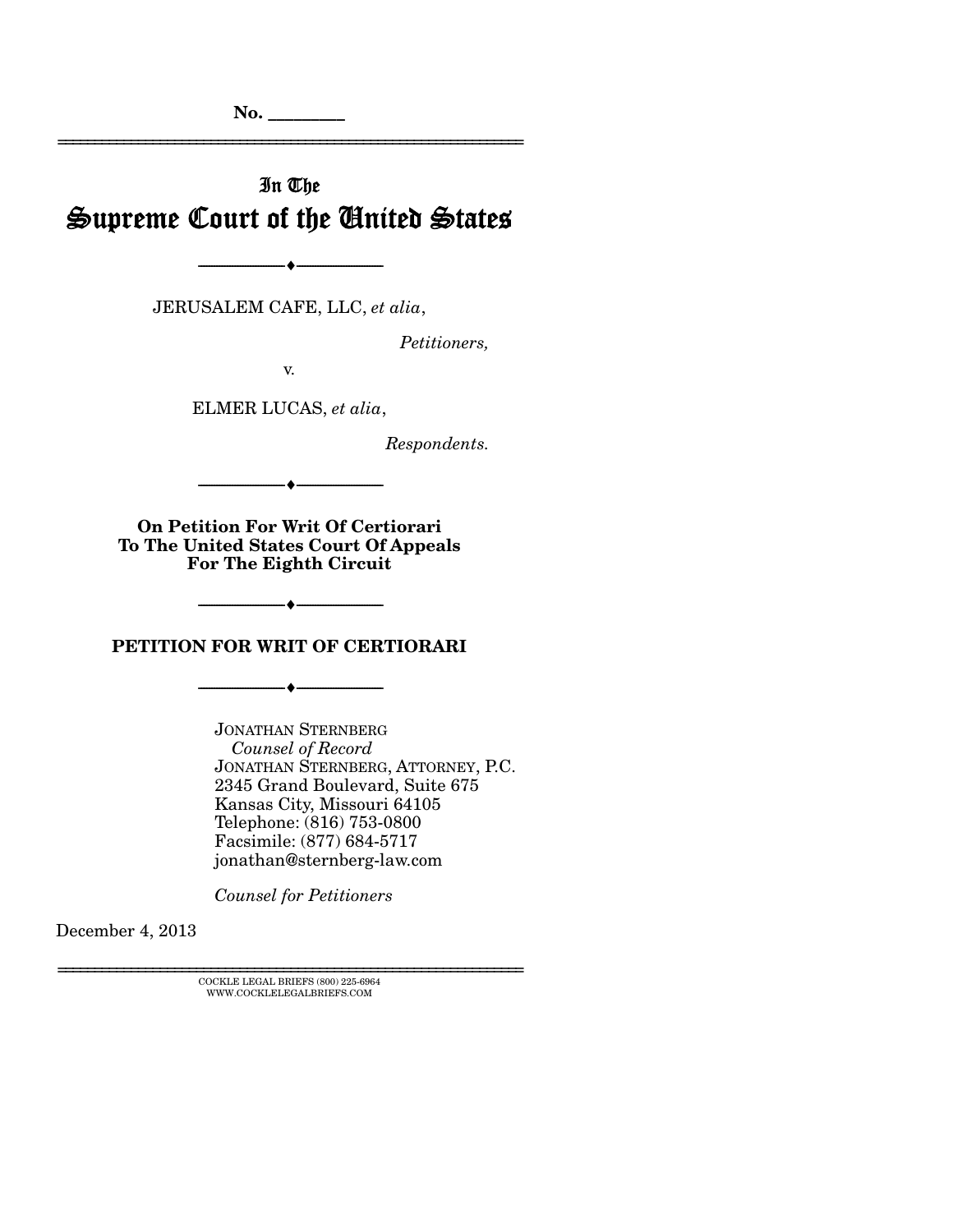No. ________

# In The Supreme Court of the United States

---

JERUSALEM CAFE, LLC, *et alia*,

*Petitioners,*

v.

ELMER LUCAS, *et alia*,

*Respondents.*

---

**On Petition For Writ Of Certiorari To The United States Court Of Appeals For The Eighth Circuit**

---

**PETITION FOR WRIT OF CERTIORARI**

---

JONATHAN STERNBERG
*Counsel of Record*
JONATHAN STERNBERG, ATTORNEY, P.C.
2345 Grand Boulevard, Suite 675
Kansas City, Missouri 64105
Telephone: (816) 753-0800
Facsimile: (877) 684-5717
jonathan@sternberg-law.com

*Counsel for Petitioners*

December 4, 2013

COCKLE LEGAL BRIEFS (800) 225-6964
WWW.COCKLELEGALBRIEFS.COM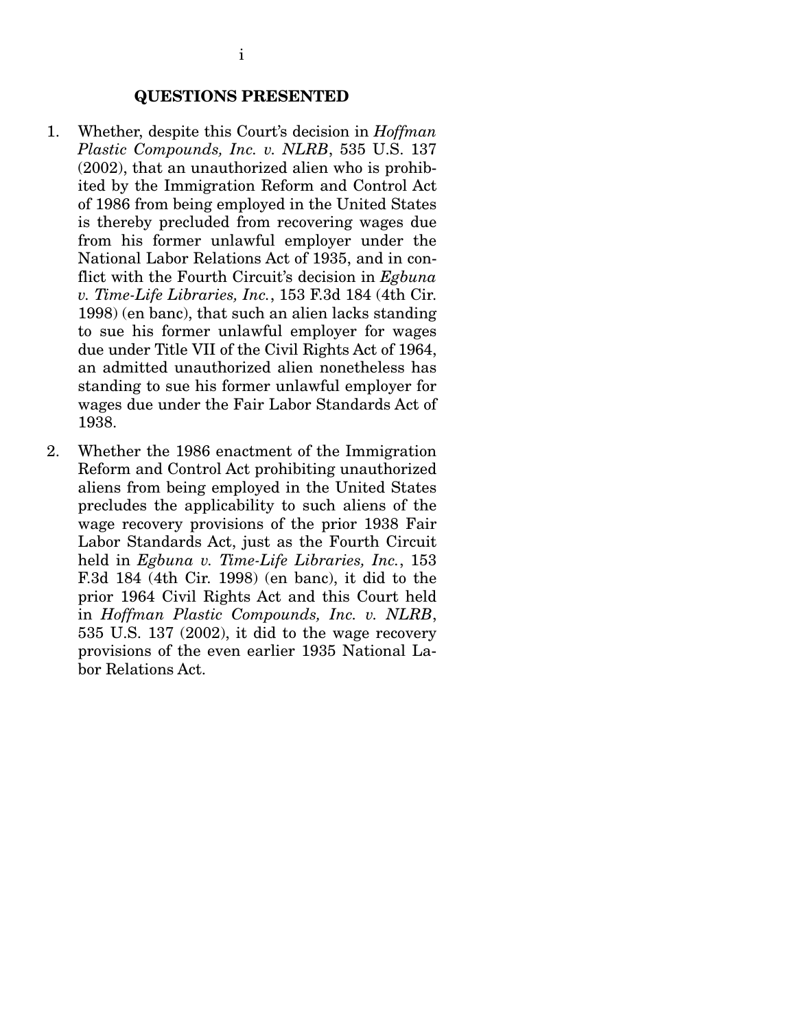## QUESTIONS PRESENTED

1. Whether, despite this Court's decision in *Hoffman Plastic Compounds, Inc. v. NLRB*, 535 U.S. 137 (2002), that an unauthorized alien who is prohibited by the Immigration Reform and Control Act of 1986 from being employed in the United States is thereby precluded from recovering wages due from his former unlawful employer under the National Labor Relations Act of 1935, and in conflict with the Fourth Circuit's decision in *Egbuna v. Time-Life Libraries, Inc.*, 153 F.3d 184 (4th Cir. 1998) (en banc), that such an alien lacks standing to sue his former unlawful employer for wages due under Title VII of the Civil Rights Act of 1964, an admitted unauthorized alien nonetheless has standing to sue his former unlawful employer for wages due under the Fair Labor Standards Act of 1938.

2. Whether the 1986 enactment of the Immigration Reform and Control Act prohibiting unauthorized aliens from being employed in the United States precludes the applicability to such aliens of the wage recovery provisions of the prior 1938 Fair Labor Standards Act, just as the Fourth Circuit held in *Egbuna v. Time-Life Libraries, Inc.*, 153 F.3d 184 (4th Cir. 1998) (en banc), it did to the prior 1964 Civil Rights Act and this Court held in *Hoffman Plastic Compounds, Inc. v. NLRB*, 535 U.S. 137 (2002), it did to the wage recovery provisions of the even earlier 1935 National Labor Relations Act.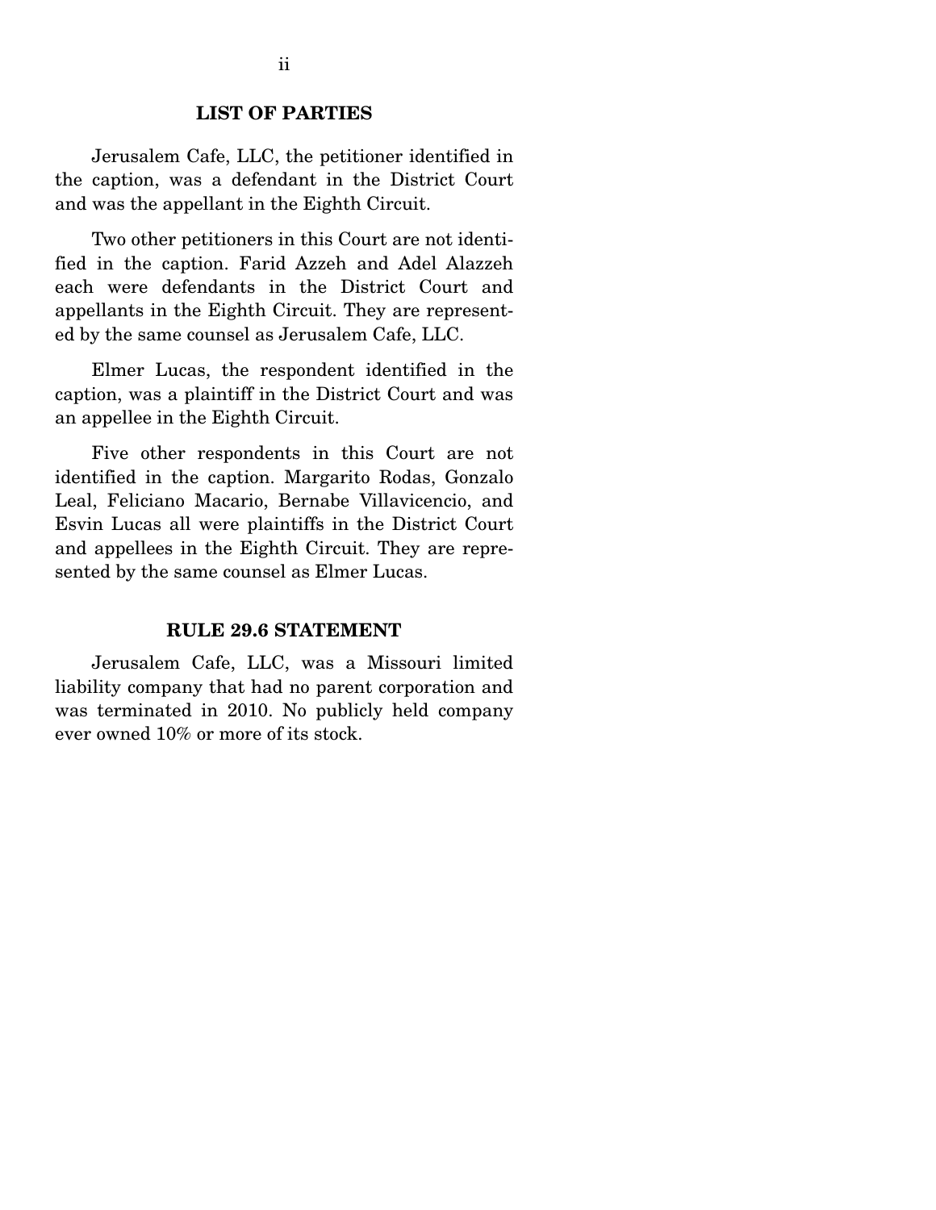## LIST OF PARTIES

Jerusalem Cafe, LLC, the petitioner identified in the caption, was a defendant in the District Court and was the appellant in the Eighth Circuit.

Two other petitioners in this Court are not identified in the caption. Farid Azzeh and Adel Alazzeh each were defendants in the District Court and appellants in the Eighth Circuit. They are represented by the same counsel as Jerusalem Cafe, LLC.

Elmer Lucas, the respondent identified in the caption, was a plaintiff in the District Court and was an appellee in the Eighth Circuit.

Five other respondents in this Court are not identified in the caption. Margarito Rodas, Gonzalo Leal, Feliciano Macario, Bernabe Villavicencio, and Esvin Lucas all were plaintiffs in the District Court and appellees in the Eighth Circuit. They are represented by the same counsel as Elmer Lucas.

## RULE 29.6 STATEMENT

Jerusalem Cafe, LLC, was a Missouri limited liability company that had no parent corporation and was terminated in 2010. No publicly held company ever owned 10% or more of its stock.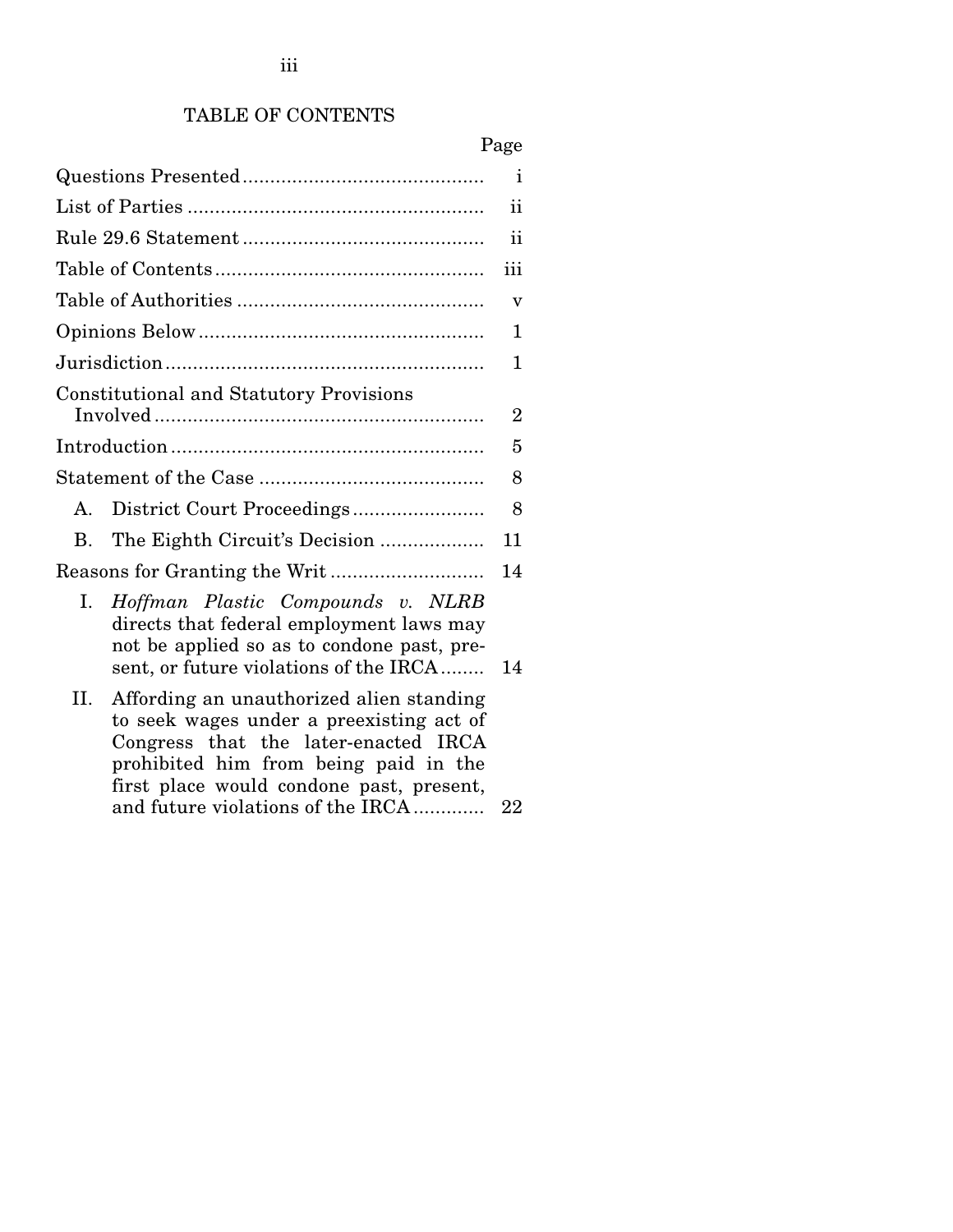# TABLE OF CONTENTS

| | Page |
|---|---|
| Questions Presented | i |
| List of Parties | ii |
| Rule 29.6 Statement | ii |
| Table of Contents | iii |
| Table of Authorities | v |
| Opinions Below | 1 |
| Jurisdiction | 1 |
| Constitutional and Statutory Provisions Involved | 2 |
| Introduction | 5 |
| Statement of the Case | 8 |
| A. District Court Proceedings | 8 |
| B. The Eighth Circuit's Decision | 11 |
| Reasons for Granting the Writ | 14 |
| I. *Hoffman Plastic Compounds v. NLRB* directs that federal employment laws may not be applied so as to condone past, present, or future violations of the IRCA | 14 |
| II. Affording an unauthorized alien standing to seek wages under a preexisting act of Congress that the later-enacted IRCA prohibited him from being paid in the first place would condone past, present, and future violations of the IRCA | 22 |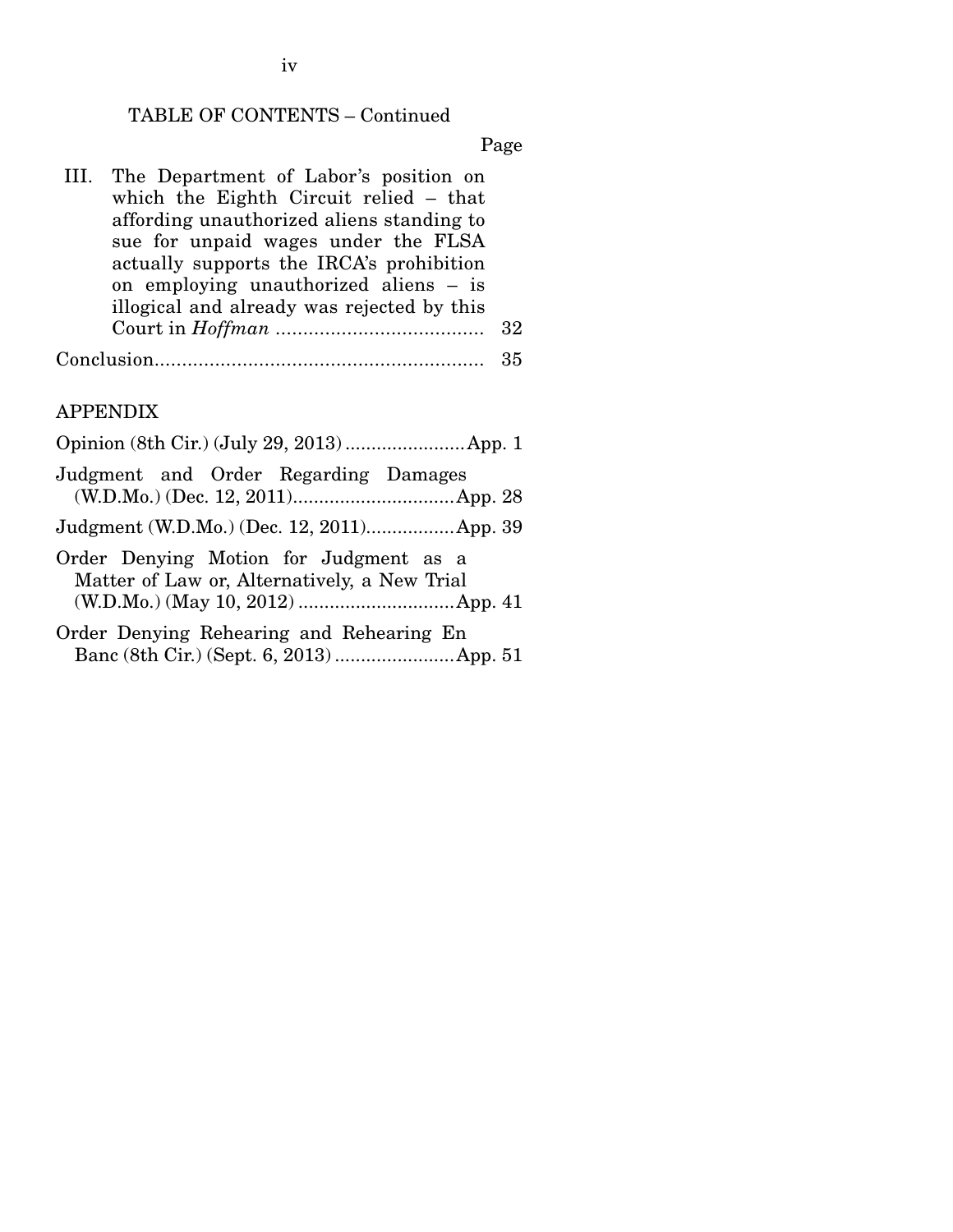TABLE OF CONTENTS – Continued

| | Page |
|---|---|
| III. The Department of Labor's position on which the Eighth Circuit relied – that affording unauthorized aliens standing to sue for unpaid wages under the FLSA actually supports the IRCA's prohibition on employing unauthorized aliens – is illogical and already was rejected by this Court in *Hoffman* | 32 |
| Conclusion | 35 |

APPENDIX

| | |
|---|---|
| Opinion (8th Cir.) (July 29, 2013) | App. 1 |
| Judgment and Order Regarding Damages (W.D.Mo.) (Dec. 12, 2011) | App. 28 |
| Judgment (W.D.Mo.) (Dec. 12, 2011) | App. 39 |
| Order Denying Motion for Judgment as a Matter of Law or, Alternatively, a New Trial (W.D.Mo.) (May 10, 2012) | App. 41 |
| Order Denying Rehearing and Rehearing En Banc (8th Cir.) (Sept. 6, 2013) | App. 51 |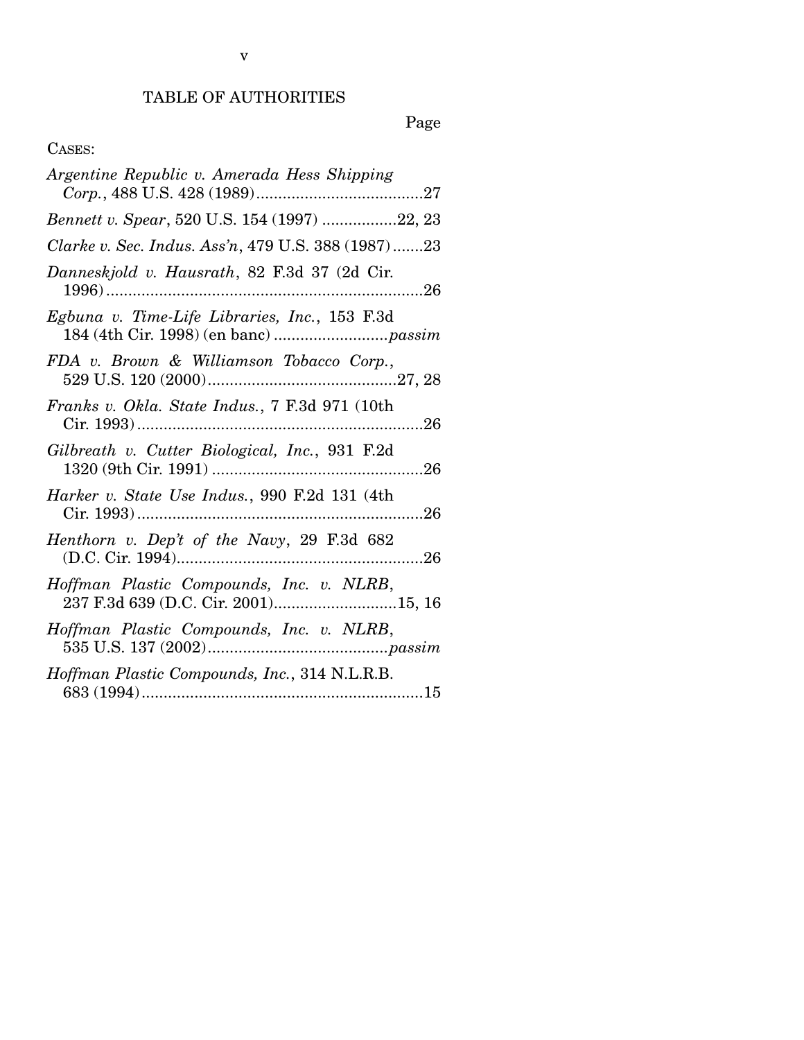# TABLE OF AUTHORITIES

Page

CASES:

*Argentine Republic v. Amerada Hess Shipping Corp.*, 488 U.S. 428 (1989)......................................27

*Bennett v. Spear*, 520 U.S. 154 (1997) .................22, 23

*Clarke v. Sec. Indus. Ass'n*, 479 U.S. 388 (1987).......23

*Danneskjold v. Hausrath*, 82 F.3d 37 (2d Cir. 1996).........................................................................26

*Egbuna v. Time-Life Libraries, Inc.*, 153 F.3d 184 (4th Cir. 1998) (en banc) ..........................*passim*

*FDA v. Brown & Williamson Tobacco Corp.*, 529 U.S. 120 (2000)...........................................27, 28

*Franks v. Okla. State Indus.*, 7 F.3d 971 (10th Cir. 1993)..................................................................26

*Gilbreath v. Cutter Biological, Inc.*, 931 F.2d 1320 (9th Cir. 1991) ................................................26

*Harker v. State Use Indus.*, 990 F.2d 131 (4th Cir. 1993)..................................................................26

*Henthorn v. Dep't of the Navy*, 29 F.3d 682 (D.C. Cir. 1994)........................................................26

*Hoffman Plastic Compounds, Inc. v. NLRB*, 237 F.3d 639 (D.C. Cir. 2001)............................15, 16

*Hoffman Plastic Compounds, Inc. v. NLRB*, 535 U.S. 137 (2002)........................................*passim*

*Hoffman Plastic Compounds, Inc.*, 314 N.L.R.B. 683 (1994)................................................................15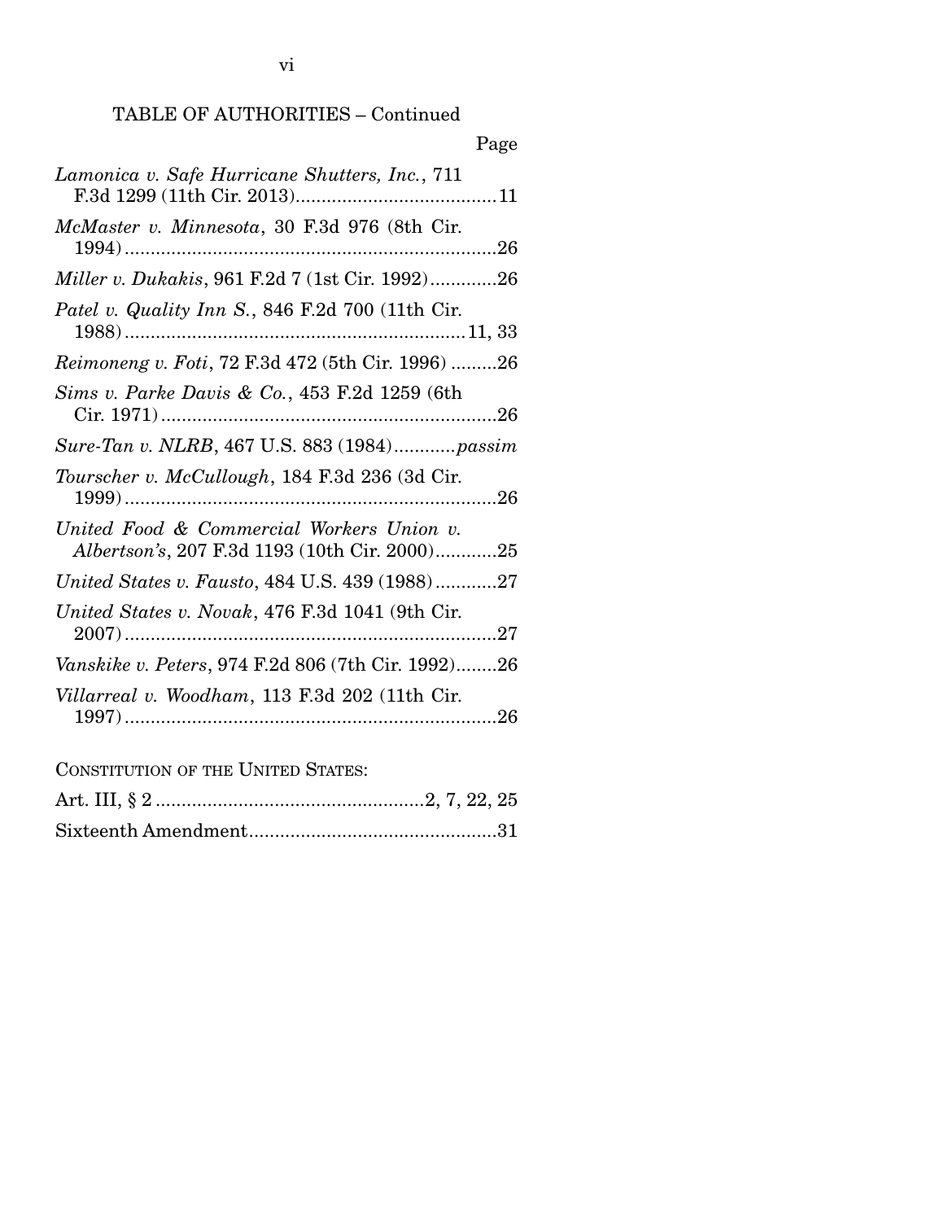TABLE OF AUTHORITIES – Continued

Page

*Lamonica v. Safe Hurricane Shutters, Inc.*, 711 F.3d 1299 (11th Cir. 2013)....................................11

*McMaster v. Minnesota*, 30 F.3d 976 (8th Cir. 1994)....................................................................26

*Miller v. Dukakis*, 961 F.2d 7 (1st Cir. 1992).............26

*Patel v. Quality Inn S.*, 846 F.2d 700 (11th Cir. 1988)...............................................................11, 33

*Reimoneng v. Foti*, 72 F.3d 472 (5th Cir. 1996) .........26

*Sims v. Parke Davis & Co.*, 453 F.2d 1259 (6th Cir. 1971)...............................................................26

*Sure-Tan v. NLRB*, 467 U.S. 883 (1984)............*passim*

*Tourscher v. McCullough*, 184 F.3d 236 (3d Cir. 1999)....................................................................26

*United Food & Commercial Workers Union v. Albertson's*, 207 F.3d 1193 (10th Cir. 2000)............25

*United States v. Fausto*, 484 U.S. 439 (1988)............27

*United States v. Novak*, 476 F.3d 1041 (9th Cir. 2007)....................................................................27

*Vanskike v. Peters*, 974 F.2d 806 (7th Cir. 1992)........26

*Villarreal v. Woodham*, 113 F.3d 202 (11th Cir. 1997)....................................................................26

CONSTITUTION OF THE UNITED STATES:

Art. III, § 2 ...................................................2, 7, 22, 25

Sixteenth Amendment................................................31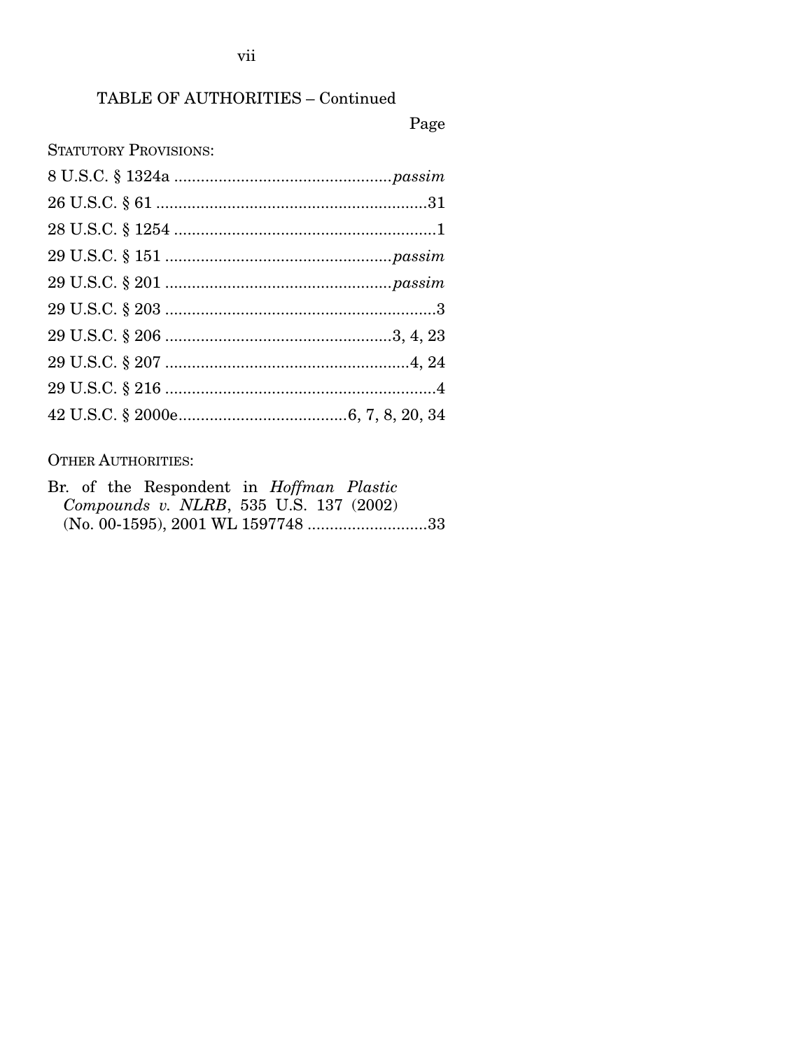## TABLE OF AUTHORITIES – Continued

Page

STATUTORY PROVISIONS:

8 U.S.C. § 1324a ................................................*passim*

26 U.S.C. § 61 ............................................................31

28 U.S.C. § 1254 ..........................................................1

29 U.S.C. § 151 ..................................................*passim*

29 U.S.C. § 201 ..................................................*passim*

29 U.S.C. § 203 ............................................................3

29 U.S.C. § 206 ..................................................3, 4, 23

29 U.S.C. § 207 ......................................................4, 24

29 U.S.C. § 216 ............................................................4

42 U.S.C. § 2000e.....................................6, 7, 8, 20, 34

OTHER AUTHORITIES:

Br. of the Respondent in *Hoffman Plastic Compounds v. NLRB*, 535 U.S. 137 (2002) (No. 00-1595), 2001 WL 1597748 ..........................33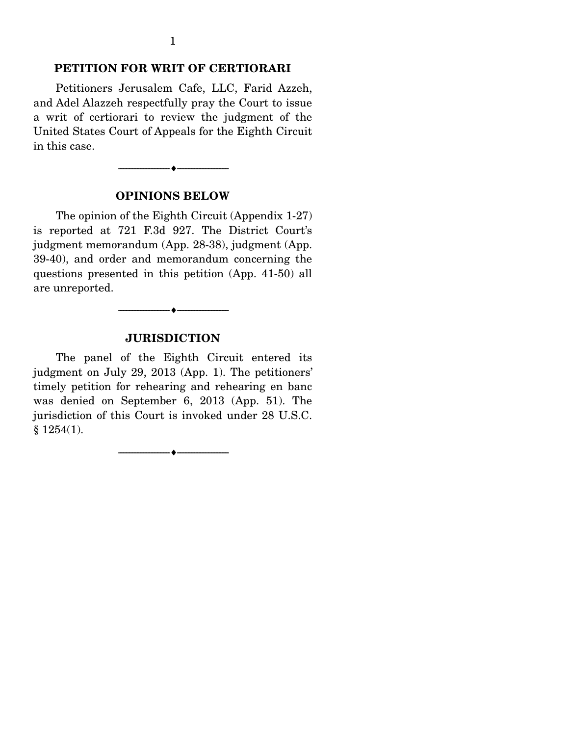## PETITION FOR WRIT OF CERTIORARI

Petitioners Jerusalem Cafe, LLC, Farid Azzeh, and Adel Alazzeh respectfully pray the Court to issue a writ of certiorari to review the judgment of the United States Court of Appeals for the Eighth Circuit in this case.

---

## OPINIONS BELOW

The opinion of the Eighth Circuit (Appendix 1-27) is reported at 721 F.3d 927. The District Court's judgment memorandum (App. 28-38), judgment (App. 39-40), and order and memorandum concerning the questions presented in this petition (App. 41-50) all are unreported.

---

## JURISDICTION

The panel of the Eighth Circuit entered its judgment on July 29, 2013 (App. 1). The petitioners' timely petition for rehearing and rehearing en banc was denied on September 6, 2013 (App. 51). The jurisdiction of this Court is invoked under 28 U.S.C. § 1254(1).

---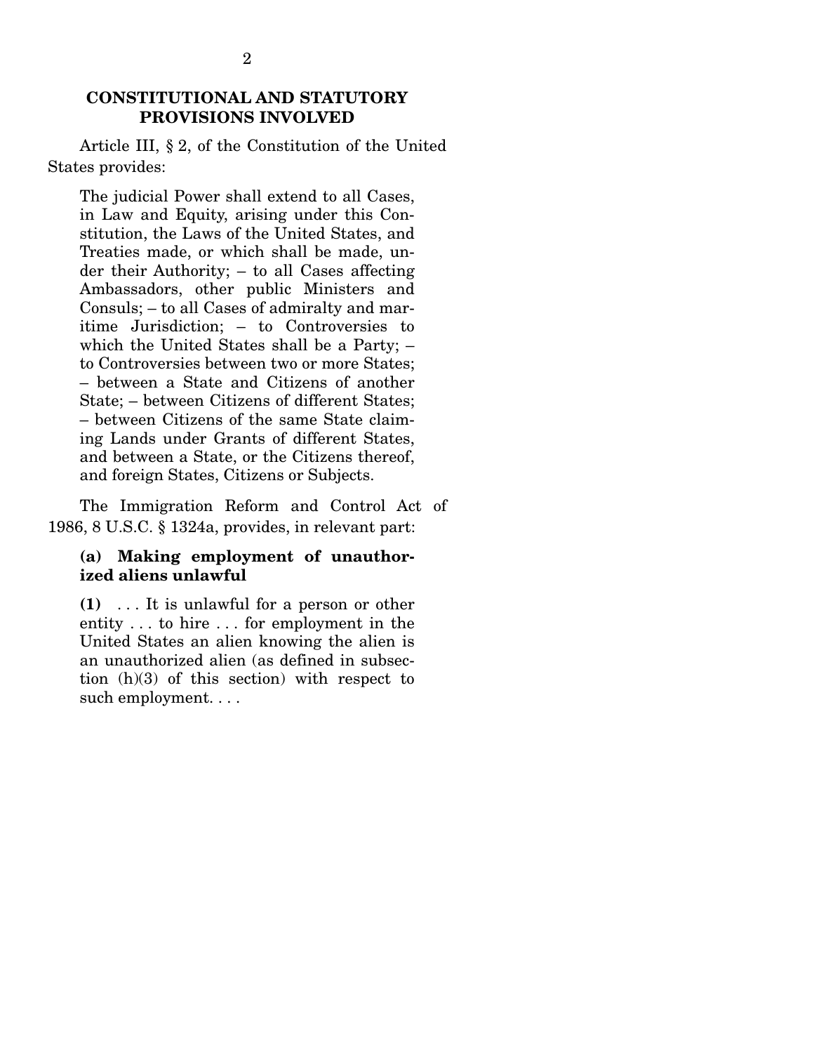## CONSTITUTIONAL AND STATUTORY PROVISIONS INVOLVED

Article III, § 2, of the Constitution of the United States provides:

> The judicial Power shall extend to all Cases, in Law and Equity, arising under this Constitution, the Laws of the United States, and Treaties made, or which shall be made, under their Authority; – to all Cases affecting Ambassadors, other public Ministers and Consuls; – to all Cases of admiralty and maritime Jurisdiction; – to Controversies to which the United States shall be a Party; – to Controversies between two or more States; – between a State and Citizens of another State; – between Citizens of different States; – between Citizens of the same State claiming Lands under Grants of different States, and between a State, or the Citizens thereof, and foreign States, Citizens or Subjects.

The Immigration Reform and Control Act of 1986, 8 U.S.C. § 1324a, provides, in relevant part:

> **(a) Making employment of unauthorized aliens unlawful**
>
> **(1)** . . . It is unlawful for a person or other entity . . . to hire . . . for employment in the United States an alien knowing the alien is an unauthorized alien (as defined in subsection (h)(3) of this section) with respect to such employment. . . .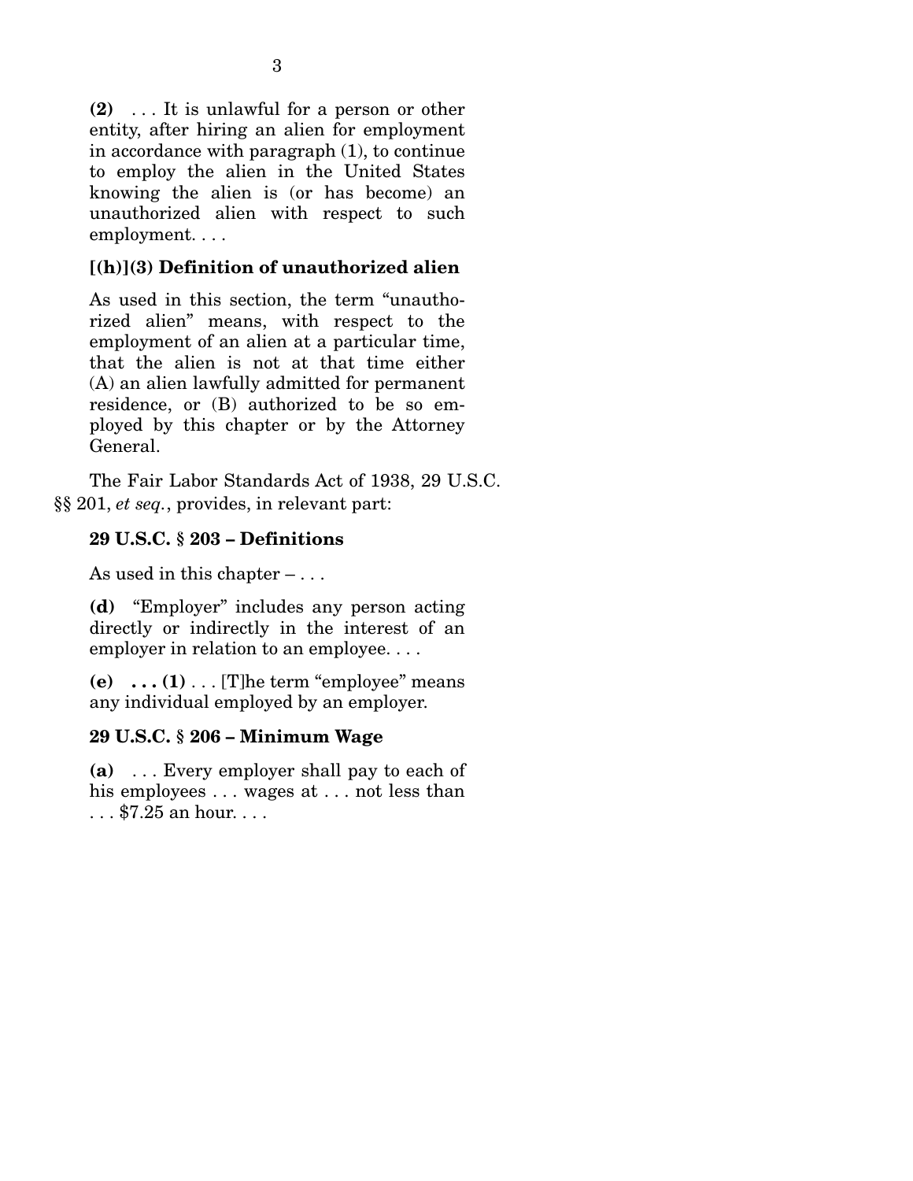**(2)** . . . It is unlawful for a person or other entity, after hiring an alien for employment in accordance with paragraph (1), to continue to employ the alien in the United States knowing the alien is (or has become) an unauthorized alien with respect to such employment. . . .

**[(h)](3) Definition of unauthorized alien**

As used in this section, the term "unauthorized alien" means, with respect to the employment of an alien at a particular time, that the alien is not at that time either (A) an alien lawfully admitted for permanent residence, or (B) authorized to be so employed by this chapter or by the Attorney General.

The Fair Labor Standards Act of 1938, 29 U.S.C. §§ 201, *et seq.*, provides, in relevant part:

**29 U.S.C. § 203 – Definitions**

As used in this chapter – . . .

**(d)** "Employer" includes any person acting directly or indirectly in the interest of an employer in relation to an employee. . . .

**(e) . . . (1)** . . . [T]he term "employee" means any individual employed by an employer.

**29 U.S.C. § 206 – Minimum Wage**

**(a)** . . . Every employer shall pay to each of his employees . . . wages at . . . not less than . . . $7.25 an hour. . . .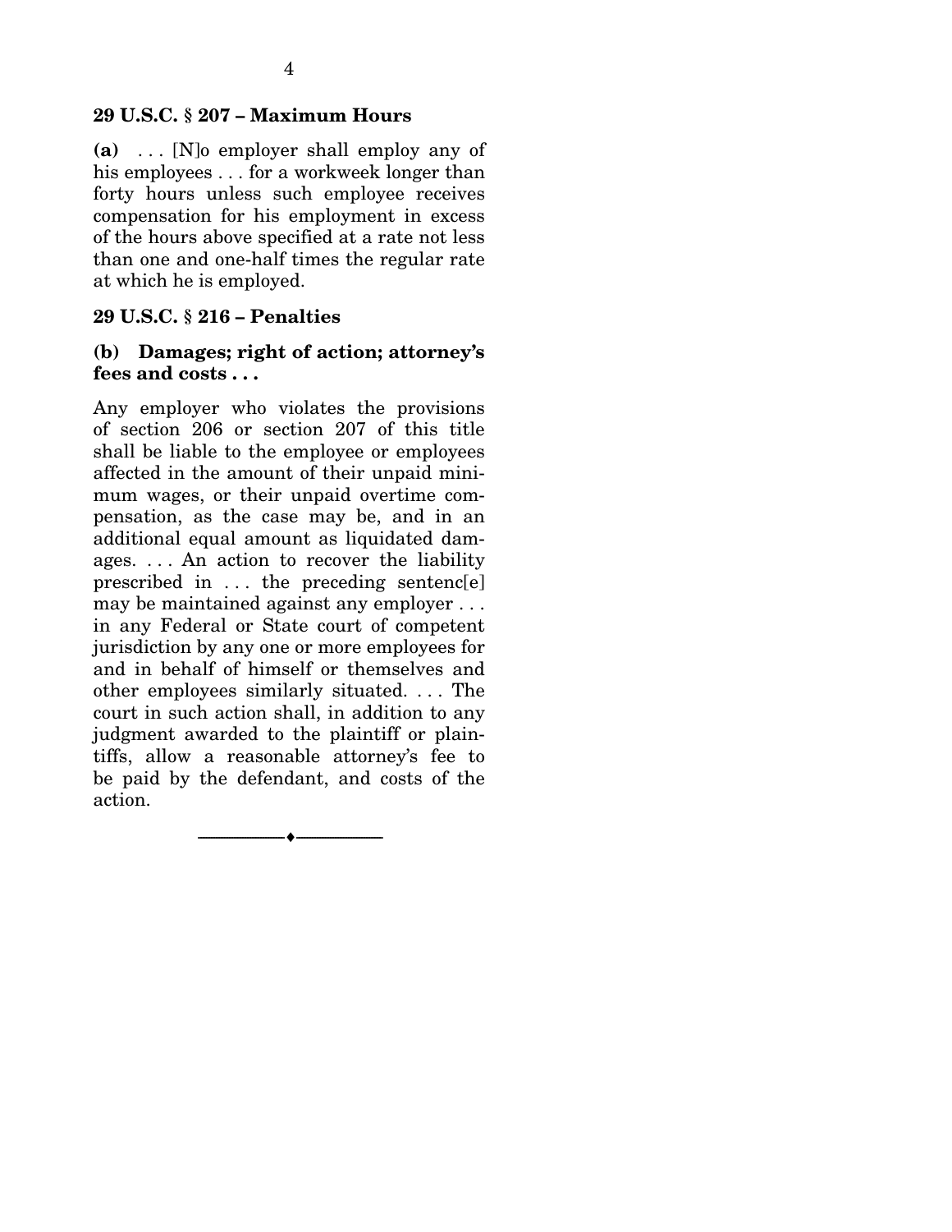**29 U.S.C. § 207 – Maximum Hours**

**(a)** . . . [N]o employer shall employ any of his employees . . . for a workweek longer than forty hours unless such employee receives compensation for his employment in excess of the hours above specified at a rate not less than one and one-half times the regular rate at which he is employed.

**29 U.S.C. § 216 – Penalties**

**(b) Damages; right of action; attorney's fees and costs . . .**

Any employer who violates the provisions of section 206 or section 207 of this title shall be liable to the employee or employees affected in the amount of their unpaid minimum wages, or their unpaid overtime compensation, as the case may be, and in an additional equal amount as liquidated damages. . . . An action to recover the liability prescribed in . . . the preceding sentenc[e] may be maintained against any employer . . . in any Federal or State court of competent jurisdiction by any one or more employees for and in behalf of himself or themselves and other employees similarly situated. . . . The court in such action shall, in addition to any judgment awarded to the plaintiff or plaintiffs, allow a reasonable attorney's fee to be paid by the defendant, and costs of the action.

---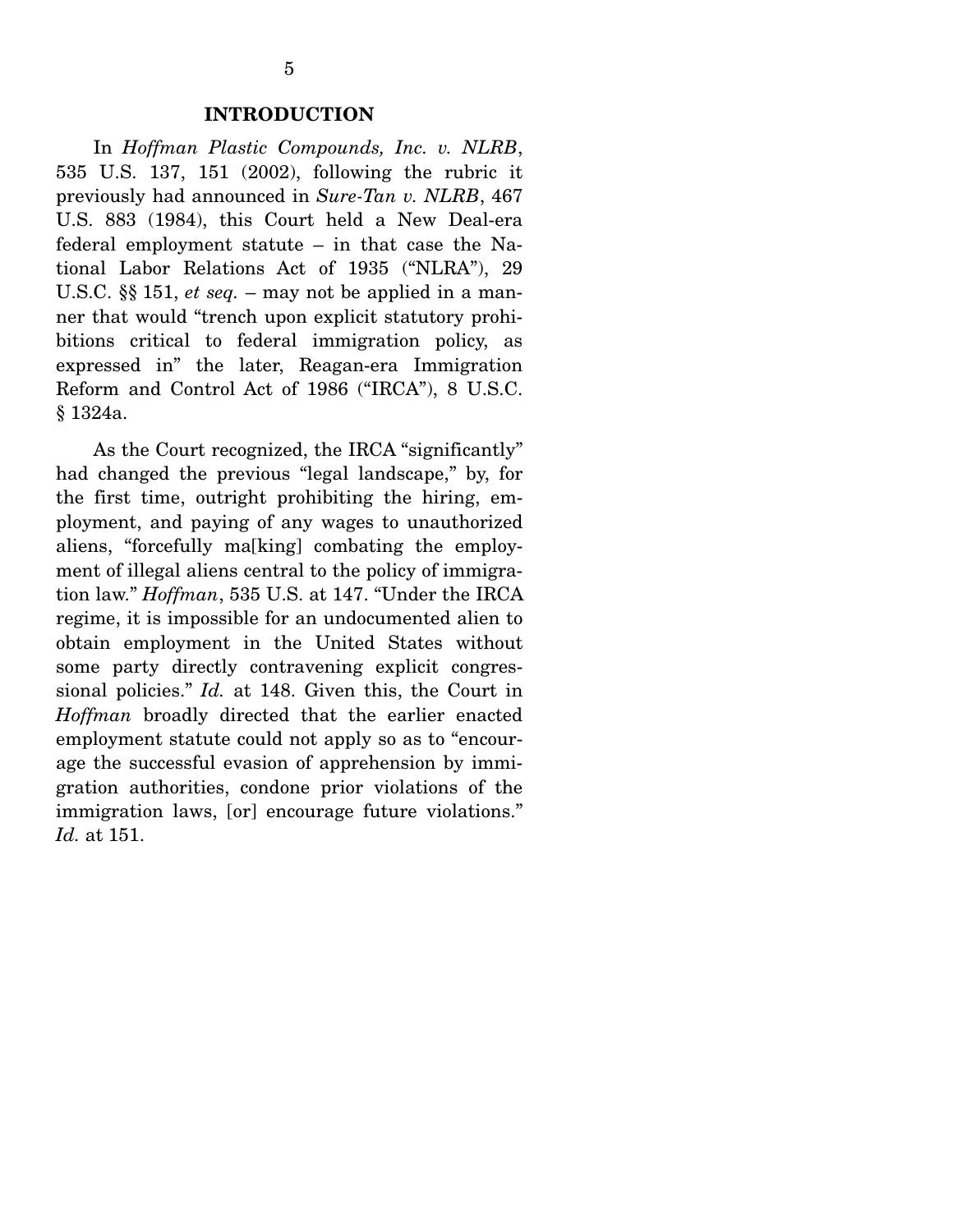## INTRODUCTION

In *Hoffman Plastic Compounds, Inc. v. NLRB*, 535 U.S. 137, 151 (2002), following the rubric it previously had announced in *Sure-Tan v. NLRB*, 467 U.S. 883 (1984), this Court held a New Deal-era federal employment statute – in that case the National Labor Relations Act of 1935 ("NLRA"), 29 U.S.C. §§ 151, *et seq.* – may not be applied in a manner that would "trench upon explicit statutory prohibitions critical to federal immigration policy, as expressed in" the later, Reagan-era Immigration Reform and Control Act of 1986 ("IRCA"), 8 U.S.C. § 1324a.

As the Court recognized, the IRCA "significantly" had changed the previous "legal landscape," by, for the first time, outright prohibiting the hiring, employment, and paying of any wages to unauthorized aliens, "forcefully ma[king] combating the employment of illegal aliens central to the policy of immigration law." *Hoffman*, 535 U.S. at 147. "Under the IRCA regime, it is impossible for an undocumented alien to obtain employment in the United States without some party directly contravening explicit congressional policies." *Id.* at 148. Given this, the Court in *Hoffman* broadly directed that the earlier enacted employment statute could not apply so as to "encourage the successful evasion of apprehension by immigration authorities, condone prior violations of the immigration laws, [or] encourage future violations." *Id.* at 151.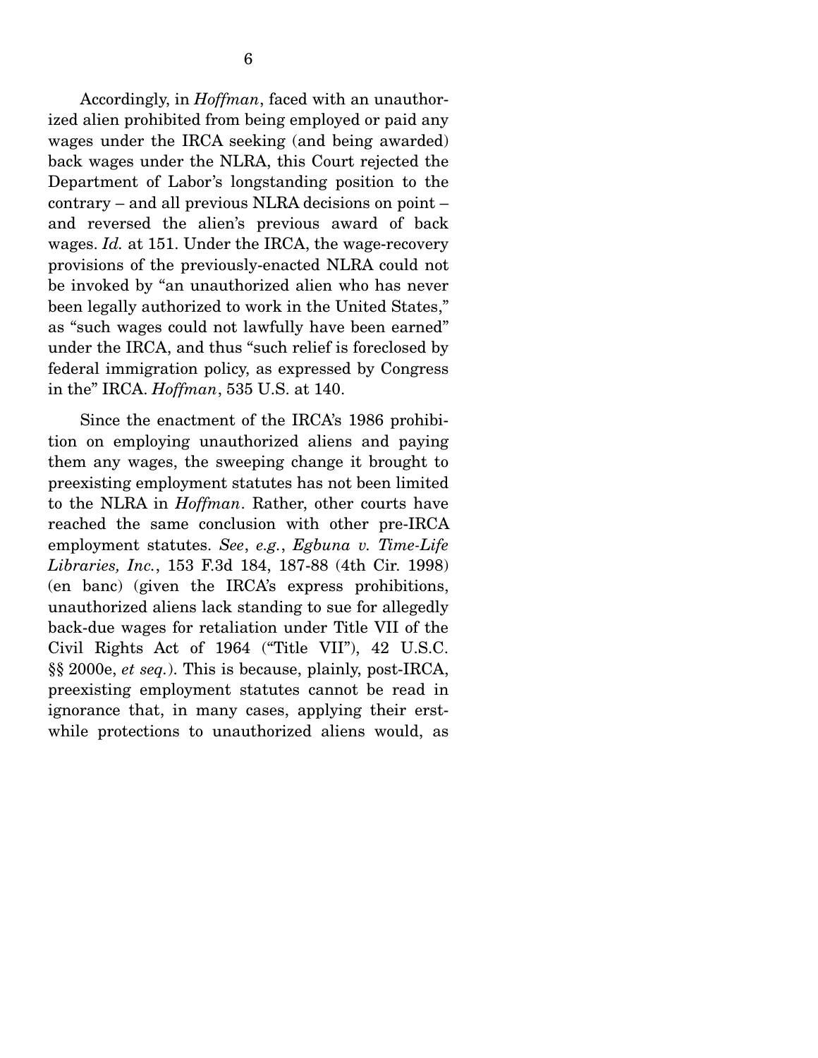Accordingly, in *Hoffman*, faced with an unauthorized alien prohibited from being employed or paid any wages under the IRCA seeking (and being awarded) back wages under the NLRA, this Court rejected the Department of Labor's longstanding position to the contrary – and all previous NLRA decisions on point – and reversed the alien's previous award of back wages. *Id.* at 151. Under the IRCA, the wage-recovery provisions of the previously-enacted NLRA could not be invoked by "an unauthorized alien who has never been legally authorized to work in the United States," as "such wages could not lawfully have been earned" under the IRCA, and thus "such relief is foreclosed by federal immigration policy, as expressed by Congress in the" IRCA. *Hoffman*, 535 U.S. at 140.

Since the enactment of the IRCA's 1986 prohibition on employing unauthorized aliens and paying them any wages, the sweeping change it brought to preexisting employment statutes has not been limited to the NLRA in *Hoffman*. Rather, other courts have reached the same conclusion with other pre-IRCA employment statutes. *See*, *e.g.*, *Egbuna v. Time-Life Libraries, Inc.*, 153 F.3d 184, 187-88 (4th Cir. 1998) (en banc) (given the IRCA's express prohibitions, unauthorized aliens lack standing to sue for allegedly back-due wages for retaliation under Title VII of the Civil Rights Act of 1964 ("Title VII"), 42 U.S.C. §§ 2000e, *et seq.*). This is because, plainly, post-IRCA, preexisting employment statutes cannot be read in ignorance that, in many cases, applying their erstwhile protections to unauthorized aliens would, as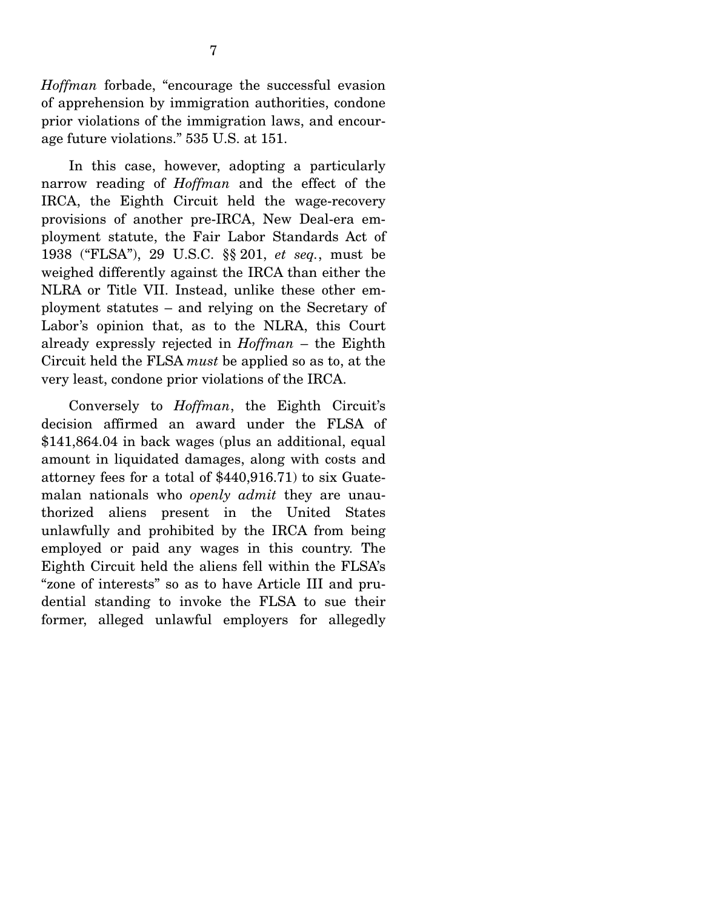*Hoffman* forbade, "encourage the successful evasion of apprehension by immigration authorities, condone prior violations of the immigration laws, and encourage future violations." 535 U.S. at 151.

In this case, however, adopting a particularly narrow reading of *Hoffman* and the effect of the IRCA, the Eighth Circuit held the wage-recovery provisions of another pre-IRCA, New Deal-era employment statute, the Fair Labor Standards Act of 1938 ("FLSA"), 29 U.S.C. §§ 201, *et seq.*, must be weighed differently against the IRCA than either the NLRA or Title VII. Instead, unlike these other employment statutes – and relying on the Secretary of Labor's opinion that, as to the NLRA, this Court already expressly rejected in *Hoffman* – the Eighth Circuit held the FLSA *must* be applied so as to, at the very least, condone prior violations of the IRCA.

Conversely to *Hoffman*, the Eighth Circuit's decision affirmed an award under the FLSA of $141,864.04 in back wages (plus an additional, equal amount in liquidated damages, along with costs and attorney fees for a total of $440,916.71) to six Guatemalan nationals who *openly admit* they are unauthorized aliens present in the United States unlawfully and prohibited by the IRCA from being employed or paid any wages in this country. The Eighth Circuit held the aliens fell within the FLSA's "zone of interests" so as to have Article III and prudential standing to invoke the FLSA to sue their former, alleged unlawful employers for allegedly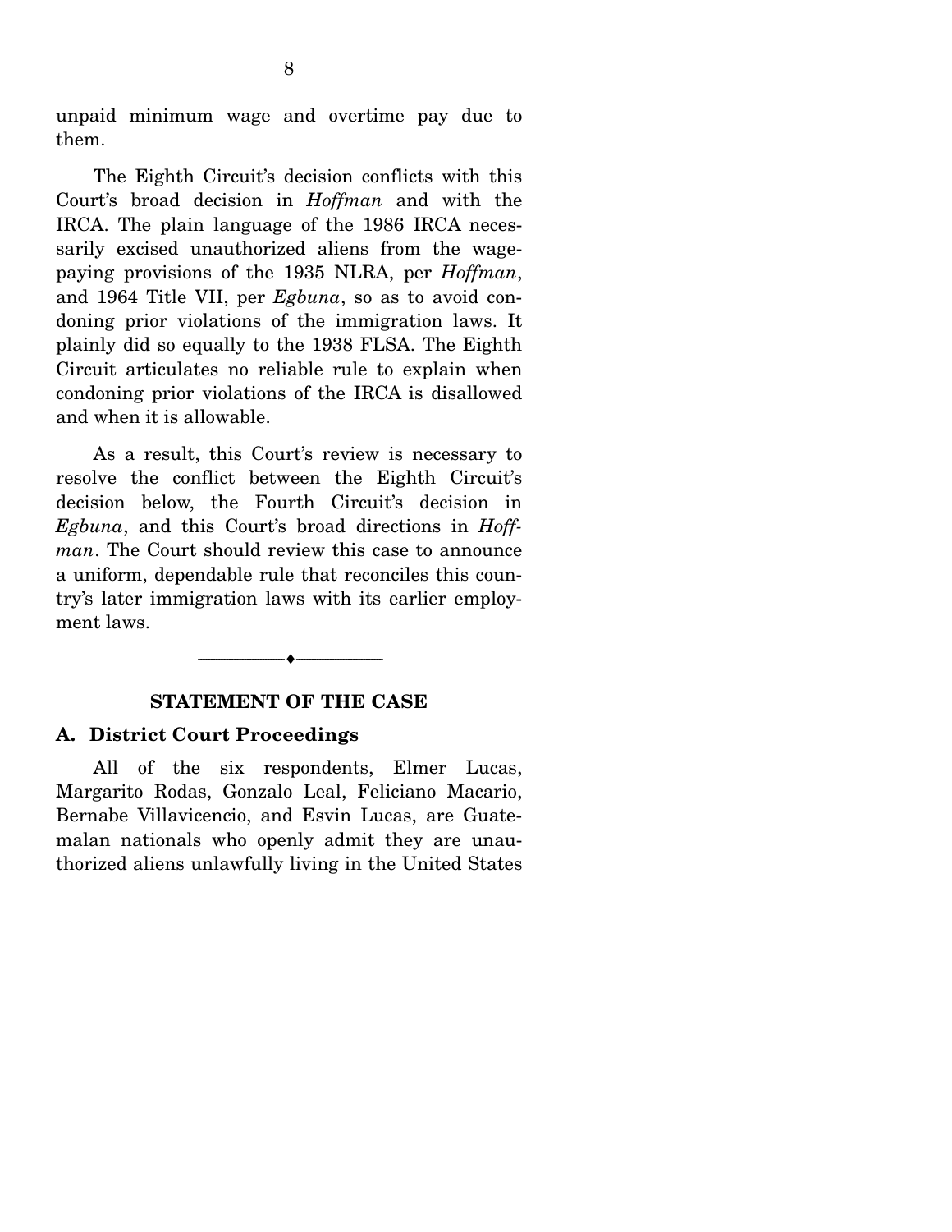unpaid minimum wage and overtime pay due to them.

The Eighth Circuit's decision conflicts with this Court's broad decision in *Hoffman* and with the IRCA. The plain language of the 1986 IRCA necessarily excised unauthorized aliens from the wage-paying provisions of the 1935 NLRA, per *Hoffman*, and 1964 Title VII, per *Egbuna*, so as to avoid condoning prior violations of the immigration laws. It plainly did so equally to the 1938 FLSA. The Eighth Circuit articulates no reliable rule to explain when condoning prior violations of the IRCA is disallowed and when it is allowable.

As a result, this Court's review is necessary to resolve the conflict between the Eighth Circuit's decision below, the Fourth Circuit's decision in *Egbuna*, and this Court's broad directions in *Hoffman*. The Court should review this case to announce a uniform, dependable rule that reconciles this country's later immigration laws with its earlier employment laws.

## STATEMENT OF THE CASE

### A. District Court Proceedings

All of the six respondents, Elmer Lucas, Margarito Rodas, Gonzalo Leal, Feliciano Macario, Bernabe Villavicencio, and Esvin Lucas, are Guatemalan nationals who openly admit they are unauthorized aliens unlawfully living in the United States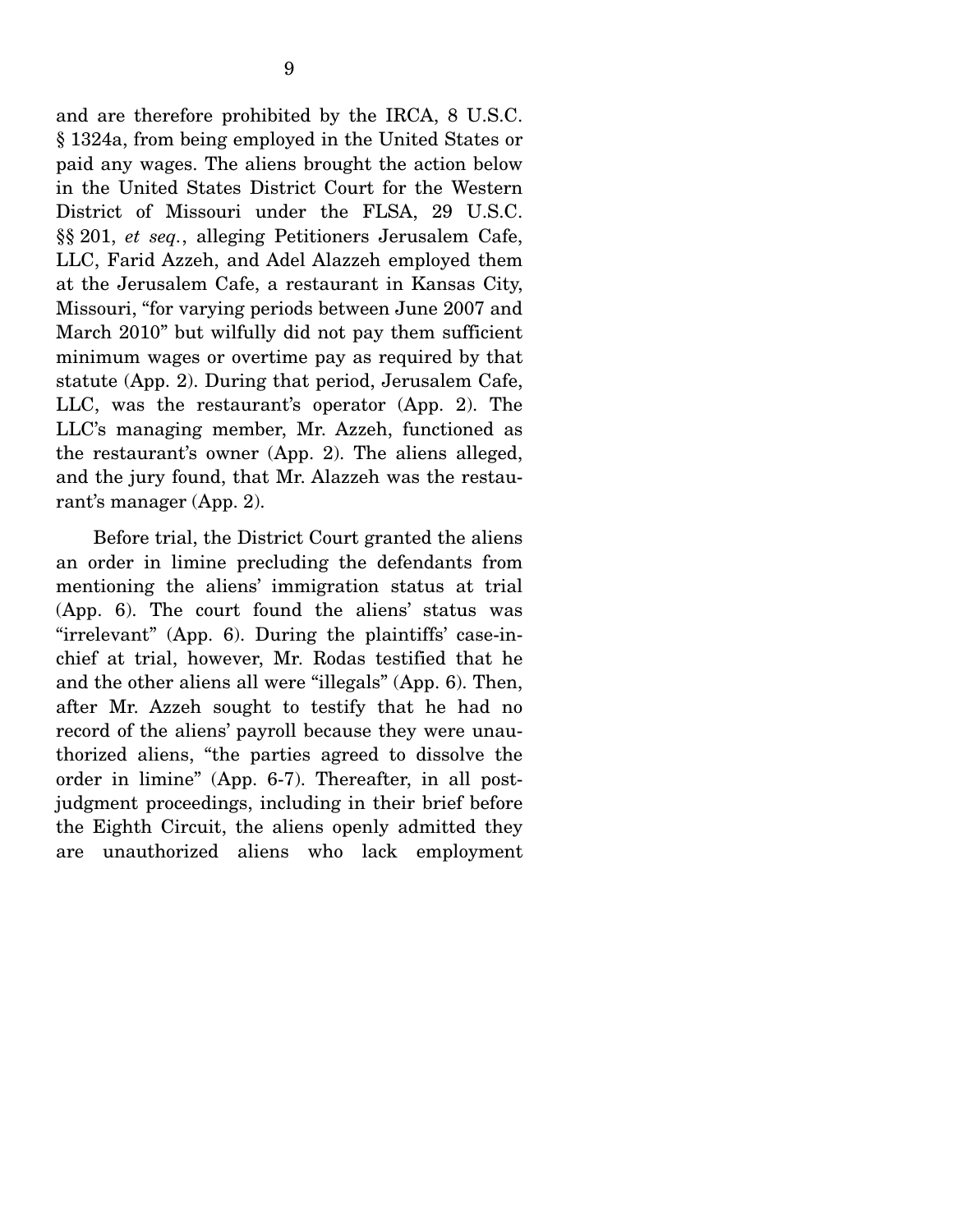and are therefore prohibited by the IRCA, 8 U.S.C. § 1324a, from being employed in the United States or paid any wages. The aliens brought the action below in the United States District Court for the Western District of Missouri under the FLSA, 29 U.S.C. §§ 201, *et seq.*, alleging Petitioners Jerusalem Cafe, LLC, Farid Azzeh, and Adel Alazzeh employed them at the Jerusalem Cafe, a restaurant in Kansas City, Missouri, "for varying periods between June 2007 and March 2010" but wilfully did not pay them sufficient minimum wages or overtime pay as required by that statute (App. 2). During that period, Jerusalem Cafe, LLC, was the restaurant's operator (App. 2). The LLC's managing member, Mr. Azzeh, functioned as the restaurant's owner (App. 2). The aliens alleged, and the jury found, that Mr. Alazzeh was the restaurant's manager (App. 2).

Before trial, the District Court granted the aliens an order in limine precluding the defendants from mentioning the aliens' immigration status at trial (App. 6). The court found the aliens' status was "irrelevant" (App. 6). During the plaintiffs' case-in-chief at trial, however, Mr. Rodas testified that he and the other aliens all were "illegals" (App. 6). Then, after Mr. Azzeh sought to testify that he had no record of the aliens' payroll because they were unauthorized aliens, "the parties agreed to dissolve the order in limine" (App. 6-7). Thereafter, in all post-judgment proceedings, including in their brief before the Eighth Circuit, the aliens openly admitted they are unauthorized aliens who lack employment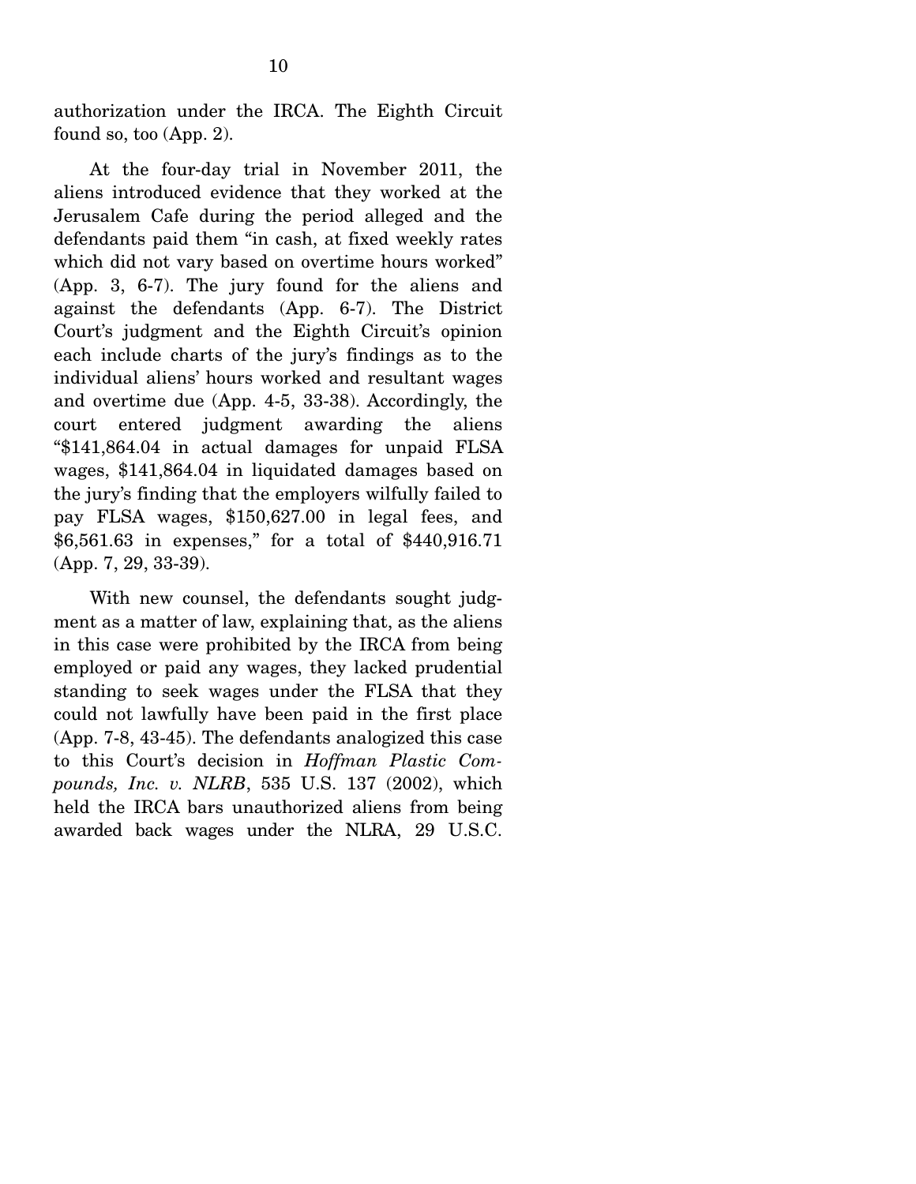authorization under the IRCA. The Eighth Circuit found so, too (App. 2).

At the four-day trial in November 2011, the aliens introduced evidence that they worked at the Jerusalem Cafe during the period alleged and the defendants paid them "in cash, at fixed weekly rates which did not vary based on overtime hours worked" (App. 3, 6-7). The jury found for the aliens and against the defendants (App. 6-7). The District Court's judgment and the Eighth Circuit's opinion each include charts of the jury's findings as to the individual aliens' hours worked and resultant wages and overtime due (App. 4-5, 33-38). Accordingly, the court entered judgment awarding the aliens "$141,864.04 in actual damages for unpaid FLSA wages, $141,864.04 in liquidated damages based on the jury's finding that the employers wilfully failed to pay FLSA wages, $150,627.00 in legal fees, and $6,561.63 in expenses," for a total of $440,916.71 (App. 7, 29, 33-39).

With new counsel, the defendants sought judgment as a matter of law, explaining that, as the aliens in this case were prohibited by the IRCA from being employed or paid any wages, they lacked prudential standing to seek wages under the FLSA that they could not lawfully have been paid in the first place (App. 7-8, 43-45). The defendants analogized this case to this Court's decision in *Hoffman Plastic Compounds, Inc. v. NLRB*, 535 U.S. 137 (2002), which held the IRCA bars unauthorized aliens from being awarded back wages under the NLRA, 29 U.S.C.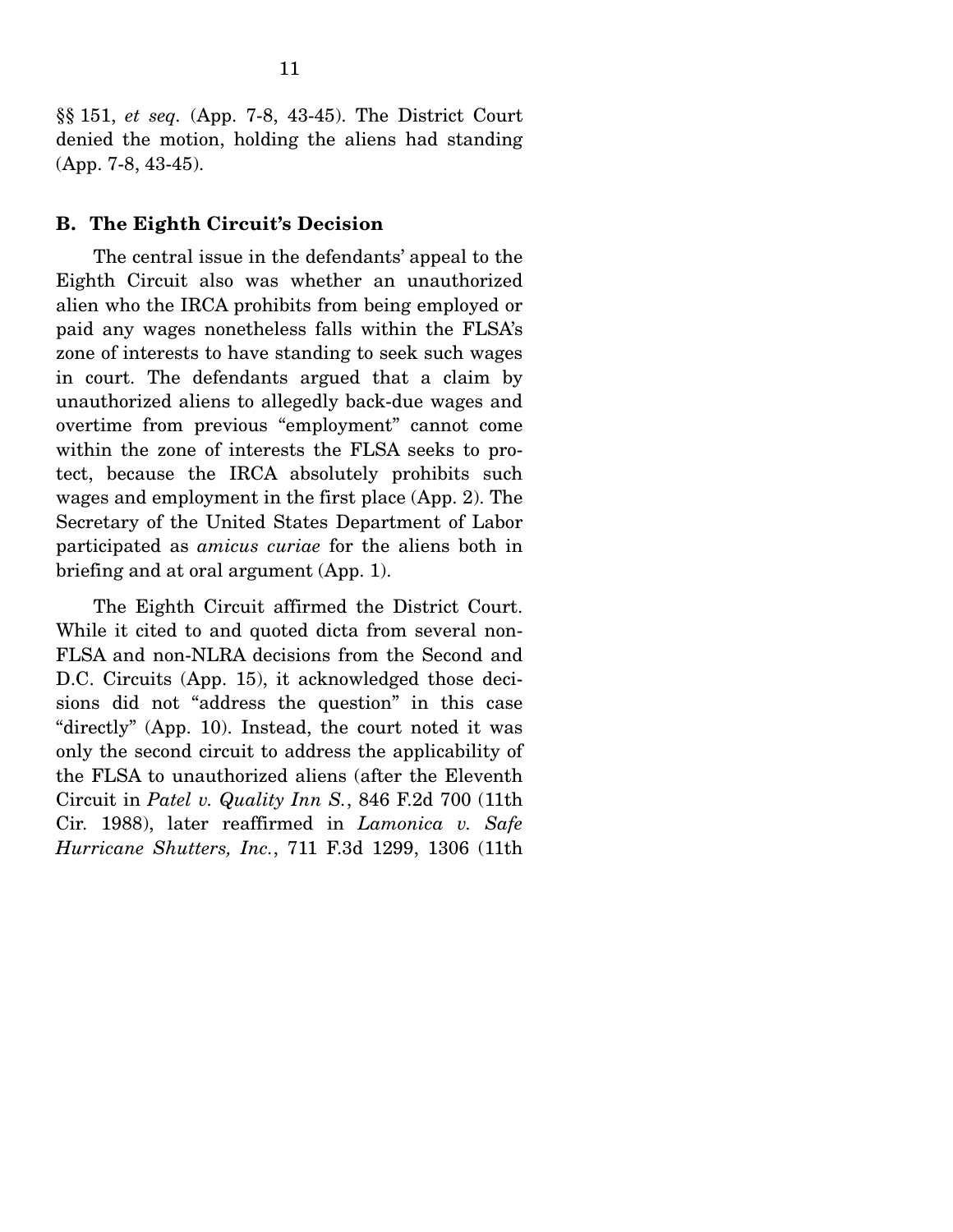§§ 151, *et seq.* (App. 7-8, 43-45). The District Court denied the motion, holding the aliens had standing (App. 7-8, 43-45).

### B. The Eighth Circuit's Decision

The central issue in the defendants' appeal to the Eighth Circuit also was whether an unauthorized alien who the IRCA prohibits from being employed or paid any wages nonetheless falls within the FLSA's zone of interests to have standing to seek such wages in court. The defendants argued that a claim by unauthorized aliens to allegedly back-due wages and overtime from previous "employment" cannot come within the zone of interests the FLSA seeks to protect, because the IRCA absolutely prohibits such wages and employment in the first place (App. 2). The Secretary of the United States Department of Labor participated as *amicus curiae* for the aliens both in briefing and at oral argument (App. 1).

The Eighth Circuit affirmed the District Court. While it cited to and quoted dicta from several non-FLSA and non-NLRA decisions from the Second and D.C. Circuits (App. 15), it acknowledged those decisions did not "address the question" in this case "directly" (App. 10). Instead, the court noted it was only the second circuit to address the applicability of the FLSA to unauthorized aliens (after the Eleventh Circuit in *Patel v. Quality Inn S.*, 846 F.2d 700 (11th Cir. 1988), later reaffirmed in *Lamonica v. Safe Hurricane Shutters, Inc.*, 711 F.3d 1299, 1306 (11th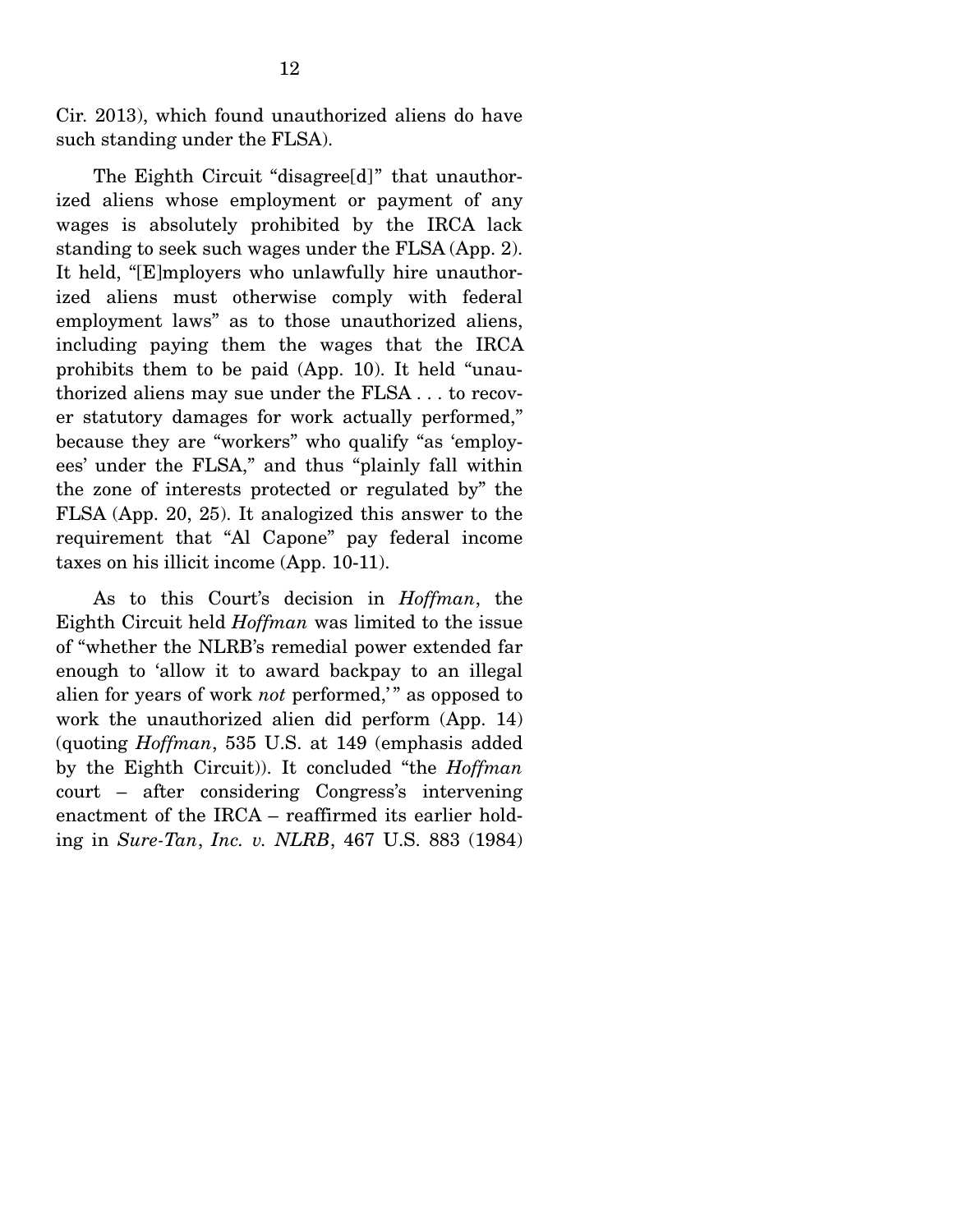Cir. 2013), which found unauthorized aliens do have such standing under the FLSA).

The Eighth Circuit "disagree[d]" that unauthorized aliens whose employment or payment of any wages is absolutely prohibited by the IRCA lack standing to seek such wages under the FLSA (App. 2). It held, "[E]mployers who unlawfully hire unauthorized aliens must otherwise comply with federal employment laws" as to those unauthorized aliens, including paying them the wages that the IRCA prohibits them to be paid (App. 10). It held "unauthorized aliens may sue under the FLSA . . . to recover statutory damages for work actually performed," because they are "workers" who qualify "as 'employees' under the FLSA," and thus "plainly fall within the zone of interests protected or regulated by" the FLSA (App. 20, 25). It analogized this answer to the requirement that "Al Capone" pay federal income taxes on his illicit income (App. 10-11).

As to this Court's decision in *Hoffman*, the Eighth Circuit held *Hoffman* was limited to the issue of "whether the NLRB's remedial power extended far enough to 'allow it to award backpay to an illegal alien for years of work *not* performed,'" as opposed to work the unauthorized alien did perform (App. 14) (quoting *Hoffman*, 535 U.S. at 149 (emphasis added by the Eighth Circuit)). It concluded "the *Hoffman* court – after considering Congress's intervening enactment of the IRCA – reaffirmed its earlier holding in *Sure-Tan*, *Inc. v. NLRB*, 467 U.S. 883 (1984)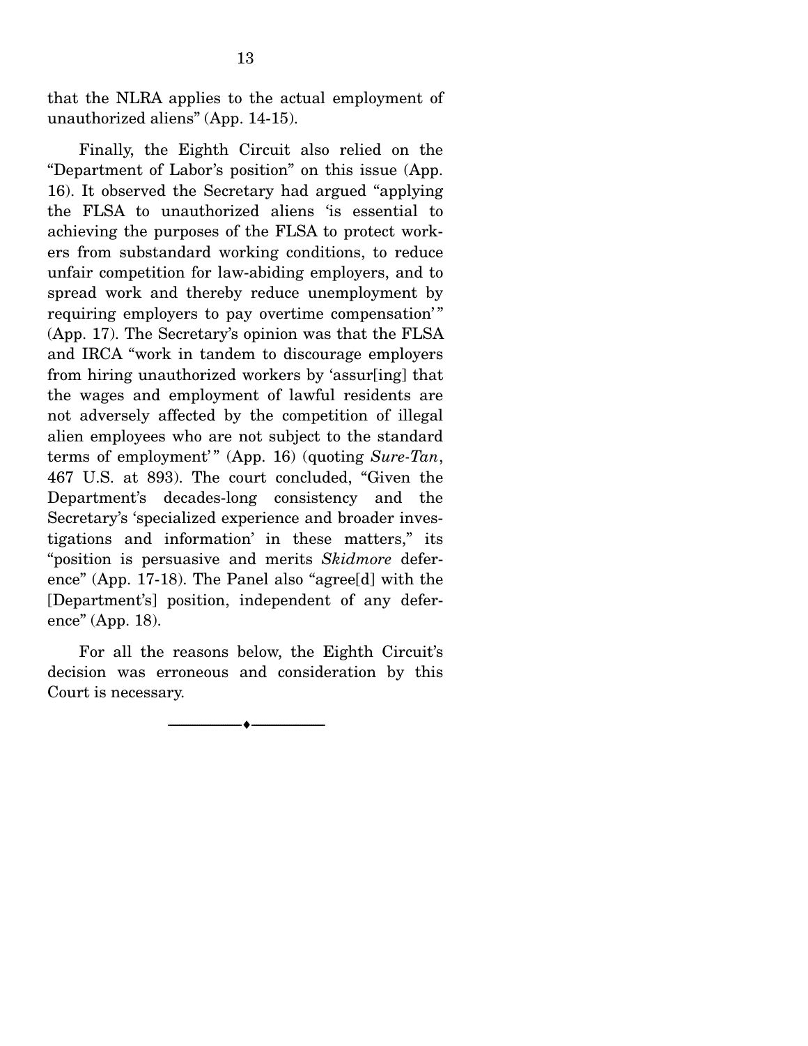that the NLRA applies to the actual employment of unauthorized aliens" (App. 14-15).

Finally, the Eighth Circuit also relied on the "Department of Labor's position" on this issue (App. 16). It observed the Secretary had argued "applying the FLSA to unauthorized aliens 'is essential to achieving the purposes of the FLSA to protect workers from substandard working conditions, to reduce unfair competition for law-abiding employers, and to spread work and thereby reduce unemployment by requiring employers to pay overtime compensation'" (App. 17). The Secretary's opinion was that the FLSA and IRCA "work in tandem to discourage employers from hiring unauthorized workers by 'assur[ing] that the wages and employment of lawful residents are not adversely affected by the competition of illegal alien employees who are not subject to the standard terms of employment'" (App. 16) (quoting *Sure-Tan*, 467 U.S. at 893). The court concluded, "Given the Department's decades-long consistency and the Secretary's 'specialized experience and broader investigations and information' in these matters," its "position is persuasive and merits *Skidmore* deference" (App. 17-18). The Panel also "agree[d] with the [Department's] position, independent of any deference" (App. 18).

For all the reasons below, the Eighth Circuit's decision was erroneous and consideration by this Court is necessary.

---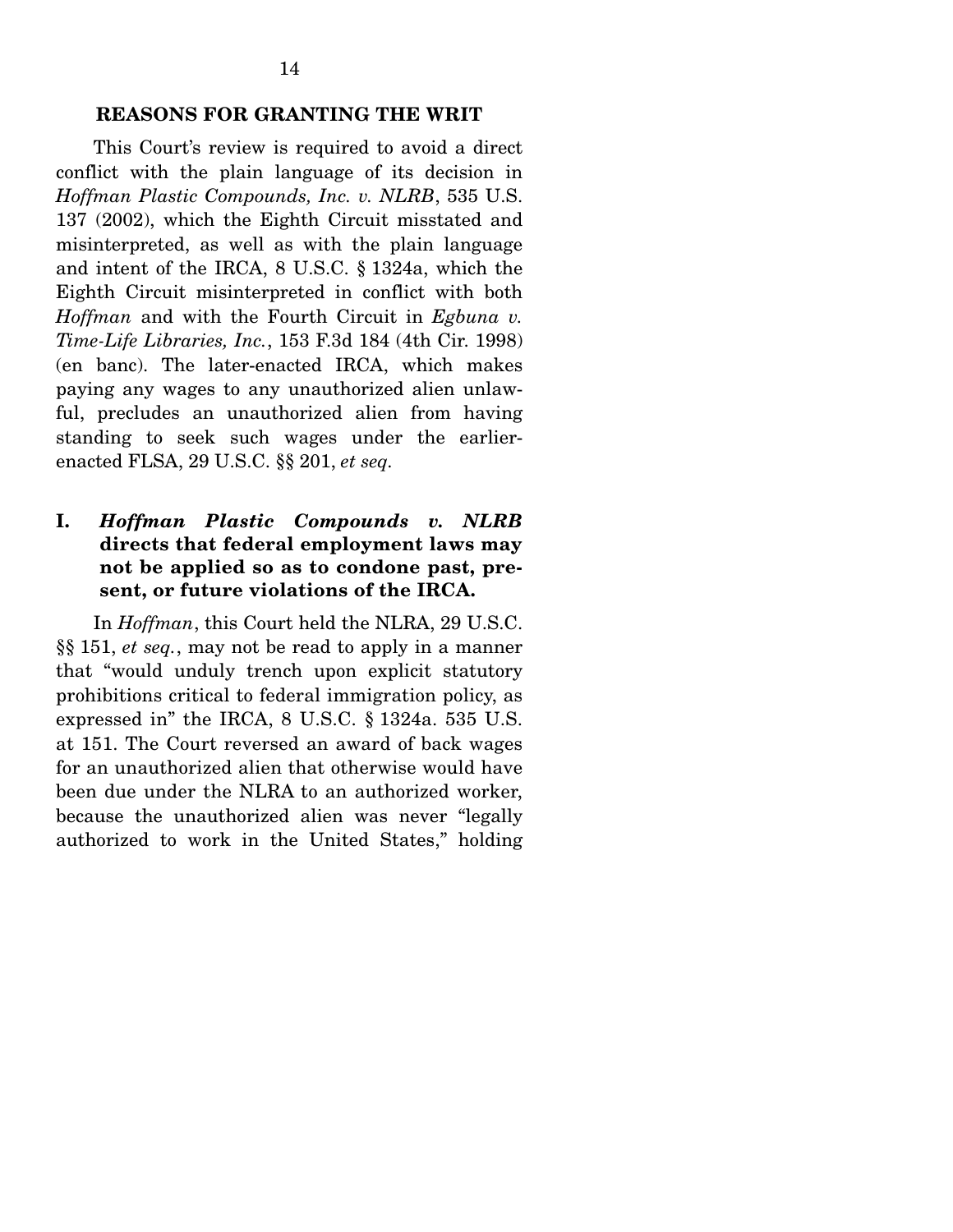## REASONS FOR GRANTING THE WRIT

This Court's review is required to avoid a direct conflict with the plain language of its decision in *Hoffman Plastic Compounds, Inc. v. NLRB*, 535 U.S. 137 (2002), which the Eighth Circuit misstated and misinterpreted, as well as with the plain language and intent of the IRCA, 8 U.S.C. § 1324a, which the Eighth Circuit misinterpreted in conflict with both *Hoffman* and with the Fourth Circuit in *Egbuna v. Time-Life Libraries, Inc.*, 153 F.3d 184 (4th Cir. 1998) (en banc). The later-enacted IRCA, which makes paying any wages to any unauthorized alien unlawful, precludes an unauthorized alien from having standing to seek such wages under the earlier-enacted FLSA, 29 U.S.C. §§ 201, *et seq.*

### I. *Hoffman Plastic Compounds v. NLRB* directs that federal employment laws may not be applied so as to condone past, present, or future violations of the IRCA.

In *Hoffman*, this Court held the NLRA, 29 U.S.C. §§ 151, *et seq.*, may not be read to apply in a manner that "would unduly trench upon explicit statutory prohibitions critical to federal immigration policy, as expressed in" the IRCA, 8 U.S.C. § 1324a. 535 U.S. at 151. The Court reversed an award of back wages for an unauthorized alien that otherwise would have been due under the NLRA to an authorized worker, because the unauthorized alien was never "legally authorized to work in the United States," holding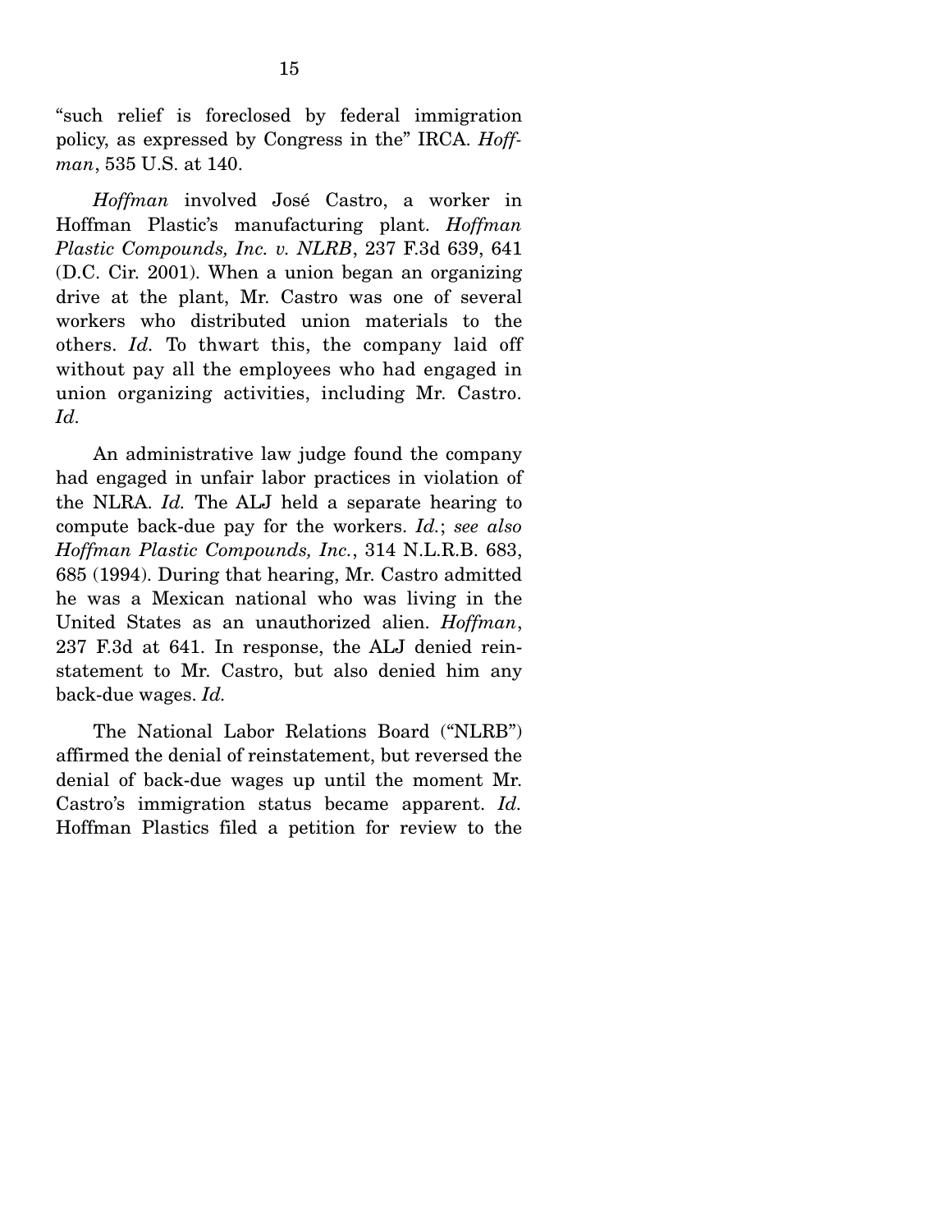"such relief is foreclosed by federal immigration policy, as expressed by Congress in the" IRCA. *Hoffman*, 535 U.S. at 140.

*Hoffman* involved José Castro, a worker in Hoffman Plastic's manufacturing plant. *Hoffman Plastic Compounds, Inc. v. NLRB*, 237 F.3d 639, 641 (D.C. Cir. 2001). When a union began an organizing drive at the plant, Mr. Castro was one of several workers who distributed union materials to the others. *Id.* To thwart this, the company laid off without pay all the employees who had engaged in union organizing activities, including Mr. Castro. *Id.*

An administrative law judge found the company had engaged in unfair labor practices in violation of the NLRA. *Id.* The ALJ held a separate hearing to compute back-due pay for the workers. *Id.*; *see also Hoffman Plastic Compounds, Inc.*, 314 N.L.R.B. 683, 685 (1994). During that hearing, Mr. Castro admitted he was a Mexican national who was living in the United States as an unauthorized alien. *Hoffman*, 237 F.3d at 641. In response, the ALJ denied reinstatement to Mr. Castro, but also denied him any back-due wages. *Id.*

The National Labor Relations Board ("NLRB") affirmed the denial of reinstatement, but reversed the denial of back-due wages up until the moment Mr. Castro's immigration status became apparent. *Id.* Hoffman Plastics filed a petition for review to the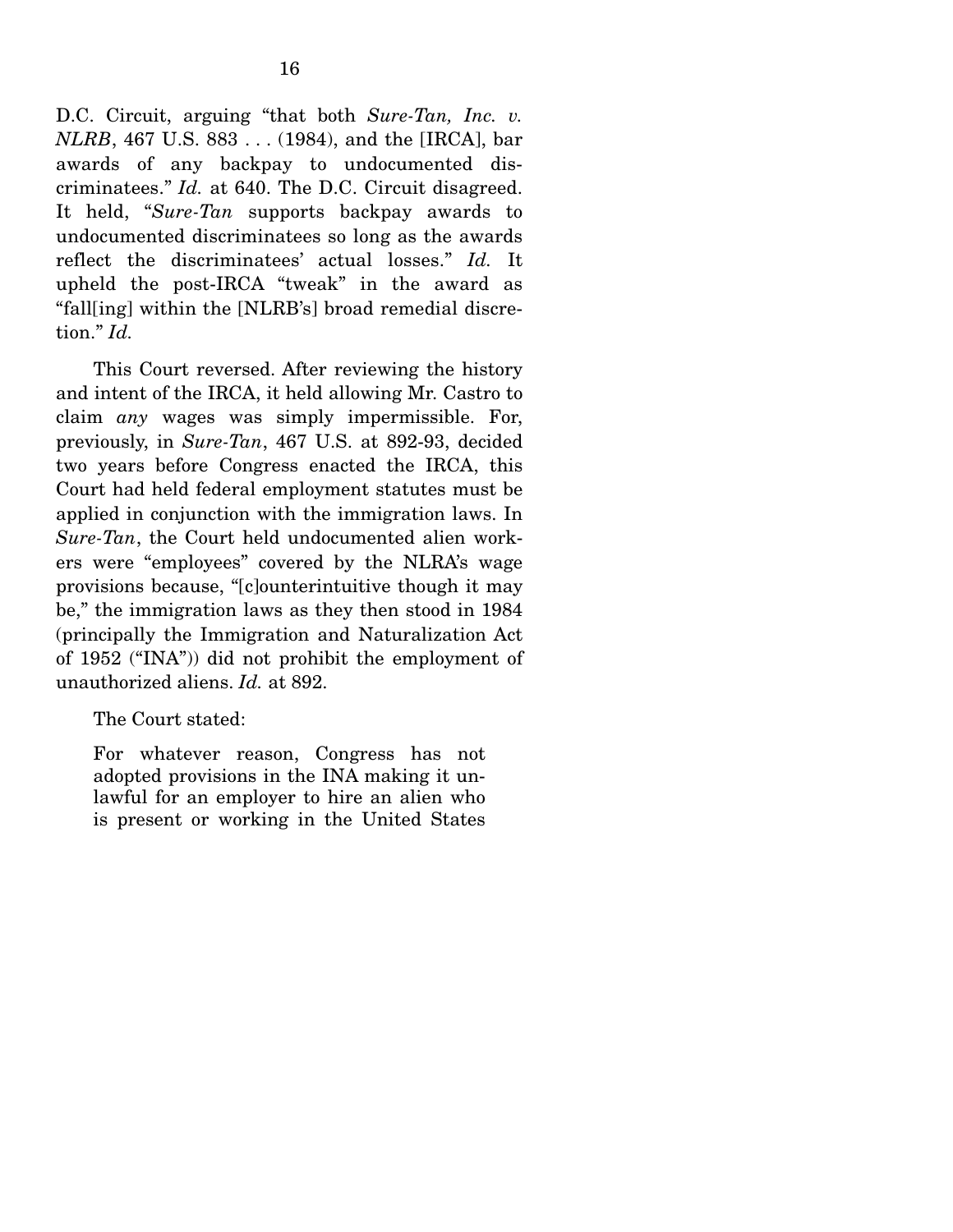D.C. Circuit, arguing "that both *Sure-Tan, Inc. v. NLRB*, 467 U.S. 883 . . . (1984), and the [IRCA], bar awards of any backpay to undocumented discriminatees." *Id.* at 640. The D.C. Circuit disagreed. It held, "*Sure-Tan* supports backpay awards to undocumented discriminatees so long as the awards reflect the discriminatees' actual losses." *Id.* It upheld the post-IRCA "tweak" in the award as "fall[ing] within the [NLRB's] broad remedial discretion." *Id.*

This Court reversed. After reviewing the history and intent of the IRCA, it held allowing Mr. Castro to claim *any* wages was simply impermissible. For, previously, in *Sure-Tan*, 467 U.S. at 892-93, decided two years before Congress enacted the IRCA, this Court had held federal employment statutes must be applied in conjunction with the immigration laws. In *Sure-Tan*, the Court held undocumented alien workers were "employees" covered by the NLRA's wage provisions because, "[c]ounterintuitive though it may be," the immigration laws as they then stood in 1984 (principally the Immigration and Naturalization Act of 1952 ("INA")) did not prohibit the employment of unauthorized aliens. *Id.* at 892.

The Court stated:

> For whatever reason, Congress has not adopted provisions in the INA making it unlawful for an employer to hire an alien who is present or working in the United States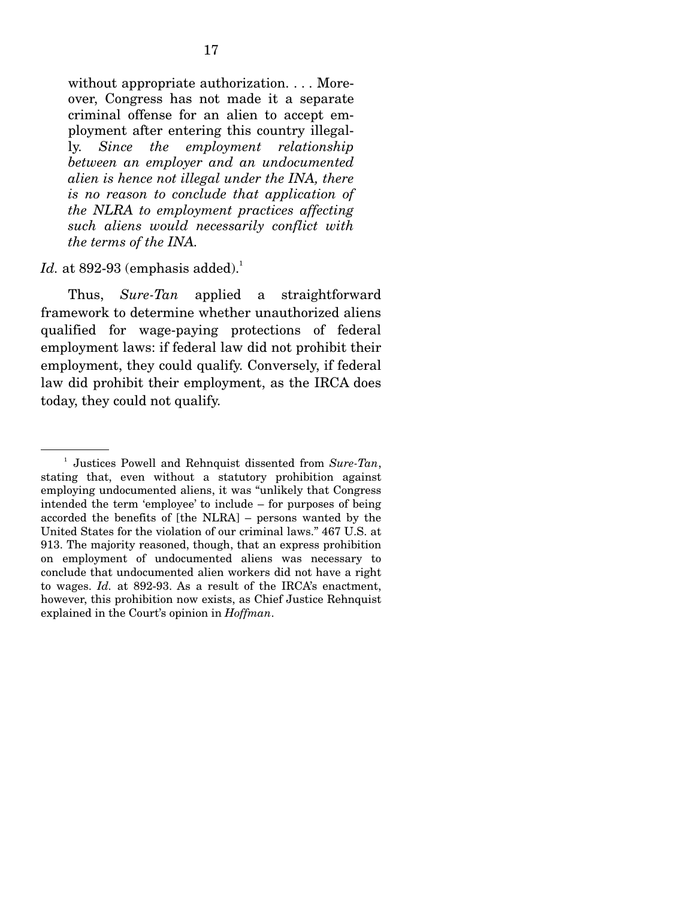> without appropriate authorization. . . . Moreover, Congress has not made it a separate criminal offense for an alien to accept employment after entering this country illegally. *Since the employment relationship between an employer and an undocumented alien is hence not illegal under the INA, there is no reason to conclude that application of the NLRA to employment practices affecting such aliens would necessarily conflict with the terms of the INA.*

*Id.* at 892-93 (emphasis added).[1]

Thus, *Sure-Tan* applied a straightforward framework to determine whether unauthorized aliens qualified for wage-paying protections of federal employment laws: if federal law did not prohibit their employment, they could qualify. Conversely, if federal law did prohibit their employment, as the IRCA does today, they could not qualify.

---

[1] Justices Powell and Rehnquist dissented from *Sure-Tan*, stating that, even without a statutory prohibition against employing undocumented aliens, it was "unlikely that Congress intended the term 'employee' to include – for purposes of being accorded the benefits of [the NLRA] – persons wanted by the United States for the violation of our criminal laws." 467 U.S. at 913. The majority reasoned, though, that an express prohibition on employment of undocumented aliens was necessary to conclude that undocumented alien workers did not have a right to wages. *Id.* at 892-93. As a result of the IRCA's enactment, however, this prohibition now exists, as Chief Justice Rehnquist explained in the Court's opinion in *Hoffman*.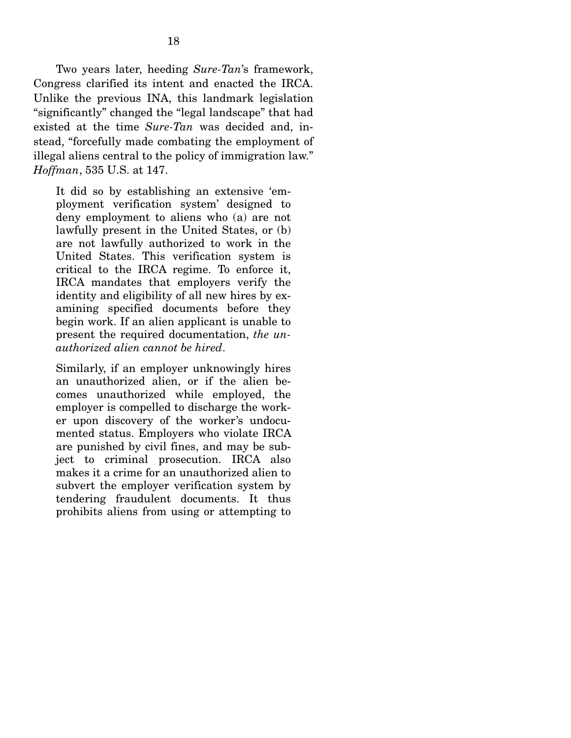Two years later, heeding *Sure-Tan*'s framework, Congress clarified its intent and enacted the IRCA. Unlike the previous INA, this landmark legislation "significantly" changed the "legal landscape" that had existed at the time *Sure-Tan* was decided and, instead, "forcefully made combating the employment of illegal aliens central to the policy of immigration law." *Hoffman*, 535 U.S. at 147.

> It did so by establishing an extensive 'employment verification system' designed to deny employment to aliens who (a) are not lawfully present in the United States, or (b) are not lawfully authorized to work in the United States. This verification system is critical to the IRCA regime. To enforce it, IRCA mandates that employers verify the identity and eligibility of all new hires by examining specified documents before they begin work. If an alien applicant is unable to present the required documentation, *the unauthorized alien cannot be hired*.
>
> Similarly, if an employer unknowingly hires an unauthorized alien, or if the alien becomes unauthorized while employed, the employer is compelled to discharge the worker upon discovery of the worker's undocumented status. Employers who violate IRCA are punished by civil fines, and may be subject to criminal prosecution. IRCA also makes it a crime for an unauthorized alien to subvert the employer verification system by tendering fraudulent documents. It thus prohibits aliens from using or attempting to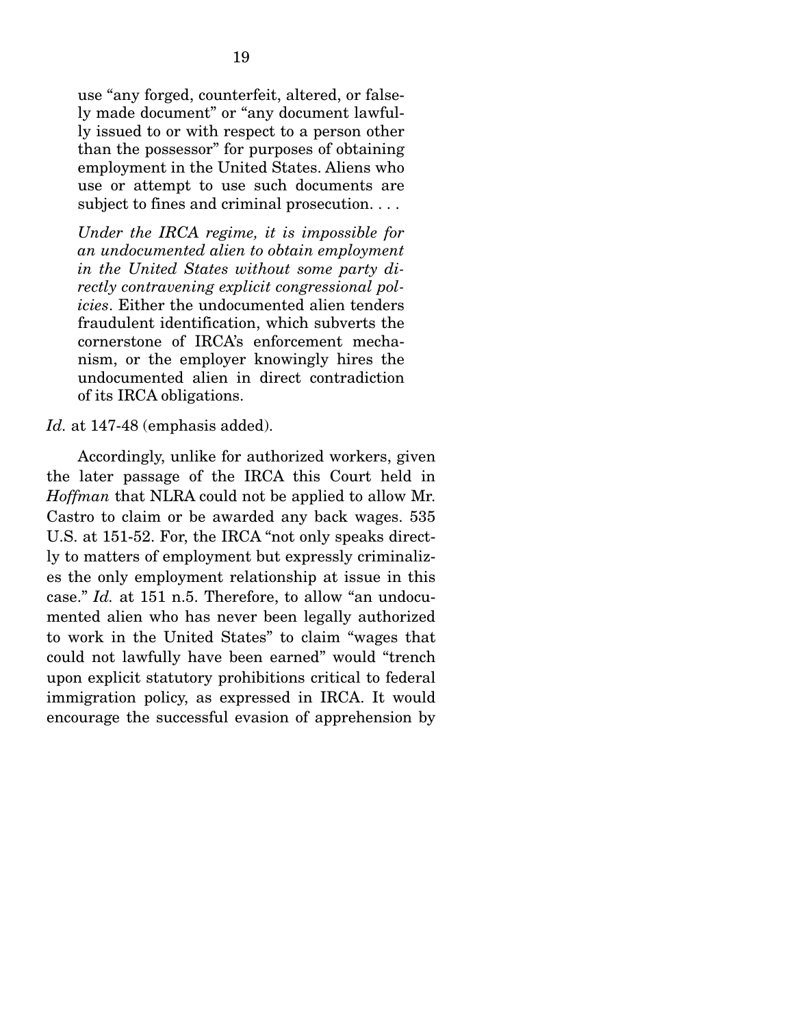> use "any forged, counterfeit, altered, or falsely made document" or "any document lawfully issued to or with respect to a person other than the possessor" for purposes of obtaining employment in the United States. Aliens who use or attempt to use such documents are subject to fines and criminal prosecution. . . .
>
> *Under the IRCA regime, it is impossible for an undocumented alien to obtain employment in the United States without some party directly contravening explicit congressional policies*. Either the undocumented alien tenders fraudulent identification, which subverts the cornerstone of IRCA's enforcement mechanism, or the employer knowingly hires the undocumented alien in direct contradiction of its IRCA obligations.

*Id.* at 147-48 (emphasis added).

Accordingly, unlike for authorized workers, given the later passage of the IRCA this Court held in *Hoffman* that NLRA could not be applied to allow Mr. Castro to claim or be awarded any back wages. 535 U.S. at 151-52. For, the IRCA "not only speaks directly to matters of employment but expressly criminalizes the only employment relationship at issue in this case." *Id.* at 151 n.5. Therefore, to allow "an undocumented alien who has never been legally authorized to work in the United States" to claim "wages that could not lawfully have been earned" would "trench upon explicit statutory prohibitions critical to federal immigration policy, as expressed in IRCA. It would encourage the successful evasion of apprehension by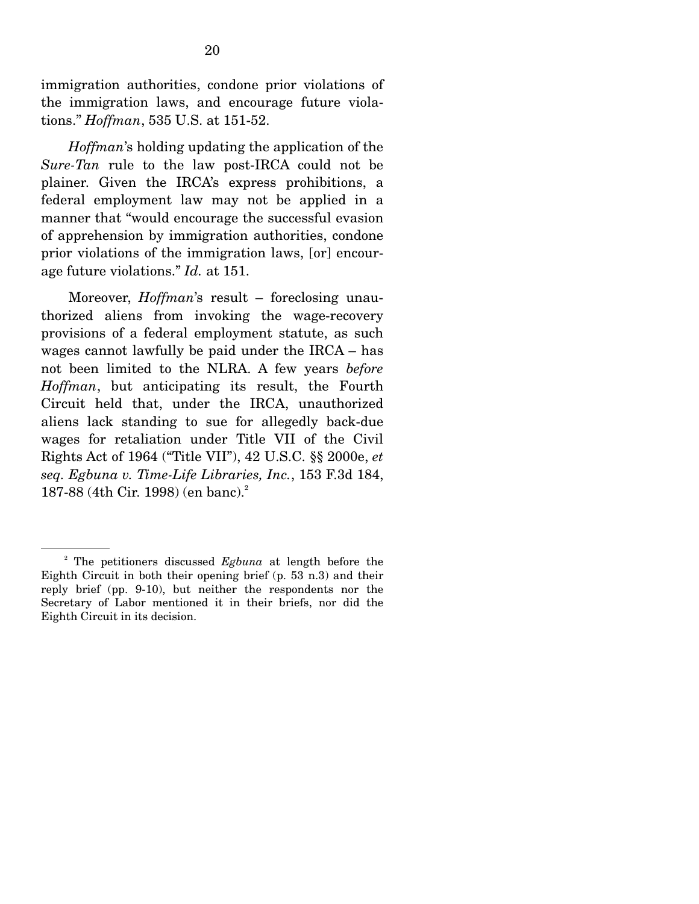immigration authorities, condone prior violations of the immigration laws, and encourage future violations." *Hoffman*, 535 U.S. at 151-52.

*Hoffman*'s holding updating the application of the *Sure-Tan* rule to the law post-IRCA could not be plainer. Given the IRCA's express prohibitions, a federal employment law may not be applied in a manner that "would encourage the successful evasion of apprehension by immigration authorities, condone prior violations of the immigration laws, [or] encourage future violations." *Id.* at 151.

Moreover, *Hoffman*'s result – foreclosing unauthorized aliens from invoking the wage-recovery provisions of a federal employment statute, as such wages cannot lawfully be paid under the IRCA – has not been limited to the NLRA. A few years *before Hoffman*, but anticipating its result, the Fourth Circuit held that, under the IRCA, unauthorized aliens lack standing to sue for allegedly back-due wages for retaliation under Title VII of the Civil Rights Act of 1964 ("Title VII"), 42 U.S.C. §§ 2000e, *et seq*. *Egbuna v. Time-Life Libraries, Inc.*, 153 F.3d 184, 187-88 (4th Cir. 1998) (en banc).[2]

---

[2] The petitioners discussed *Egbuna* at length before the Eighth Circuit in both their opening brief (p. 53 n.3) and their reply brief (pp. 9-10), but neither the respondents nor the Secretary of Labor mentioned it in their briefs, nor did the Eighth Circuit in its decision.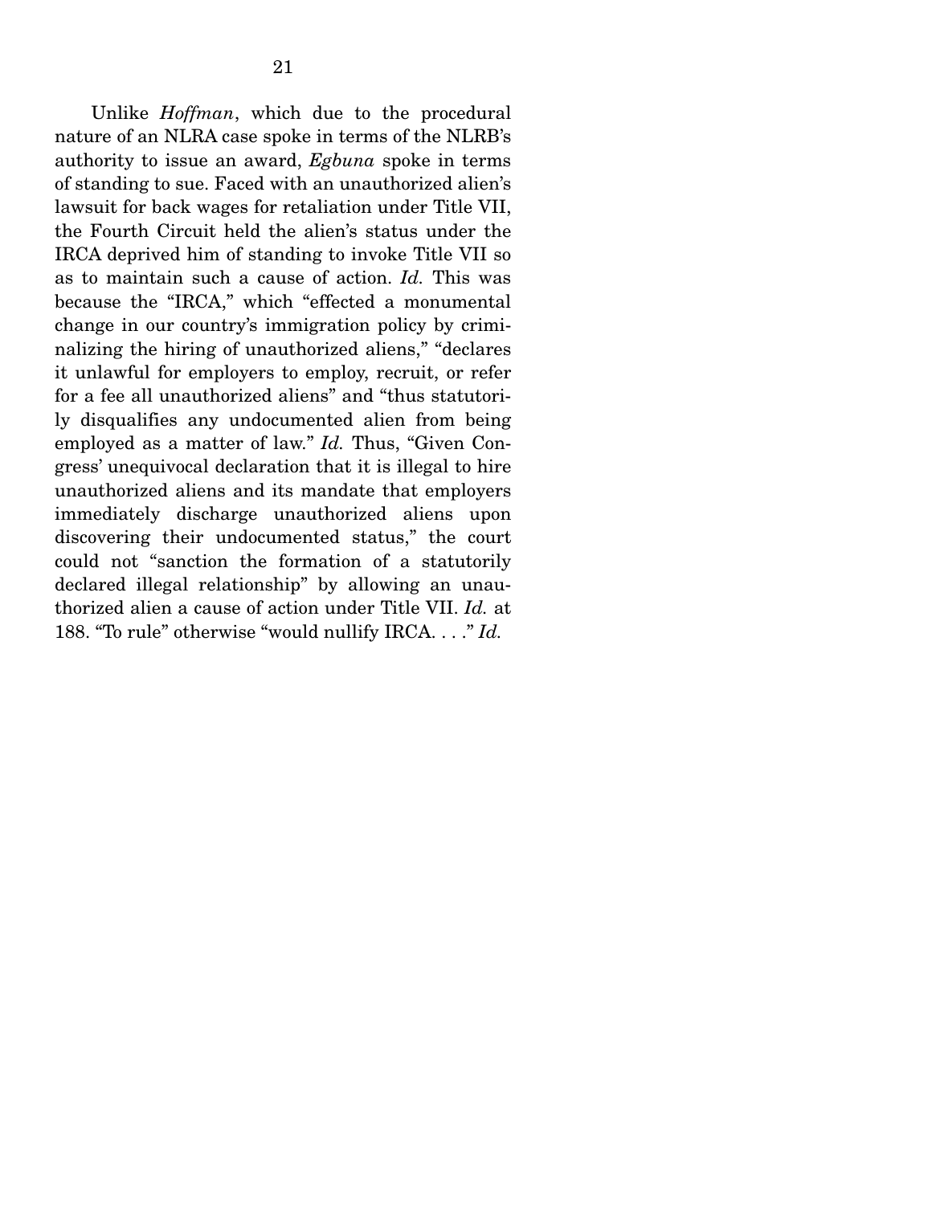Unlike *Hoffman*, which due to the procedural nature of an NLRA case spoke in terms of the NLRB's authority to issue an award, *Egbuna* spoke in terms of standing to sue. Faced with an unauthorized alien's lawsuit for back wages for retaliation under Title VII, the Fourth Circuit held the alien's status under the IRCA deprived him of standing to invoke Title VII so as to maintain such a cause of action. *Id.* This was because the "IRCA," which "effected a monumental change in our country's immigration policy by criminalizing the hiring of unauthorized aliens," "declares it unlawful for employers to employ, recruit, or refer for a fee all unauthorized aliens" and "thus statutorily disqualifies any undocumented alien from being employed as a matter of law." *Id.* Thus, "Given Congress' unequivocal declaration that it is illegal to hire unauthorized aliens and its mandate that employers immediately discharge unauthorized aliens upon discovering their undocumented status," the court could not "sanction the formation of a statutorily declared illegal relationship" by allowing an unauthorized alien a cause of action under Title VII. *Id.* at 188. "To rule" otherwise "would nullify IRCA. . . ." *Id.*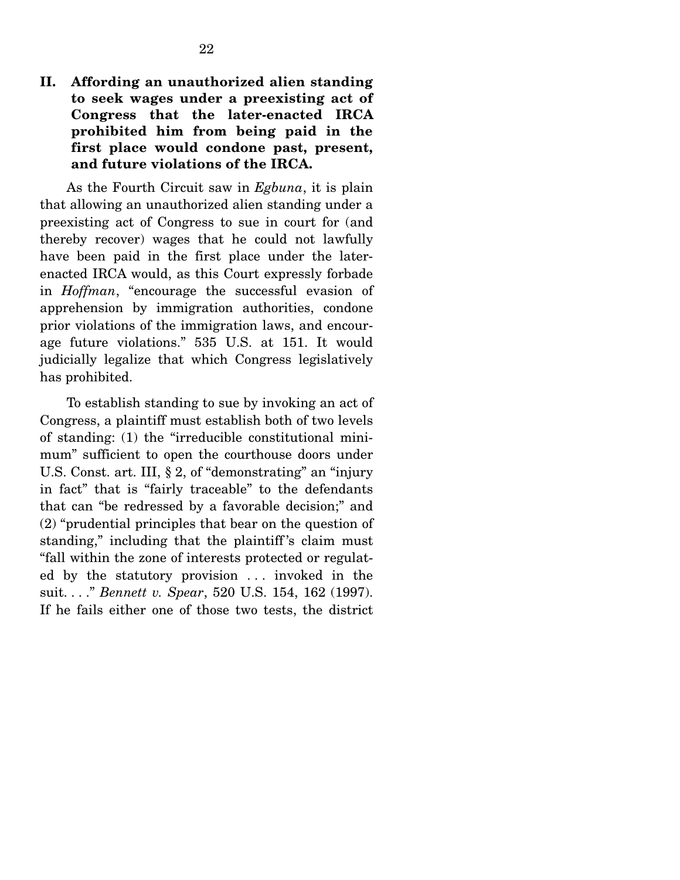## II. Affording an unauthorized alien standing to seek wages under a preexisting act of Congress that the later-enacted IRCA prohibited him from being paid in the first place would condone past, present, and future violations of the IRCA.

As the Fourth Circuit saw in *Egbuna*, it is plain that allowing an unauthorized alien standing under a preexisting act of Congress to sue in court for (and thereby recover) wages that he could not lawfully have been paid in the first place under the later-enacted IRCA would, as this Court expressly forbade in *Hoffman*, "encourage the successful evasion of apprehension by immigration authorities, condone prior violations of the immigration laws, and encourage future violations." 535 U.S. at 151. It would judicially legalize that which Congress legislatively has prohibited.

To establish standing to sue by invoking an act of Congress, a plaintiff must establish both of two levels of standing: (1) the "irreducible constitutional minimum" sufficient to open the courthouse doors under U.S. Const. art. III, § 2, of "demonstrating" an "injury in fact" that is "fairly traceable" to the defendants that can "be redressed by a favorable decision;" and (2) "prudential principles that bear on the question of standing," including that the plaintiff's claim must "fall within the zone of interests protected or regulated by the statutory provision . . . invoked in the suit. . . ." *Bennett v. Spear*, 520 U.S. 154, 162 (1997). If he fails either one of those two tests, the district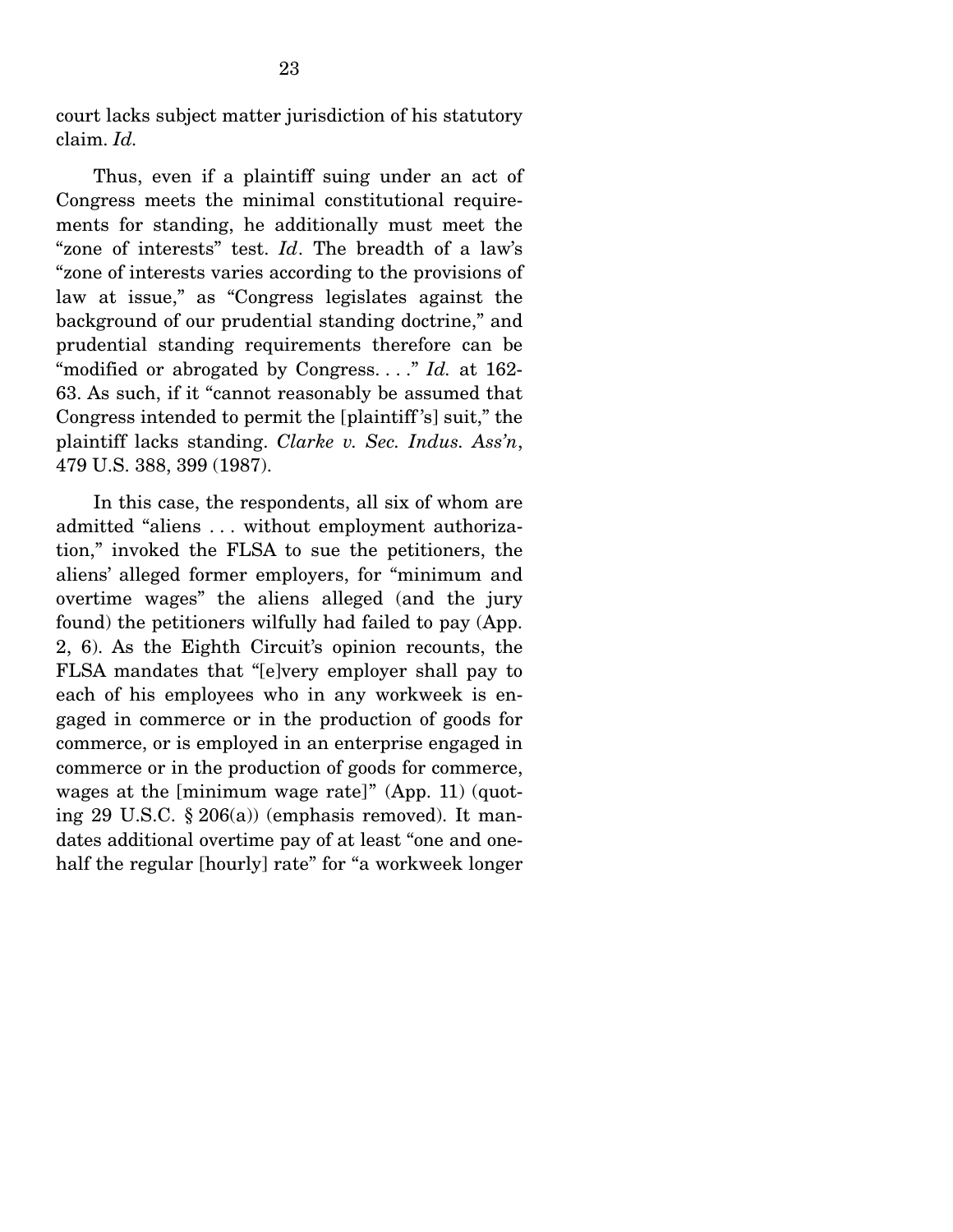court lacks subject matter jurisdiction of his statutory claim. *Id.*

Thus, even if a plaintiff suing under an act of Congress meets the minimal constitutional requirements for standing, he additionally must meet the "zone of interests" test. *Id*. The breadth of a law's "zone of interests varies according to the provisions of law at issue," as "Congress legislates against the background of our prudential standing doctrine," and prudential standing requirements therefore can be "modified or abrogated by Congress. . . ." *Id.* at 162-63. As such, if it "cannot reasonably be assumed that Congress intended to permit the [plaintiff's] suit," the plaintiff lacks standing. *Clarke v. Sec. Indus. Ass'n*, 479 U.S. 388, 399 (1987).

In this case, the respondents, all six of whom are admitted "aliens . . . without employment authorization," invoked the FLSA to sue the petitioners, the aliens' alleged former employers, for "minimum and overtime wages" the aliens alleged (and the jury found) the petitioners wilfully had failed to pay (App. 2, 6). As the Eighth Circuit's opinion recounts, the FLSA mandates that "[e]very employer shall pay to each of his employees who in any workweek is engaged in commerce or in the production of goods for commerce, or is employed in an enterprise engaged in commerce or in the production of goods for commerce, wages at the [minimum wage rate]" (App. 11) (quoting 29 U.S.C. § 206(a)) (emphasis removed). It mandates additional overtime pay of at least "one and one-half the regular [hourly] rate" for "a workweek longer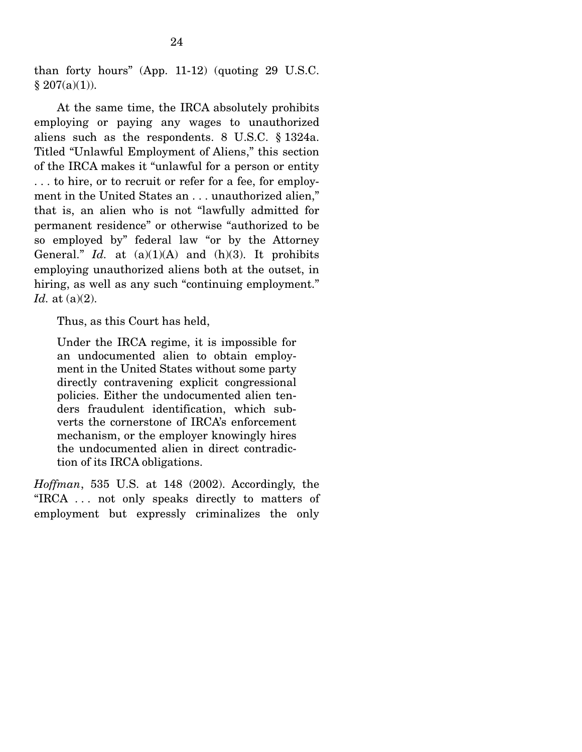than forty hours" (App. 11-12) (quoting 29 U.S.C. § 207(a)(1)).

At the same time, the IRCA absolutely prohibits employing or paying any wages to unauthorized aliens such as the respondents. 8 U.S.C. § 1324a. Titled "Unlawful Employment of Aliens," this section of the IRCA makes it "unlawful for a person or entity . . . to hire, or to recruit or refer for a fee, for employment in the United States an . . . unauthorized alien," that is, an alien who is not "lawfully admitted for permanent residence" or otherwise "authorized to be so employed by" federal law "or by the Attorney General." *Id.* at (a)(1)(A) and (h)(3). It prohibits employing unauthorized aliens both at the outset, in hiring, as well as any such "continuing employment." *Id.* at (a)(2).

Thus, as this Court has held,

> Under the IRCA regime, it is impossible for an undocumented alien to obtain employment in the United States without some party directly contravening explicit congressional policies. Either the undocumented alien tenders fraudulent identification, which subverts the cornerstone of IRCA's enforcement mechanism, or the employer knowingly hires the undocumented alien in direct contradiction of its IRCA obligations.

*Hoffman*, 535 U.S. at 148 (2002). Accordingly, the "IRCA . . . not only speaks directly to matters of employment but expressly criminalizes the only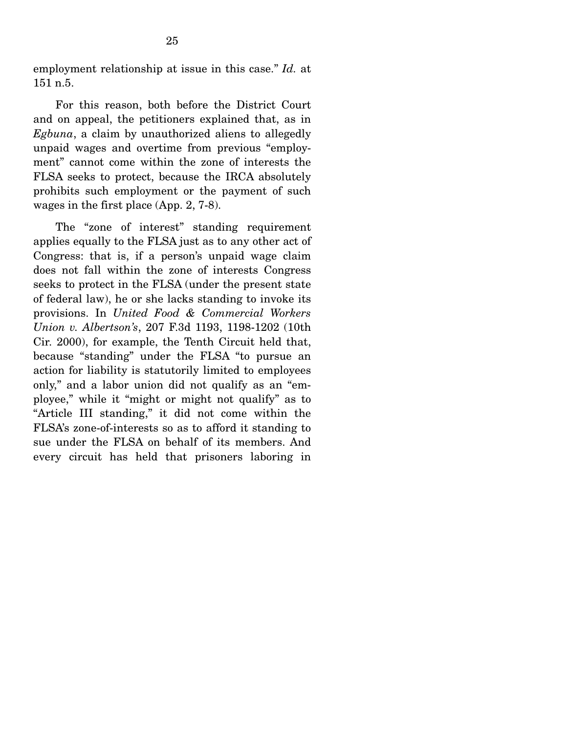employment relationship at issue in this case." *Id.* at 151 n.5.

For this reason, both before the District Court and on appeal, the petitioners explained that, as in *Egbuna*, a claim by unauthorized aliens to allegedly unpaid wages and overtime from previous "employment" cannot come within the zone of interests the FLSA seeks to protect, because the IRCA absolutely prohibits such employment or the payment of such wages in the first place (App. 2, 7-8).

The "zone of interest" standing requirement applies equally to the FLSA just as to any other act of Congress: that is, if a person's unpaid wage claim does not fall within the zone of interests Congress seeks to protect in the FLSA (under the present state of federal law), he or she lacks standing to invoke its provisions. In *United Food & Commercial Workers Union v. Albertson's*, 207 F.3d 1193, 1198-1202 (10th Cir. 2000), for example, the Tenth Circuit held that, because "standing" under the FLSA "to pursue an action for liability is statutorily limited to employees only," and a labor union did not qualify as an "employee," while it "might or might not qualify" as to "Article III standing," it did not come within the FLSA's zone-of-interests so as to afford it standing to sue under the FLSA on behalf of its members. And every circuit has held that prisoners laboring in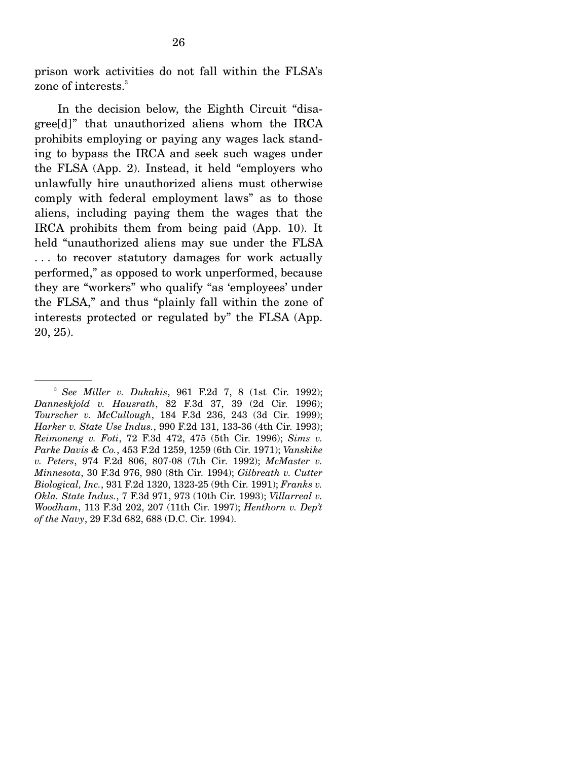prison work activities do not fall within the FLSA's zone of interests.[3]

In the decision below, the Eighth Circuit "disagree[d]" that unauthorized aliens whom the IRCA prohibits employing or paying any wages lack standing to bypass the IRCA and seek such wages under the FLSA (App. 2). Instead, it held "employers who unlawfully hire unauthorized aliens must otherwise comply with federal employment laws" as to those aliens, including paying them the wages that the IRCA prohibits them from being paid (App. 10). It held "unauthorized aliens may sue under the FLSA . . . to recover statutory damages for work actually performed," as opposed to work unperformed, because they are "workers" who qualify "as 'employees' under the FLSA," and thus "plainly fall within the zone of interests protected or regulated by" the FLSA (App. 20, 25).

---

[3] *See Miller v. Dukakis*, 961 F.2d 7, 8 (1st Cir. 1992); *Danneskjold v. Hausrath*, 82 F.3d 37, 39 (2d Cir. 1996); *Tourscher v. McCullough*, 184 F.3d 236, 243 (3d Cir. 1999); *Harker v. State Use Indus.*, 990 F.2d 131, 133-36 (4th Cir. 1993); *Reimoneng v. Foti*, 72 F.3d 472, 475 (5th Cir. 1996); *Sims v. Parke Davis & Co.*, 453 F.2d 1259, 1259 (6th Cir. 1971); *Vanskike v. Peters*, 974 F.2d 806, 807-08 (7th Cir. 1992); *McMaster v. Minnesota*, 30 F.3d 976, 980 (8th Cir. 1994); *Gilbreath v. Cutter Biological, Inc.*, 931 F.2d 1320, 1323-25 (9th Cir. 1991); *Franks v. Okla. State Indus.*, 7 F.3d 971, 973 (10th Cir. 1993); *Villarreal v. Woodham*, 113 F.3d 202, 207 (11th Cir. 1997); *Henthorn v. Dep't of the Navy*, 29 F.3d 682, 688 (D.C. Cir. 1994).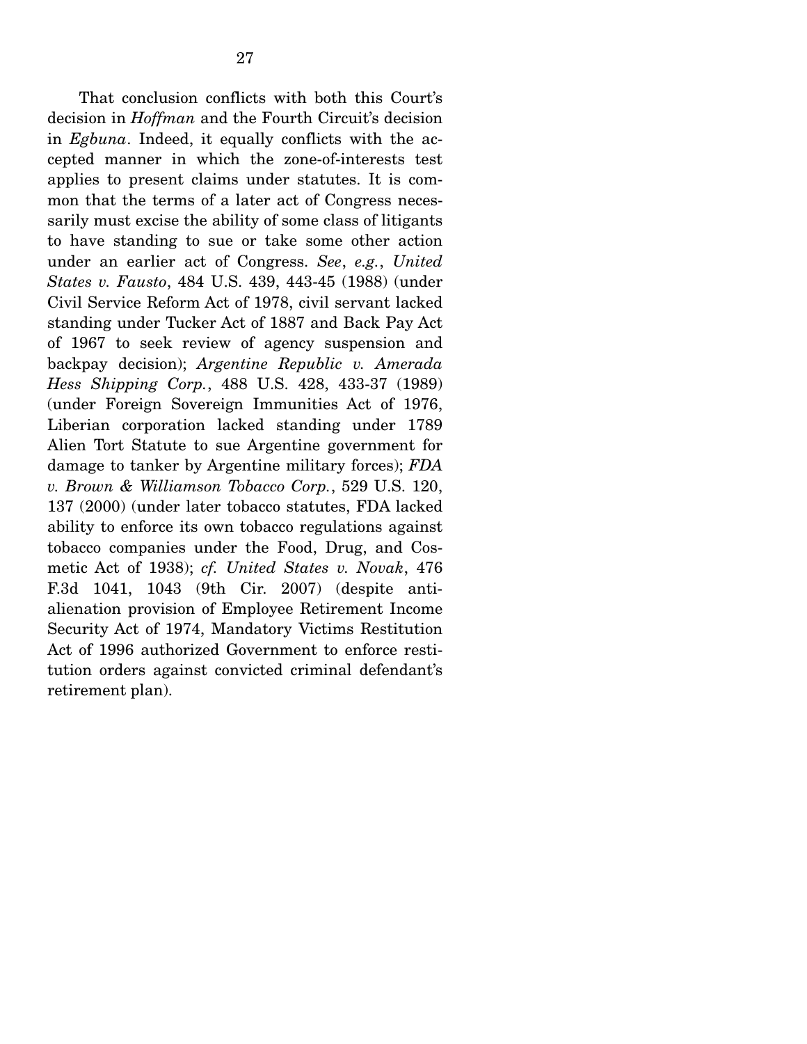That conclusion conflicts with both this Court's decision in *Hoffman* and the Fourth Circuit's decision in *Egbuna*. Indeed, it equally conflicts with the accepted manner in which the zone-of-interests test applies to present claims under statutes. It is common that the terms of a later act of Congress necessarily must excise the ability of some class of litigants to have standing to sue or take some other action under an earlier act of Congress. *See*, *e.g.*, *United States v. Fausto*, 484 U.S. 439, 443-45 (1988) (under Civil Service Reform Act of 1978, civil servant lacked standing under Tucker Act of 1887 and Back Pay Act of 1967 to seek review of agency suspension and backpay decision); *Argentine Republic v. Amerada Hess Shipping Corp.*, 488 U.S. 428, 433-37 (1989) (under Foreign Sovereign Immunities Act of 1976, Liberian corporation lacked standing under 1789 Alien Tort Statute to sue Argentine government for damage to tanker by Argentine military forces); *FDA v. Brown & Williamson Tobacco Corp.*, 529 U.S. 120, 137 (2000) (under later tobacco statutes, FDA lacked ability to enforce its own tobacco regulations against tobacco companies under the Food, Drug, and Cosmetic Act of 1938); *cf. United States v. Novak*, 476 F.3d 1041, 1043 (9th Cir. 2007) (despite anti-alienation provision of Employee Retirement Income Security Act of 1974, Mandatory Victims Restitution Act of 1996 authorized Government to enforce restitution orders against convicted criminal defendant's retirement plan).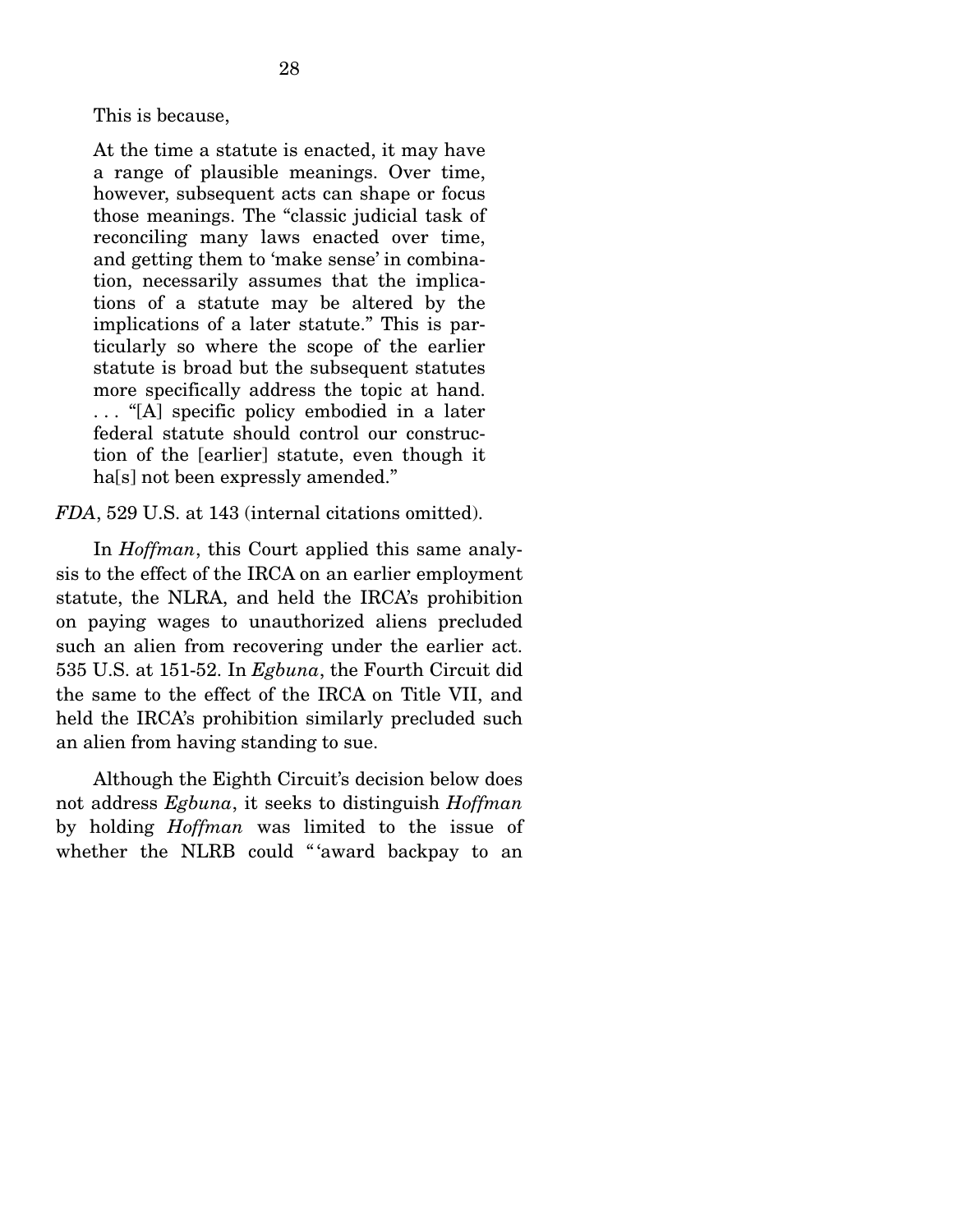This is because,

> At the time a statute is enacted, it may have a range of plausible meanings. Over time, however, subsequent acts can shape or focus those meanings. The "classic judicial task of reconciling many laws enacted over time, and getting them to 'make sense' in combination, necessarily assumes that the implications of a statute may be altered by the implications of a later statute." This is particularly so where the scope of the earlier statute is broad but the subsequent statutes more specifically address the topic at hand. . . . "[A] specific policy embodied in a later federal statute should control our construction of the [earlier] statute, even though it ha[s] not been expressly amended."

*FDA*, 529 U.S. at 143 (internal citations omitted).

In *Hoffman*, this Court applied this same analysis to the effect of the IRCA on an earlier employment statute, the NLRA, and held the IRCA's prohibition on paying wages to unauthorized aliens precluded such an alien from recovering under the earlier act. 535 U.S. at 151-52. In *Egbuna*, the Fourth Circuit did the same to the effect of the IRCA on Title VII, and held the IRCA's prohibition similarly precluded such an alien from having standing to sue.

Although the Eighth Circuit's decision below does not address *Egbuna*, it seeks to distinguish *Hoffman* by holding *Hoffman* was limited to the issue of whether the NLRB could "'award backpay to an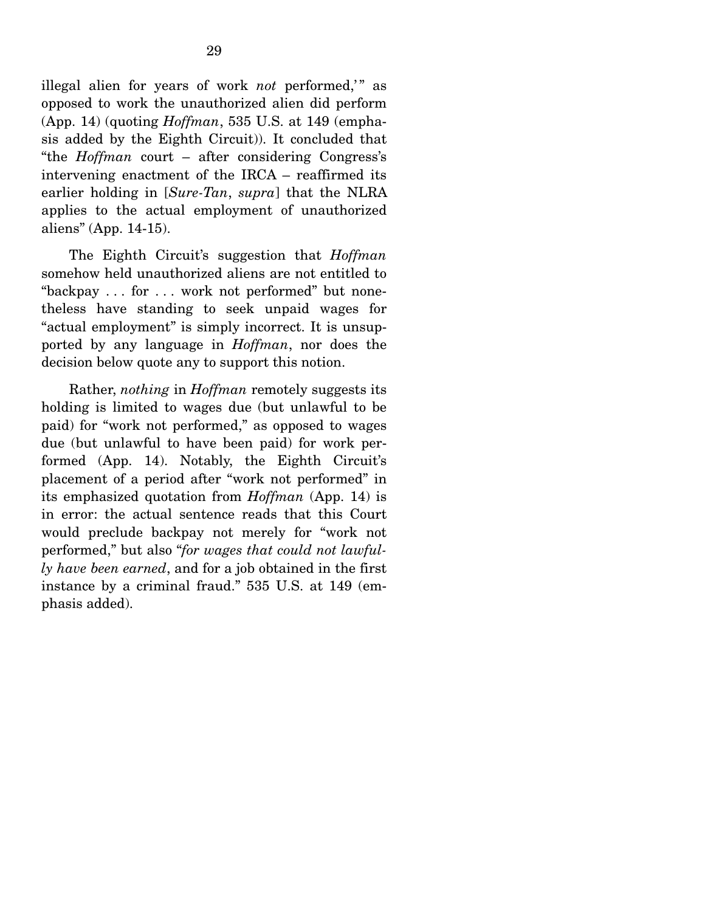illegal alien for years of work *not* performed,'" as opposed to work the unauthorized alien did perform (App. 14) (quoting *Hoffman*, 535 U.S. at 149 (emphasis added by the Eighth Circuit)). It concluded that "the *Hoffman* court – after considering Congress's intervening enactment of the IRCA – reaffirmed its earlier holding in [*Sure-Tan*, *supra*] that the NLRA applies to the actual employment of unauthorized aliens" (App. 14-15).

The Eighth Circuit's suggestion that *Hoffman* somehow held unauthorized aliens are not entitled to "backpay . . . for . . . work not performed" but nonetheless have standing to seek unpaid wages for "actual employment" is simply incorrect. It is unsupported by any language in *Hoffman*, nor does the decision below quote any to support this notion.

Rather, *nothing* in *Hoffman* remotely suggests its holding is limited to wages due (but unlawful to be paid) for "work not performed," as opposed to wages due (but unlawful to have been paid) for work performed (App. 14). Notably, the Eighth Circuit's placement of a period after "work not performed" in its emphasized quotation from *Hoffman* (App. 14) is in error: the actual sentence reads that this Court would preclude backpay not merely for "work not performed," but also "*for wages that could not lawfully have been earned*, and for a job obtained in the first instance by a criminal fraud." 535 U.S. at 149 (emphasis added).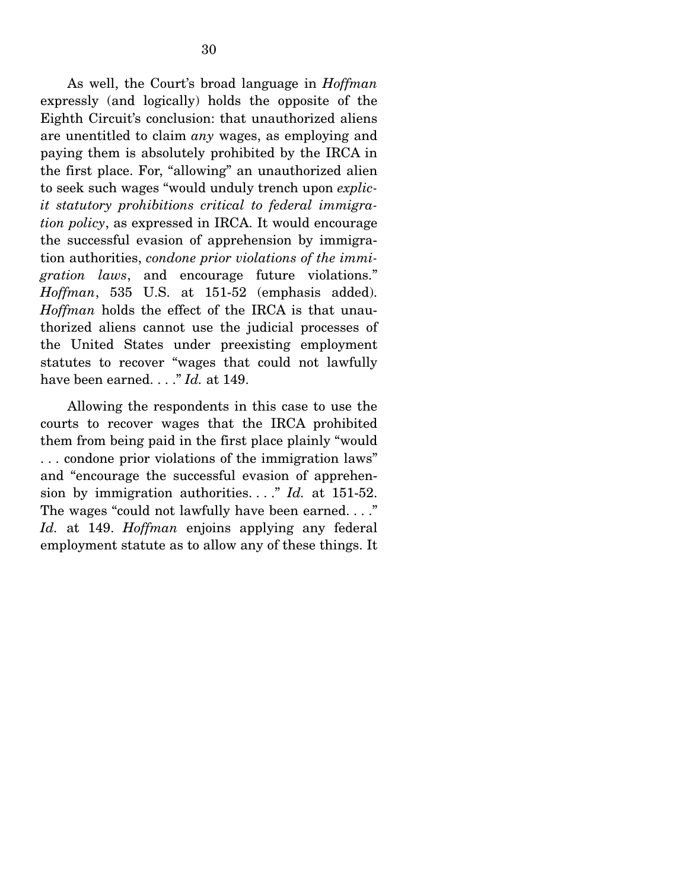As well, the Court's broad language in *Hoffman* expressly (and logically) holds the opposite of the Eighth Circuit's conclusion: that unauthorized aliens are unentitled to claim *any* wages, as employing and paying them is absolutely prohibited by the IRCA in the first place. For, "allowing" an unauthorized alien to seek such wages "would unduly trench upon *explicit statutory prohibitions critical to federal immigration policy*, as expressed in IRCA. It would encourage the successful evasion of apprehension by immigration authorities, *condone prior violations of the immigration laws*, and encourage future violations." *Hoffman*, 535 U.S. at 151-52 (emphasis added). *Hoffman* holds the effect of the IRCA is that unauthorized aliens cannot use the judicial processes of the United States under preexisting employment statutes to recover "wages that could not lawfully have been earned. . . ." *Id.* at 149.

Allowing the respondents in this case to use the courts to recover wages that the IRCA prohibited them from being paid in the first place plainly "would . . . condone prior violations of the immigration laws" and "encourage the successful evasion of apprehension by immigration authorities. . . ." *Id.* at 151-52. The wages "could not lawfully have been earned. . . ." *Id.* at 149. *Hoffman* enjoins applying any federal employment statute as to allow any of these things. It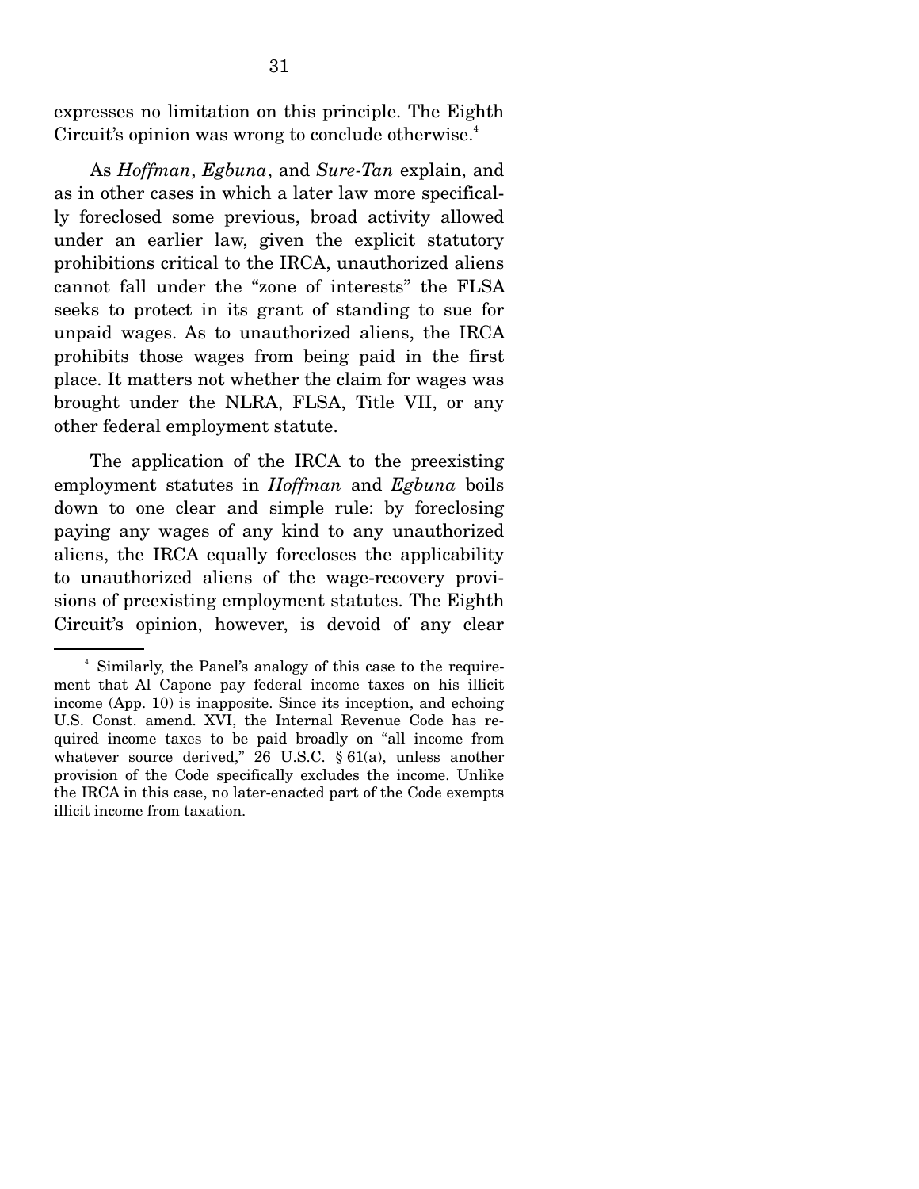expresses no limitation on this principle. The Eighth Circuit's opinion was wrong to conclude otherwise.[4]

As *Hoffman*, *Egbuna*, and *Sure-Tan* explain, and as in other cases in which a later law more specifically foreclosed some previous, broad activity allowed under an earlier law, given the explicit statutory prohibitions critical to the IRCA, unauthorized aliens cannot fall under the "zone of interests" the FLSA seeks to protect in its grant of standing to sue for unpaid wages. As to unauthorized aliens, the IRCA prohibits those wages from being paid in the first place. It matters not whether the claim for wages was brought under the NLRA, FLSA, Title VII, or any other federal employment statute.

The application of the IRCA to the preexisting employment statutes in *Hoffman* and *Egbuna* boils down to one clear and simple rule: by foreclosing paying any wages of any kind to any unauthorized aliens, the IRCA equally forecloses the applicability to unauthorized aliens of the wage-recovery provisions of preexisting employment statutes. The Eighth Circuit's opinion, however, is devoid of any clear

---

[4] Similarly, the Panel's analogy of this case to the requirement that Al Capone pay federal income taxes on his illicit income (App. 10) is inapposite. Since its inception, and echoing U.S. Const. amend. XVI, the Internal Revenue Code has required income taxes to be paid broadly on "all income from whatever source derived," 26 U.S.C. § 61(a), unless another provision of the Code specifically excludes the income. Unlike the IRCA in this case, no later-enacted part of the Code exempts illicit income from taxation.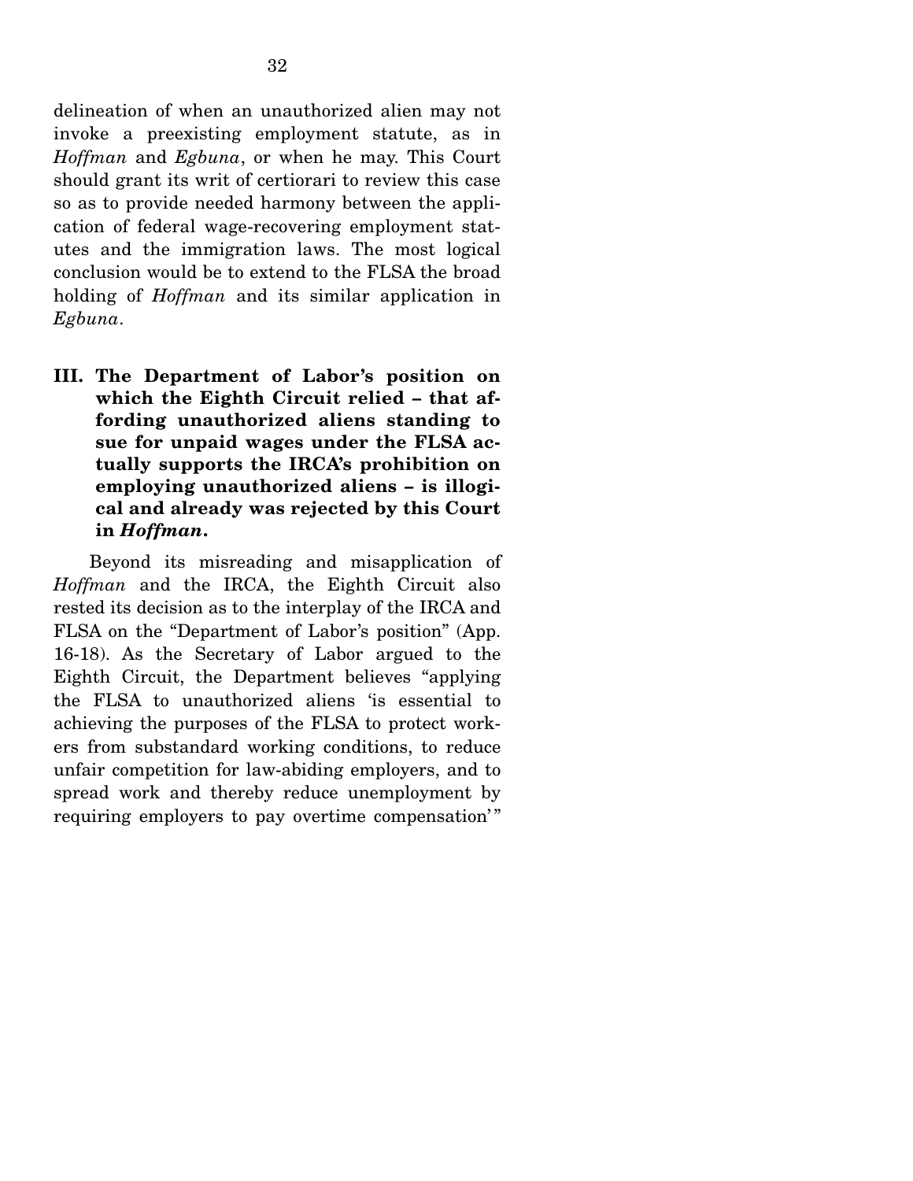delineation of when an unauthorized alien may not invoke a preexisting employment statute, as in *Hoffman* and *Egbuna*, or when he may. This Court should grant its writ of certiorari to review this case so as to provide needed harmony between the application of federal wage-recovering employment statutes and the immigration laws. The most logical conclusion would be to extend to the FLSA the broad holding of *Hoffman* and its similar application in *Egbuna*.

## III. The Department of Labor's position on which the Eighth Circuit relied – that affording unauthorized aliens standing to sue for unpaid wages under the FLSA actually supports the IRCA's prohibition on employing unauthorized aliens – is illogical and already was rejected by this Court in *Hoffman*.

Beyond its misreading and misapplication of *Hoffman* and the IRCA, the Eighth Circuit also rested its decision as to the interplay of the IRCA and FLSA on the "Department of Labor's position" (App. 16-18). As the Secretary of Labor argued to the Eighth Circuit, the Department believes "applying the FLSA to unauthorized aliens 'is essential to achieving the purposes of the FLSA to protect workers from substandard working conditions, to reduce unfair competition for law-abiding employers, and to spread work and thereby reduce unemployment by requiring employers to pay overtime compensation'"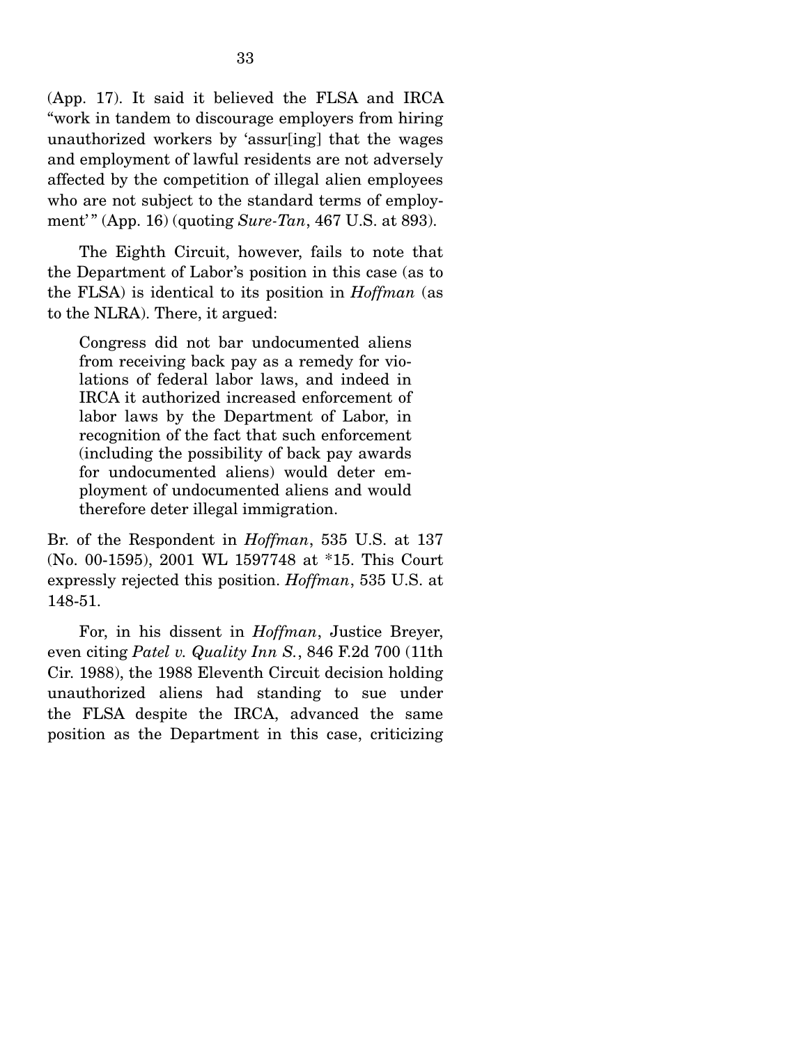(App. 17). It said it believed the FLSA and IRCA "work in tandem to discourage employers from hiring unauthorized workers by 'assur[ing] that the wages and employment of lawful residents are not adversely affected by the competition of illegal alien employees who are not subject to the standard terms of employment'" (App. 16) (quoting *Sure-Tan*, 467 U.S. at 893).

The Eighth Circuit, however, fails to note that the Department of Labor's position in this case (as to the FLSA) is identical to its position in *Hoffman* (as to the NLRA). There, it argued:

> Congress did not bar undocumented aliens from receiving back pay as a remedy for violations of federal labor laws, and indeed in IRCA it authorized increased enforcement of labor laws by the Department of Labor, in recognition of the fact that such enforcement (including the possibility of back pay awards for undocumented aliens) would deter employment of undocumented aliens and would therefore deter illegal immigration.

Br. of the Respondent in *Hoffman*, 535 U.S. at 137 (No. 00-1595), 2001 WL 1597748 at *15. This Court expressly rejected this position. *Hoffman*, 535 U.S. at 148-51.

For, in his dissent in *Hoffman*, Justice Breyer, even citing *Patel v. Quality Inn S.*, 846 F.2d 700 (11th Cir. 1988), the 1988 Eleventh Circuit decision holding unauthorized aliens had standing to sue under the FLSA despite the IRCA, advanced the same position as the Department in this case, criticizing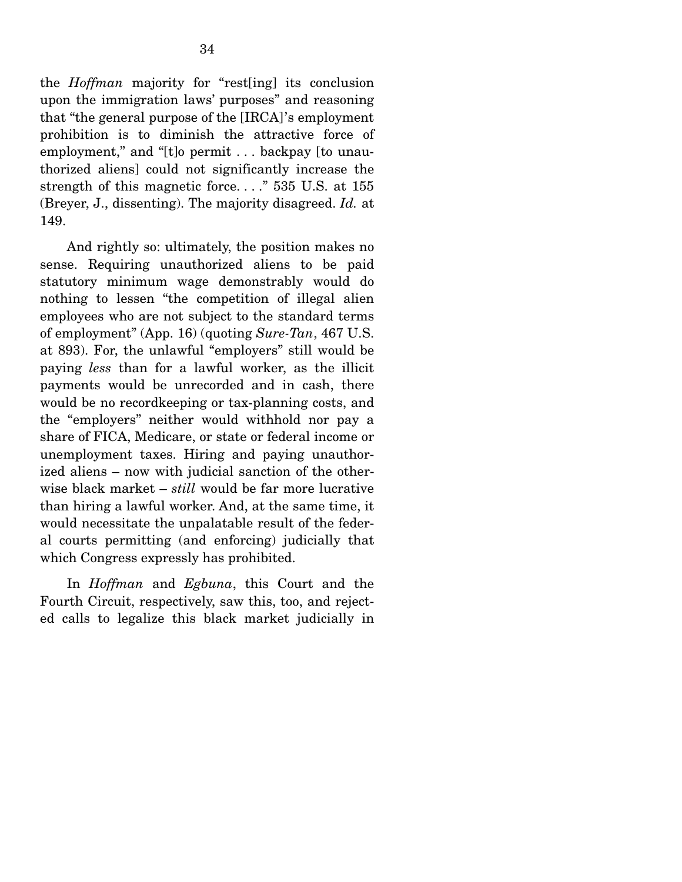the *Hoffman* majority for "rest[ing] its conclusion upon the immigration laws' purposes" and reasoning that "the general purpose of the [IRCA]'s employment prohibition is to diminish the attractive force of employment," and "[t]o permit . . . backpay [to unauthorized aliens] could not significantly increase the strength of this magnetic force. . . ." 535 U.S. at 155 (Breyer, J., dissenting). The majority disagreed. *Id.* at 149.

And rightly so: ultimately, the position makes no sense. Requiring unauthorized aliens to be paid statutory minimum wage demonstrably would do nothing to lessen "the competition of illegal alien employees who are not subject to the standard terms of employment" (App. 16) (quoting *Sure-Tan*, 467 U.S. at 893). For, the unlawful "employers" still would be paying *less* than for a lawful worker, as the illicit payments would be unrecorded and in cash, there would be no recordkeeping or tax-planning costs, and the "employers" neither would withhold nor pay a share of FICA, Medicare, or state or federal income or unemployment taxes. Hiring and paying unauthorized aliens – now with judicial sanction of the otherwise black market – *still* would be far more lucrative than hiring a lawful worker. And, at the same time, it would necessitate the unpalatable result of the federal courts permitting (and enforcing) judicially that which Congress expressly has prohibited.

In *Hoffman* and *Egbuna*, this Court and the Fourth Circuit, respectively, saw this, too, and rejected calls to legalize this black market judicially in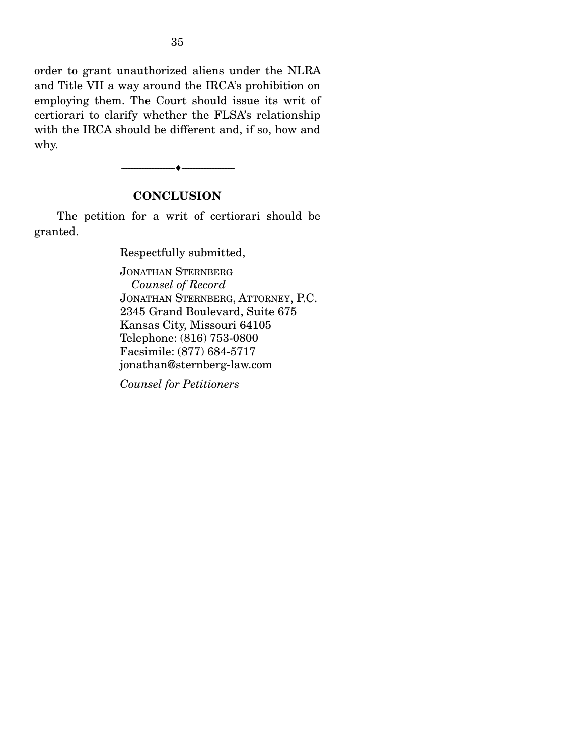order to grant unauthorized aliens under the NLRA and Title VII a way around the IRCA's prohibition on employing them. The Court should issue its writ of certiorari to clarify whether the FLSA's relationship with the IRCA should be different and, if so, how and why.

---

## CONCLUSION

The petition for a writ of certiorari should be granted.

Respectfully submitted,

JONATHAN STERNBERG
*Counsel of Record*
JONATHAN STERNBERG, ATTORNEY, P.C.
2345 Grand Boulevard, Suite 675
Kansas City, Missouri 64105
Telephone: (816) 753-0800
Facsimile: (877) 684-5717
jonathan@sternberg-law.com

*Counsel for Petitioners*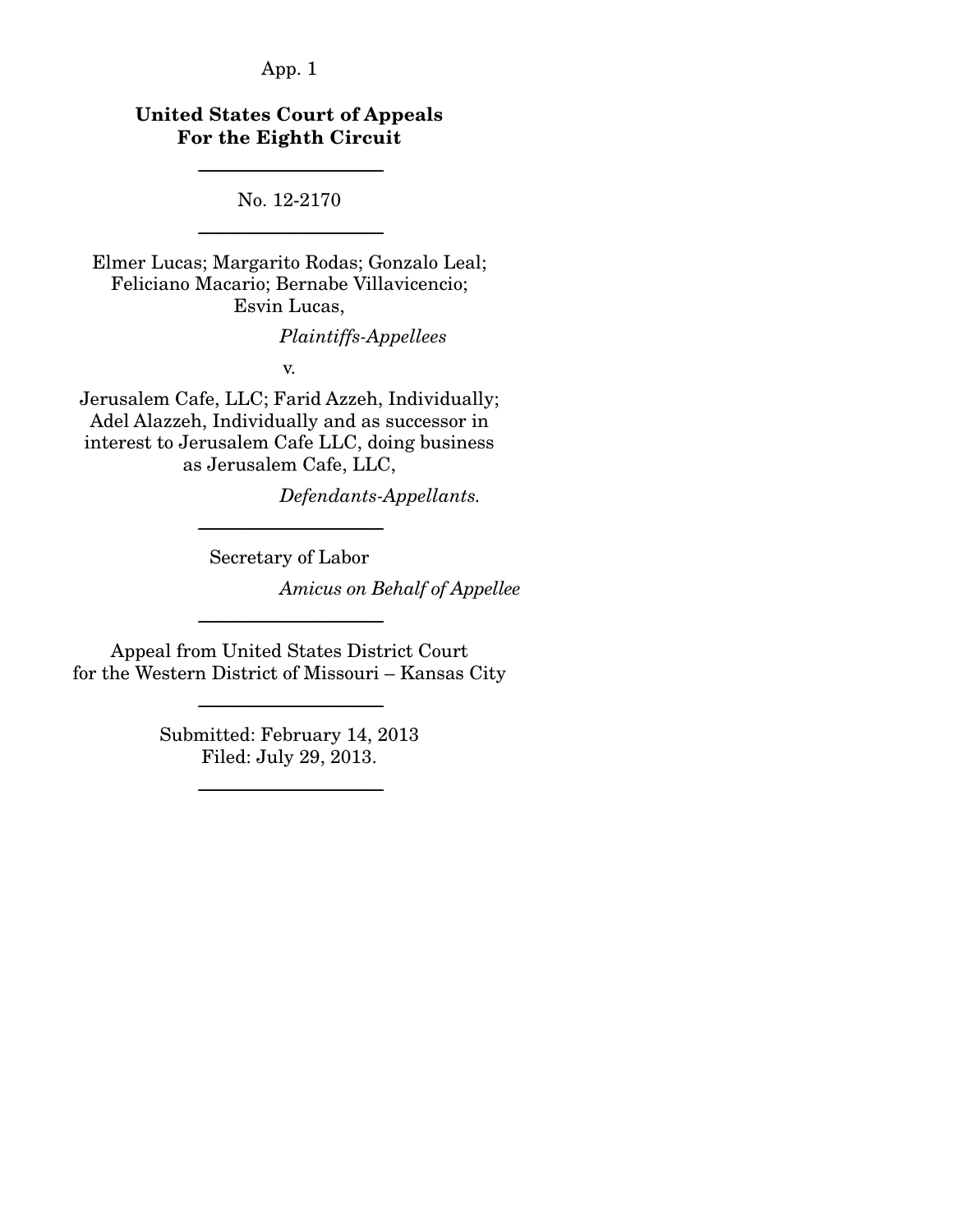**United States Court of Appeals**
**For the Eighth Circuit**

---

No. 12-2170

---

Elmer Lucas; Margarito Rodas; Gonzalo Leal; Feliciano Macario; Bernabe Villavicencio; Esvin Lucas,

*Plaintiffs-Appellees*

v.

Jerusalem Cafe, LLC; Farid Azzeh, Individually; Adel Alazzeh, Individually and as successor in interest to Jerusalem Cafe LLC, doing business as Jerusalem Cafe, LLC,

*Defendants-Appellants.*

---

Secretary of Labor

*Amicus on Behalf of Appellee*

---

Appeal from United States District Court for the Western District of Missouri – Kansas City

---

Submitted: February 14, 2013
Filed: July 29, 2013.

---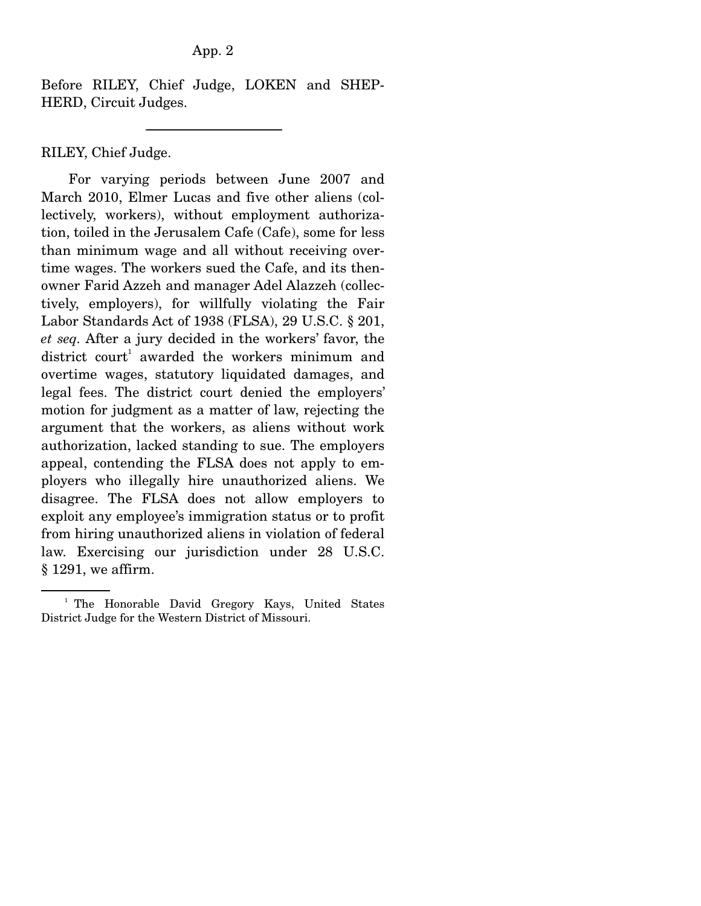Before RILEY, Chief Judge, LOKEN and SHEPHERD, Circuit Judges.

---

RILEY, Chief Judge.

For varying periods between June 2007 and March 2010, Elmer Lucas and five other aliens (collectively, workers), without employment authorization, toiled in the Jerusalem Cafe (Cafe), some for less than minimum wage and all without receiving overtime wages. The workers sued the Cafe, and its then-owner Farid Azzeh and manager Adel Alazzeh (collectively, employers), for willfully violating the Fair Labor Standards Act of 1938 (FLSA), 29 U.S.C. § 201, *et seq*. After a jury decided in the workers' favor, the district court[1] awarded the workers minimum and overtime wages, statutory liquidated damages, and legal fees. The district court denied the employers' motion for judgment as a matter of law, rejecting the argument that the workers, as aliens without work authorization, lacked standing to sue. The employers appeal, contending the FLSA does not apply to employers who illegally hire unauthorized aliens. We disagree. The FLSA does not allow employers to exploit any employee's immigration status or to profit from hiring unauthorized aliens in violation of federal law. Exercising our jurisdiction under 28 U.S.C. § 1291, we affirm.

---

[1] The Honorable David Gregory Kays, United States District Judge for the Western District of Missouri.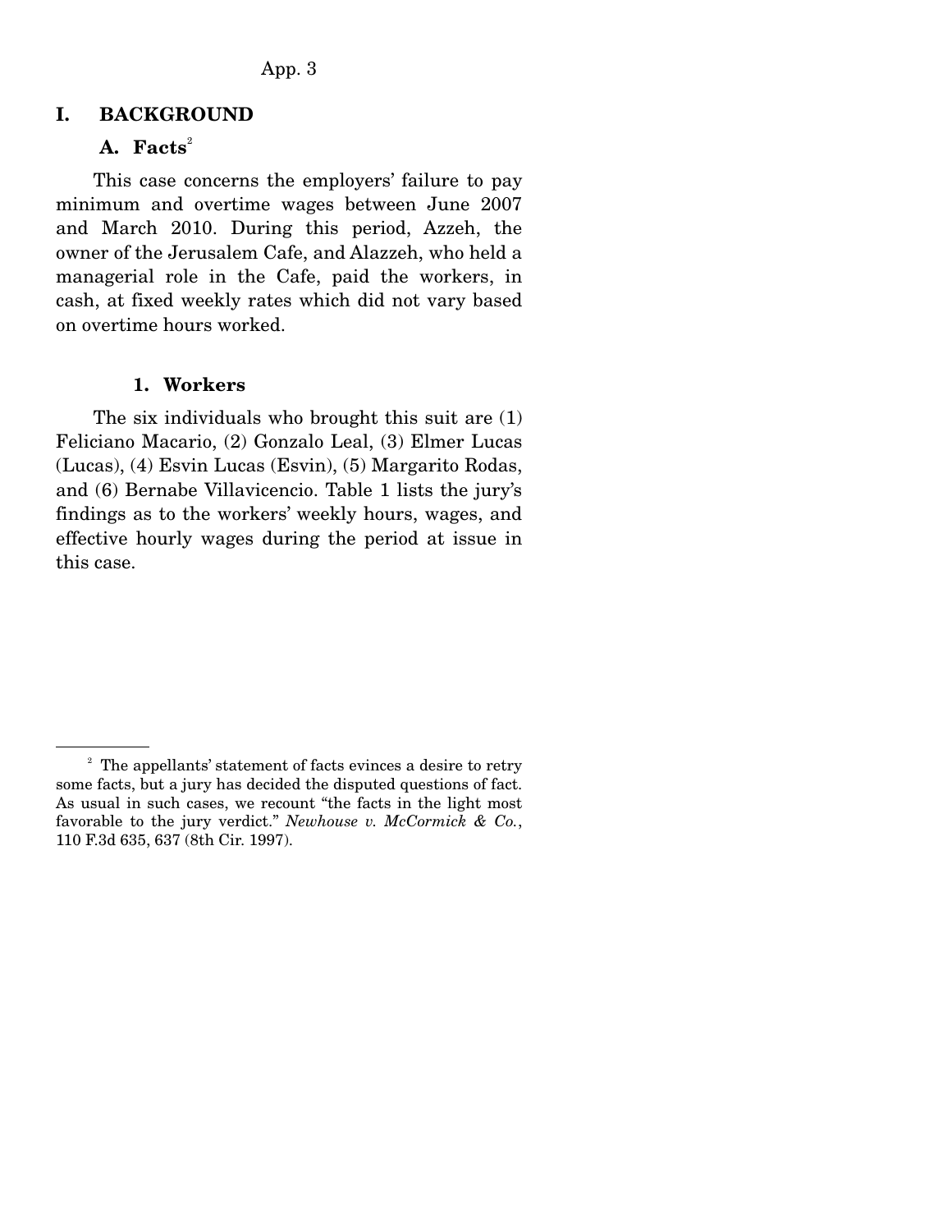## I. BACKGROUND

### A. Facts[2]

This case concerns the employers' failure to pay minimum and overtime wages between June 2007 and March 2010. During this period, Azzeh, the owner of the Jerusalem Cafe, and Alazzeh, who held a managerial role in the Cafe, paid the workers, in cash, at fixed weekly rates which did not vary based on overtime hours worked.

#### 1. Workers

The six individuals who brought this suit are (1) Feliciano Macario, (2) Gonzalo Leal, (3) Elmer Lucas (Lucas), (4) Esvin Lucas (Esvin), (5) Margarito Rodas, and (6) Bernabe Villavicencio. Table 1 lists the jury's findings as to the workers' weekly hours, wages, and effective hourly wages during the period at issue in this case.

---

[2] The appellants' statement of facts evinces a desire to retry some facts, but a jury has decided the disputed questions of fact. As usual in such cases, we recount "the facts in the light most favorable to the jury verdict." *Newhouse v. McCormick & Co.*, 110 F.3d 635, 637 (8th Cir. 1997).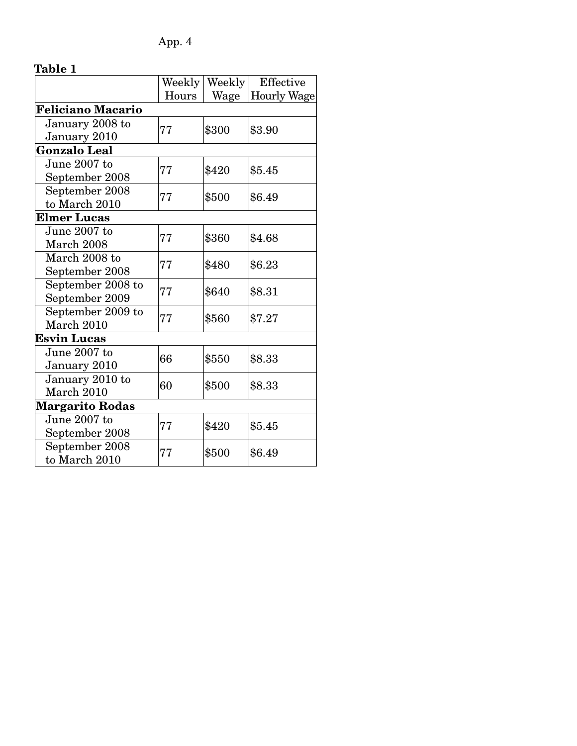**Table 1**

| | Weekly Hours | Weekly Wage | Effective Hourly Wage |
|---|---|---|---|
| **Feliciano Macario** | | | |
| January 2008 to January 2010 | 77 | $300 | $3.90 |
| **Gonzalo Leal** | | | |
| June 2007 to September 2008 | 77 | $420 | $5.45 |
| September 2008 to March 2010 | 77 | $500 | $6.49 |
| **Elmer Lucas** | | | |
| June 2007 to March 2008 | 77 | $360 | $4.68 |
| March 2008 to September 2008 | 77 | $480 | $6.23 |
| September 2008 to September 2009 | 77 | $640 | $8.31 |
| September 2009 to March 2010 | 77 | $560 | $7.27 |
| **Esvin Lucas** | | | |
| June 2007 to January 2010 | 66 | $550 | $8.33 |
| January 2010 to March 2010 | 60 | $500 | $8.33 |
| **Margarito Rodas** | | | |
| June 2007 to September 2008 | 77 | $420 | $5.45 |
| September 2008 to March 2010 | 77 | $500 | $6.49 |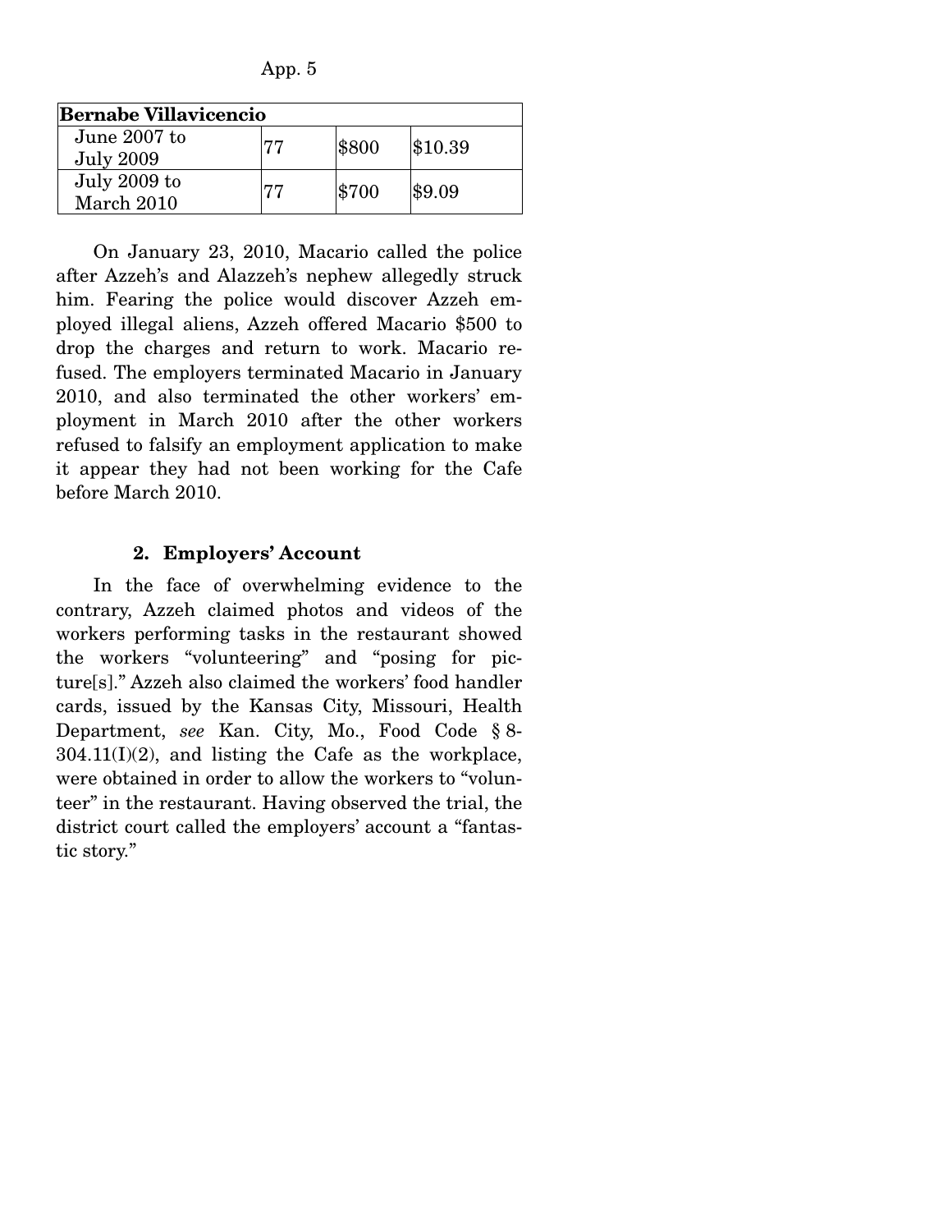| **Bernabe Villavicencio** | | | |
|---|---|---|---|
| June 2007 to July 2009 | 77 | $800 | $10.39 |
| July 2009 to March 2010 | 77 | $700 | $9.09 |

On January 23, 2010, Macario called the police after Azzeh's and Alazzeh's nephew allegedly struck him. Fearing the police would discover Azzeh employed illegal aliens, Azzeh offered Macario $500 to drop the charges and return to work. Macario refused. The employers terminated Macario in January 2010, and also terminated the other workers' employment in March 2010 after the other workers refused to falsify an employment application to make it appear they had not been working for the Cafe before March 2010.

### 2. Employers' Account

In the face of overwhelming evidence to the contrary, Azzeh claimed photos and videos of the workers performing tasks in the restaurant showed the workers "volunteering" and "posing for picture[s]." Azzeh also claimed the workers' food handler cards, issued by the Kansas City, Missouri, Health Department, *see* Kan. City, Mo., Food Code § 8-304.11(I)(2), and listing the Cafe as the workplace, were obtained in order to allow the workers to "volunteer" in the restaurant. Having observed the trial, the district court called the employers' account a "fantastic story."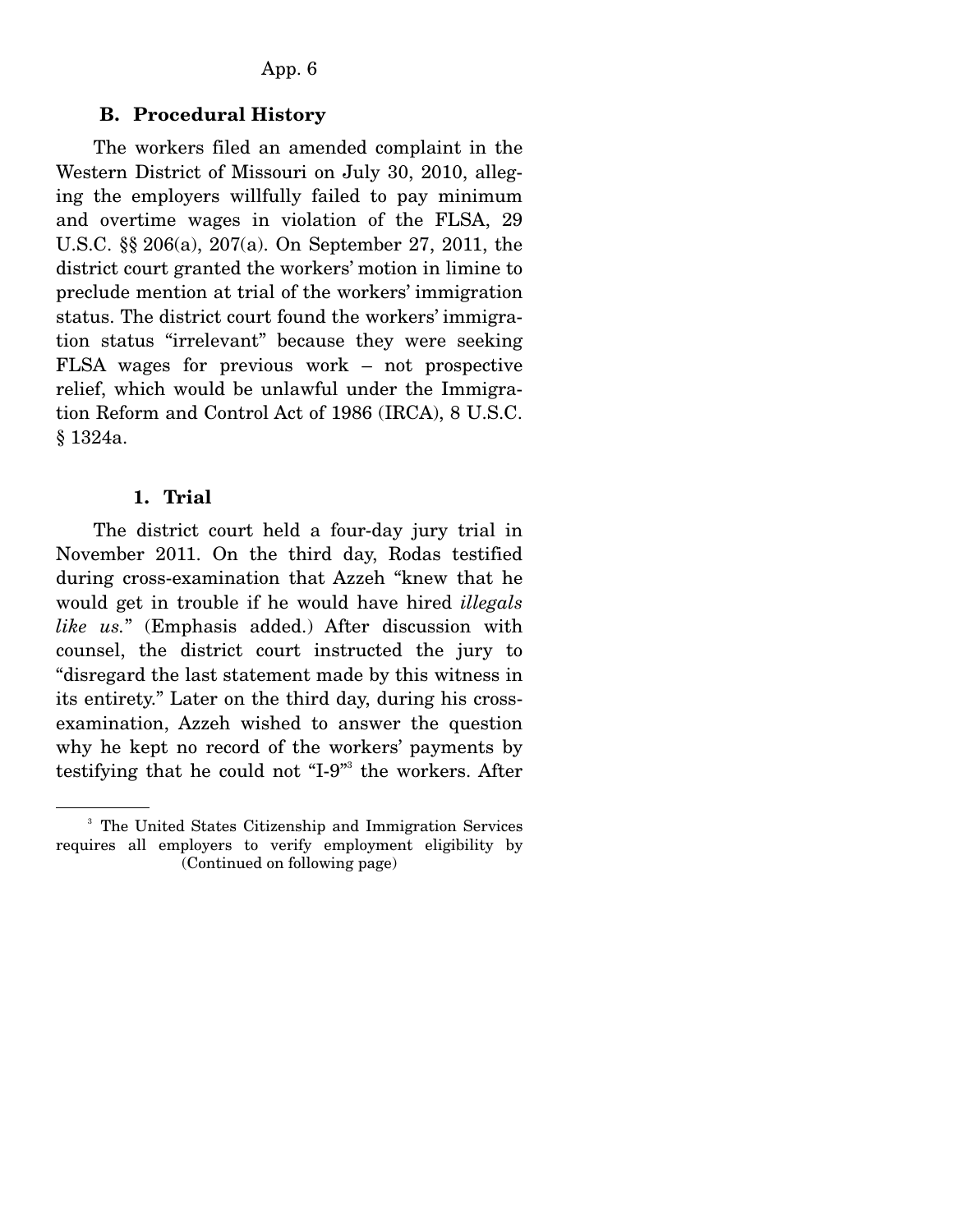## B. Procedural History

The workers filed an amended complaint in the Western District of Missouri on July 30, 2010, alleging the employers willfully failed to pay minimum and overtime wages in violation of the FLSA, 29 U.S.C. §§ 206(a), 207(a). On September 27, 2011, the district court granted the workers' motion in limine to preclude mention at trial of the workers' immigration status. The district court found the workers' immigration status "irrelevant" because they were seeking FLSA wages for previous work – not prospective relief, which would be unlawful under the Immigration Reform and Control Act of 1986 (IRCA), 8 U.S.C. § 1324a.

### 1. Trial

The district court held a four-day jury trial in November 2011. On the third day, Rodas testified during cross-examination that Azzeh "knew that he would get in trouble if he would have hired *illegals like us.*" (Emphasis added.) After discussion with counsel, the district court instructed the jury to "disregard the last statement made by this witness in its entirety." Later on the third day, during his cross-examination, Azzeh wished to answer the question why he kept no record of the workers' payments by testifying that he could not "I-9"[3] the workers. After

[3] The United States Citizenship and Immigration Services requires all employers to verify employment eligibility by (Continued on following page)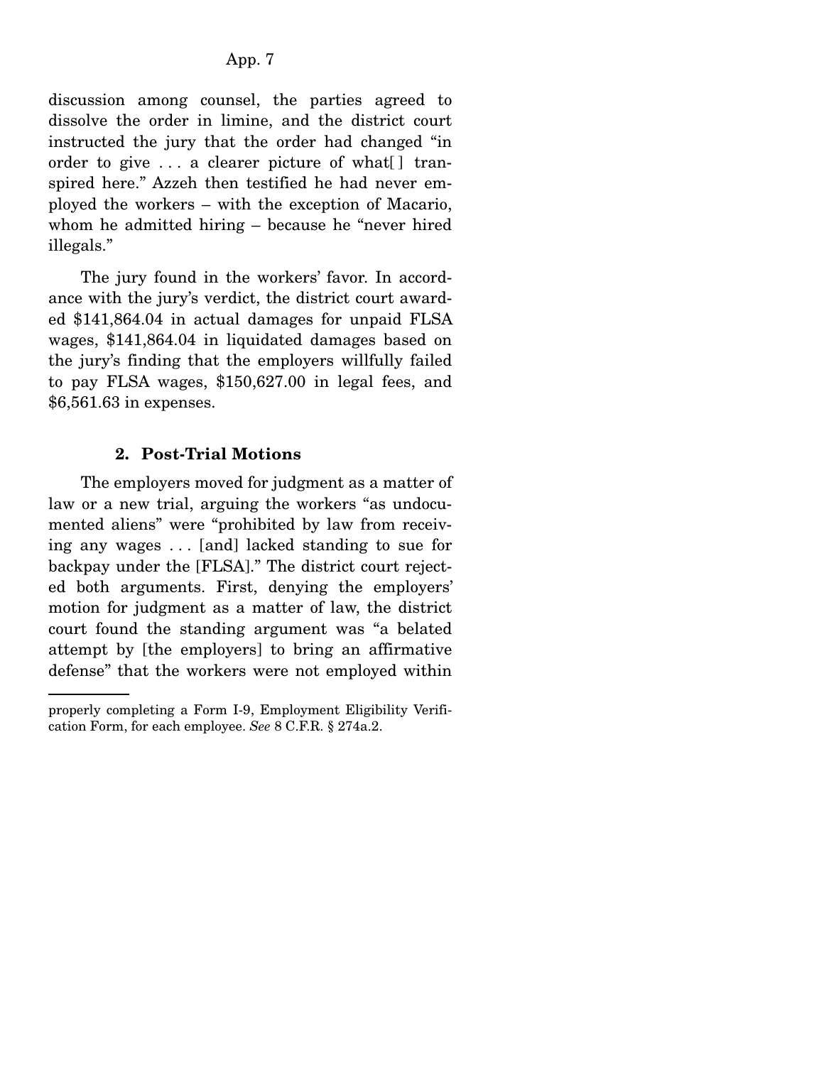discussion among counsel, the parties agreed to dissolve the order in limine, and the district court instructed the jury that the order had changed "in order to give . . . a clearer picture of what[ ] transpired here." Azzeh then testified he had never employed the workers – with the exception of Macario, whom he admitted hiring – because he "never hired illegals."

The jury found in the workers' favor. In accordance with the jury's verdict, the district court awarded $141,864.04 in actual damages for unpaid FLSA wages, $141,864.04 in liquidated damages based on the jury's finding that the employers willfully failed to pay FLSA wages, $150,627.00 in legal fees, and $6,561.63 in expenses.

### 2. Post-Trial Motions

The employers moved for judgment as a matter of law or a new trial, arguing the workers "as undocumented aliens" were "prohibited by law from receiving any wages . . . [and] lacked standing to sue for backpay under the [FLSA]." The district court rejected both arguments. First, denying the employers' motion for judgment as a matter of law, the district court found the standing argument was "a belated attempt by [the employers] to bring an affirmative defense" that the workers were not employed within

---

properly completing a Form I-9, Employment Eligibility Verification Form, for each employee. *See* 8 C.F.R. § 274a.2.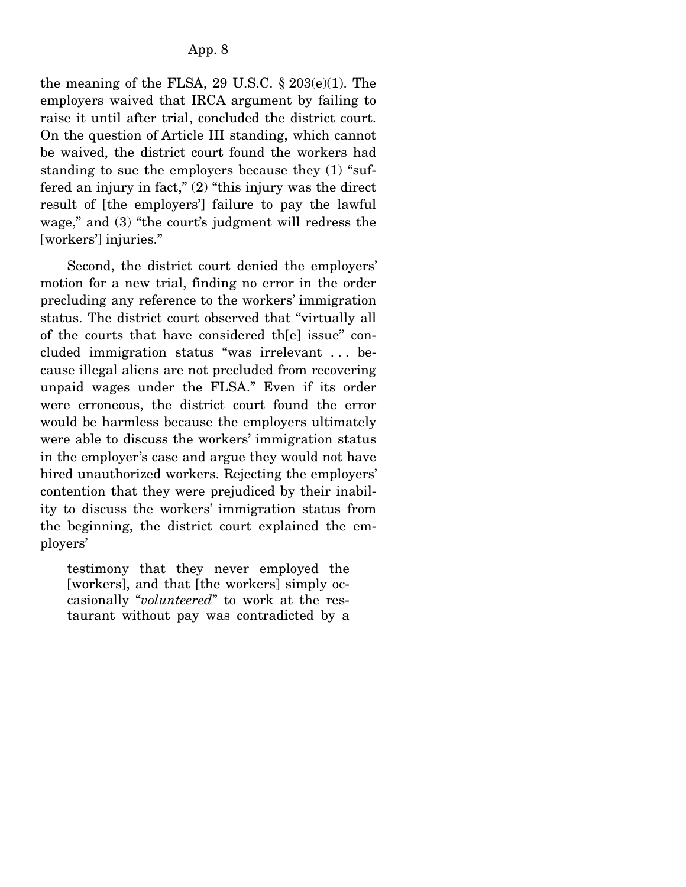the meaning of the FLSA, 29 U.S.C. § 203(e)(1). The employers waived that IRCA argument by failing to raise it until after trial, concluded the district court. On the question of Article III standing, which cannot be waived, the district court found the workers had standing to sue the employers because they (1) "suffered an injury in fact," (2) "this injury was the direct result of [the employers'] failure to pay the lawful wage," and (3) "the court's judgment will redress the [workers'] injuries."

Second, the district court denied the employers' motion for a new trial, finding no error in the order precluding any reference to the workers' immigration status. The district court observed that "virtually all of the courts that have considered th[e] issue" concluded immigration status "was irrelevant . . . because illegal aliens are not precluded from recovering unpaid wages under the FLSA." Even if its order were erroneous, the district court found the error would be harmless because the employers ultimately were able to discuss the workers' immigration status in the employer's case and argue they would not have hired unauthorized workers. Rejecting the employers' contention that they were prejudiced by their inability to discuss the workers' immigration status from the beginning, the district court explained the employers'

> testimony that they never employed the [workers], and that [the workers] simply occasionally "*volunteered*" to work at the restaurant without pay was contradicted by a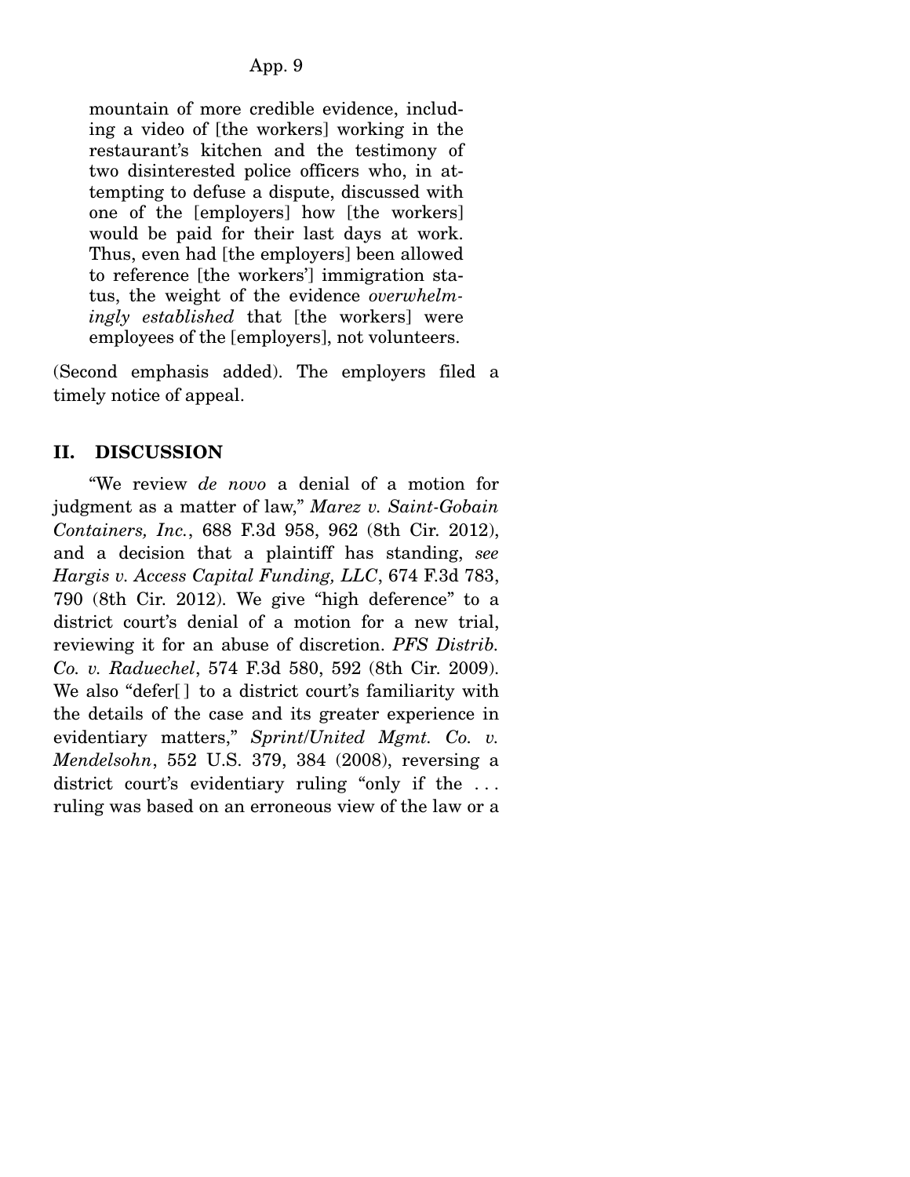> mountain of more credible evidence, including a video of [the workers] working in the restaurant's kitchen and the testimony of two disinterested police officers who, in attempting to defuse a dispute, discussed with one of the [employers] how [the workers] would be paid for their last days at work. Thus, even had [the employers] been allowed to reference [the workers'] immigration status, the weight of the evidence *overwhelmingly established* that [the workers] were employees of the [employers], not volunteers.

(Second emphasis added). The employers filed a timely notice of appeal.

## II. DISCUSSION

"We review *de novo* a denial of a motion for judgment as a matter of law," *Marez v. Saint-Gobain Containers, Inc.*, 688 F.3d 958, 962 (8th Cir. 2012), and a decision that a plaintiff has standing, *see Hargis v. Access Capital Funding, LLC*, 674 F.3d 783, 790 (8th Cir. 2012). We give "high deference" to a district court's denial of a motion for a new trial, reviewing it for an abuse of discretion. *PFS Distrib. Co. v. Raduechel*, 574 F.3d 580, 592 (8th Cir. 2009). We also "defer[ ] to a district court's familiarity with the details of the case and its greater experience in evidentiary matters," *Sprint/United Mgmt. Co. v. Mendelsohn*, 552 U.S. 379, 384 (2008), reversing a district court's evidentiary ruling "only if the . . . ruling was based on an erroneous view of the law or a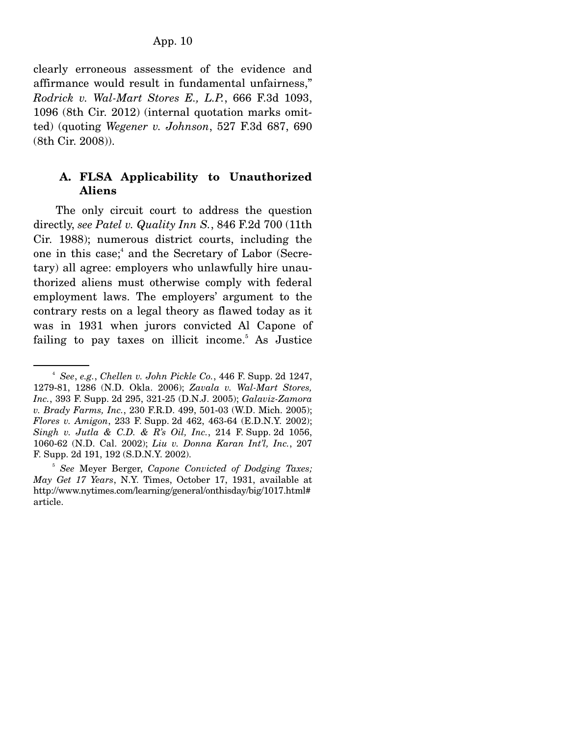clearly erroneous assessment of the evidence and affirmance would result in fundamental unfairness," *Rodrick v. Wal-Mart Stores E., L.P.*, 666 F.3d 1093, 1096 (8th Cir. 2012) (internal quotation marks omitted) (quoting *Wegener v. Johnson*, 527 F.3d 687, 690 (8th Cir. 2008)).

### A. FLSA Applicability to Unauthorized Aliens

The only circuit court to address the question directly, *see Patel v. Quality Inn S.*, 846 F.2d 700 (11th Cir. 1988); numerous district courts, including the one in this case;[4] and the Secretary of Labor (Secretary) all agree: employers who unlawfully hire unauthorized aliens must otherwise comply with federal employment laws. The employers' argument to the contrary rests on a legal theory as flawed today as it was in 1931 when jurors convicted Al Capone of failing to pay taxes on illicit income.[5] As Justice

---

[4] *See*, *e.g.*, *Chellen v. John Pickle Co.*, 446 F. Supp. 2d 1247, 1279-81, 1286 (N.D. Okla. 2006); *Zavala v. Wal-Mart Stores, Inc.*, 393 F. Supp. 2d 295, 321-25 (D.N.J. 2005); *Galaviz-Zamora v. Brady Farms, Inc.*, 230 F.R.D. 499, 501-03 (W.D. Mich. 2005); *Flores v. Amigon*, 233 F. Supp. 2d 462, 463-64 (E.D.N.Y. 2002); *Singh v. Jutla & C.D. & R's Oil, Inc.*, 214 F. Supp. 2d 1056, 1060-62 (N.D. Cal. 2002); *Liu v. Donna Karan Int'l, Inc.*, 207 F. Supp. 2d 191, 192 (S.D.N.Y. 2002).

[5] *See* Meyer Berger, *Capone Convicted of Dodging Taxes; May Get 17 Years*, N.Y. Times, October 17, 1931, available at http://www.nytimes.com/learning/general/onthisday/big/1017.html#article.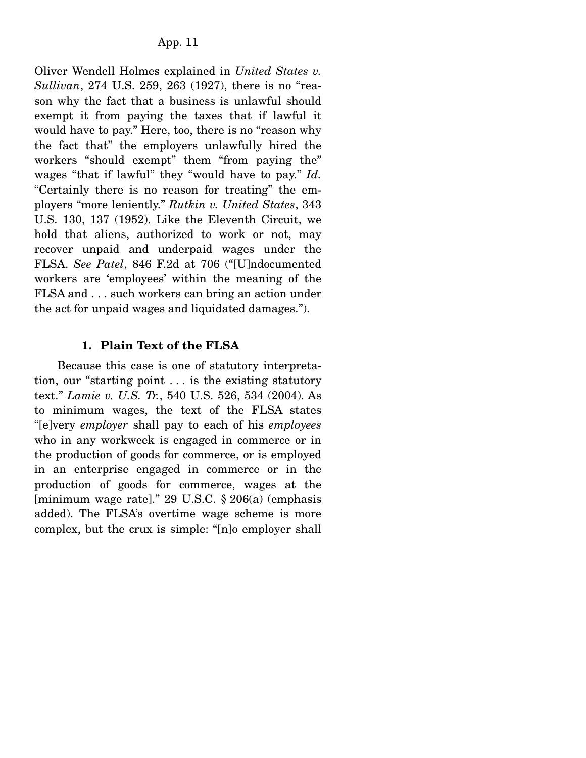Oliver Wendell Holmes explained in *United States v. Sullivan*, 274 U.S. 259, 263 (1927), there is no "reason why the fact that a business is unlawful should exempt it from paying the taxes that if lawful it would have to pay." Here, too, there is no "reason why the fact that" the employers unlawfully hired the workers "should exempt" them "from paying the" wages "that if lawful" they "would have to pay." *Id.* "Certainly there is no reason for treating" the employers "more leniently." *Rutkin v. United States*, 343 U.S. 130, 137 (1952). Like the Eleventh Circuit, we hold that aliens, authorized to work or not, may recover unpaid and underpaid wages under the FLSA. *See Patel*, 846 F.2d at 706 ("[U]ndocumented workers are 'employees' within the meaning of the FLSA and . . . such workers can bring an action under the act for unpaid wages and liquidated damages.").

### 1. Plain Text of the FLSA

Because this case is one of statutory interpretation, our "starting point . . . is the existing statutory text." *Lamie v. U.S. Tr.*, 540 U.S. 526, 534 (2004). As to minimum wages, the text of the FLSA states "[e]very *employer* shall pay to each of his *employees* who in any workweek is engaged in commerce or in the production of goods for commerce, or is employed in an enterprise engaged in commerce or in the production of goods for commerce, wages at the [minimum wage rate]." 29 U.S.C. § 206(a) (emphasis added). The FLSA's overtime wage scheme is more complex, but the crux is simple: "[n]o employer shall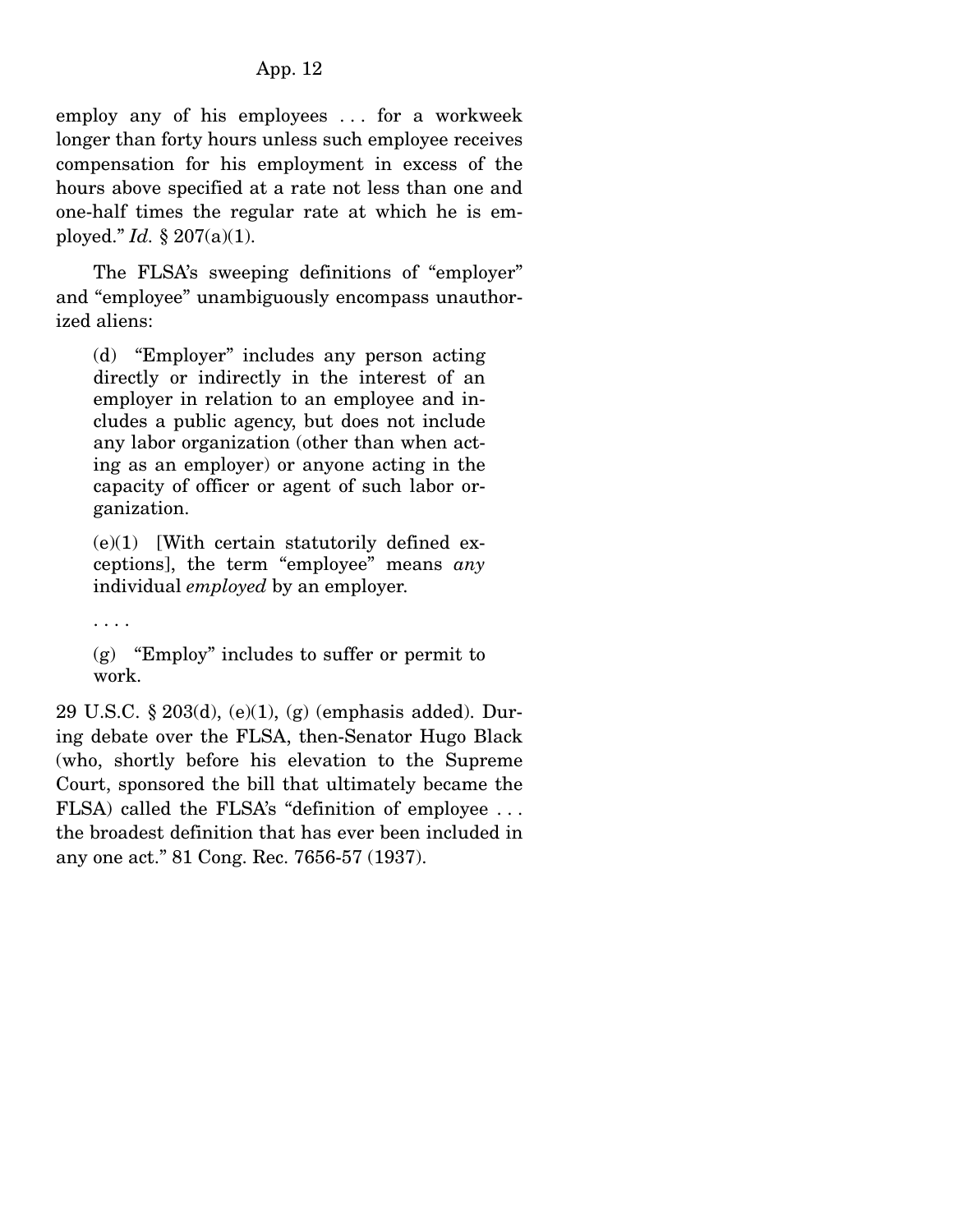employ any of his employees . . . for a workweek longer than forty hours unless such employee receives compensation for his employment in excess of the hours above specified at a rate not less than one and one-half times the regular rate at which he is employed." *Id.* § 207(a)(1).

The FLSA's sweeping definitions of "employer" and "employee" unambiguously encompass unauthorized aliens:

> (d) "Employer" includes any person acting directly or indirectly in the interest of an employer in relation to an employee and includes a public agency, but does not include any labor organization (other than when acting as an employer) or anyone acting in the capacity of officer or agent of such labor organization.
>
> (e)(1) [With certain statutorily defined exceptions], the term "employee" means *any* individual *employed* by an employer.
>
> . . . .
>
> (g) "Employ" includes to suffer or permit to work.

29 U.S.C. § 203(d), (e)(1), (g) (emphasis added). During debate over the FLSA, then-Senator Hugo Black (who, shortly before his elevation to the Supreme Court, sponsored the bill that ultimately became the FLSA) called the FLSA's "definition of employee . . . the broadest definition that has ever been included in any one act." 81 Cong. Rec. 7656-57 (1937).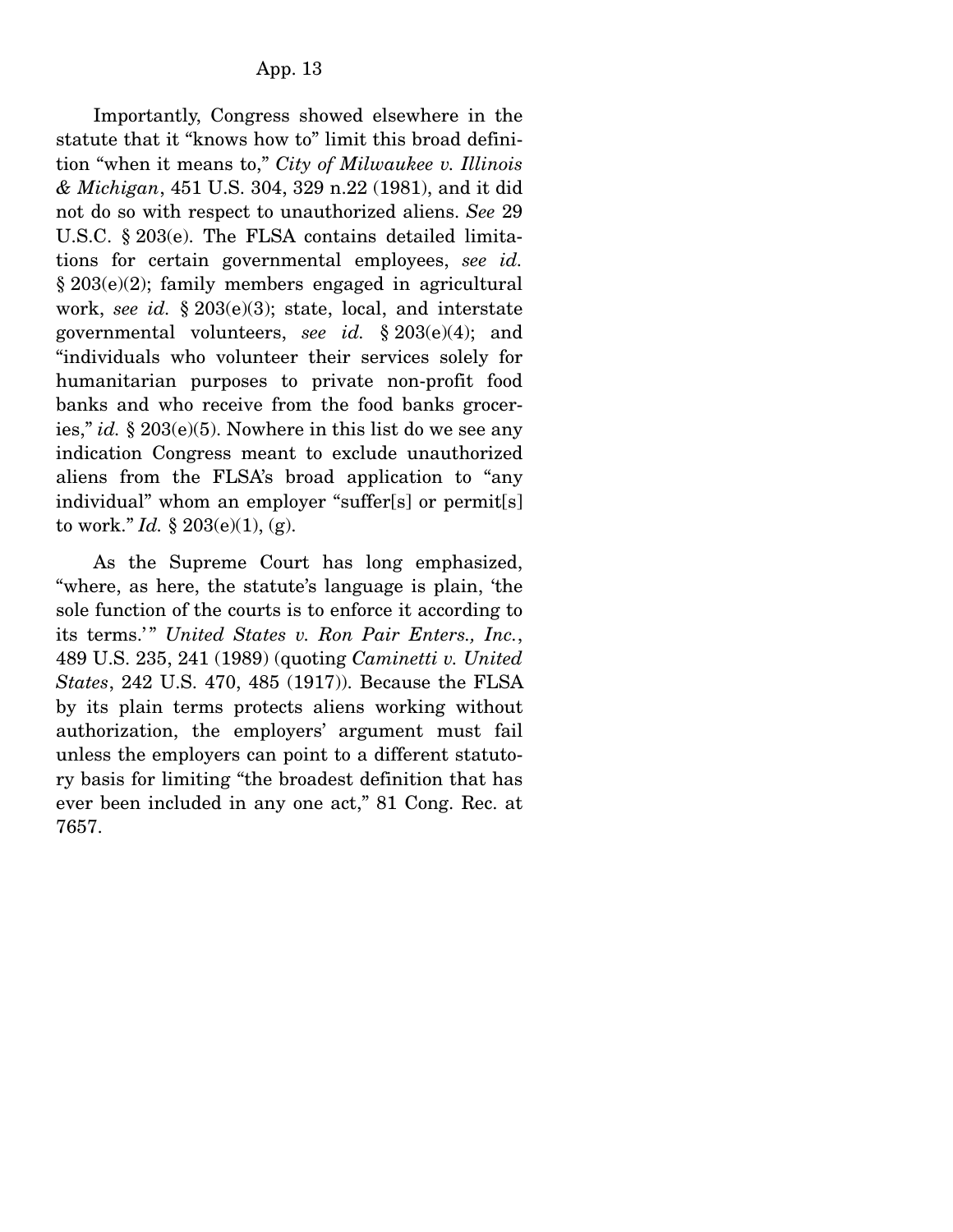Importantly, Congress showed elsewhere in the statute that it "knows how to" limit this broad definition "when it means to," *City of Milwaukee v. Illinois & Michigan*, 451 U.S. 304, 329 n.22 (1981), and it did not do so with respect to unauthorized aliens. *See* 29 U.S.C. § 203(e). The FLSA contains detailed limitations for certain governmental employees, *see id.* § 203(e)(2); family members engaged in agricultural work, *see id.* § 203(e)(3); state, local, and interstate governmental volunteers, *see id.* § 203(e)(4); and "individuals who volunteer their services solely for humanitarian purposes to private non-profit food banks and who receive from the food banks groceries," *id.* § 203(e)(5). Nowhere in this list do we see any indication Congress meant to exclude unauthorized aliens from the FLSA's broad application to "any individual" whom an employer "suffer[s] or permit[s] to work." *Id.* § 203(e)(1), (g).

As the Supreme Court has long emphasized, "where, as here, the statute's language is plain, 'the sole function of the courts is to enforce it according to its terms.'" *United States v. Ron Pair Enters., Inc.*, 489 U.S. 235, 241 (1989) (quoting *Caminetti v. United States*, 242 U.S. 470, 485 (1917)). Because the FLSA by its plain terms protects aliens working without authorization, the employers' argument must fail unless the employers can point to a different statutory basis for limiting "the broadest definition that has ever been included in any one act," 81 Cong. Rec. at 7657.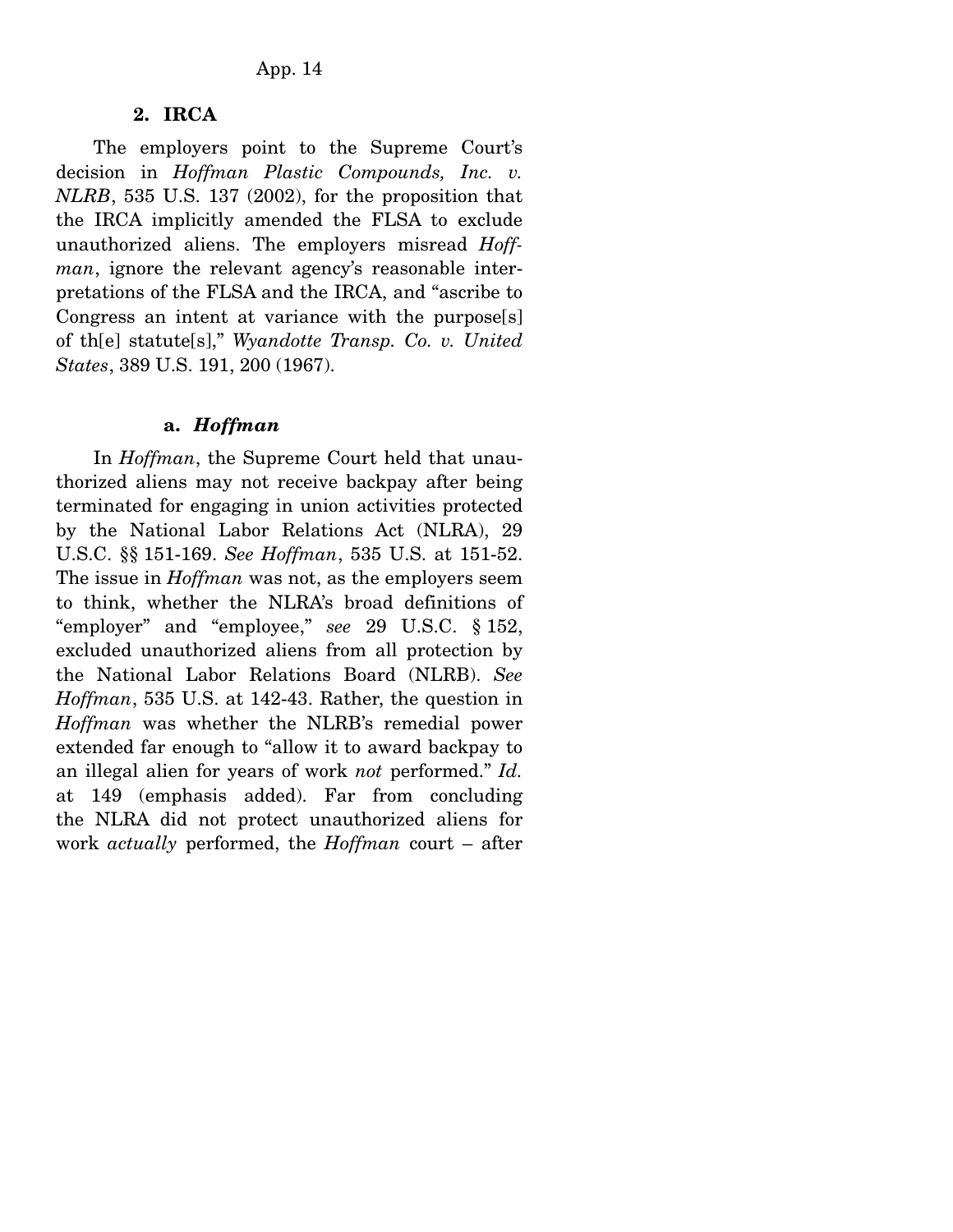## 2. IRCA

The employers point to the Supreme Court's decision in *Hoffman Plastic Compounds, Inc. v. NLRB*, 535 U.S. 137 (2002), for the proposition that the IRCA implicitly amended the FLSA to exclude unauthorized aliens. The employers misread *Hoffman*, ignore the relevant agency's reasonable interpretations of the FLSA and the IRCA, and "ascribe to Congress an intent at variance with the purpose[s] of th[e] statute[s]," *Wyandotte Transp. Co. v. United States*, 389 U.S. 191, 200 (1967).

### a. *Hoffman*

In *Hoffman*, the Supreme Court held that unauthorized aliens may not receive backpay after being terminated for engaging in union activities protected by the National Labor Relations Act (NLRA), 29 U.S.C. §§ 151-169. *See Hoffman*, 535 U.S. at 151-52. The issue in *Hoffman* was not, as the employers seem to think, whether the NLRA's broad definitions of "employer" and "employee," *see* 29 U.S.C. § 152, excluded unauthorized aliens from all protection by the National Labor Relations Board (NLRB). *See Hoffman*, 535 U.S. at 142-43. Rather, the question in *Hoffman* was whether the NLRB's remedial power extended far enough to "allow it to award backpay to an illegal alien for years of work *not* performed." *Id.* at 149 (emphasis added). Far from concluding the NLRA did not protect unauthorized aliens for work *actually* performed, the *Hoffman* court – after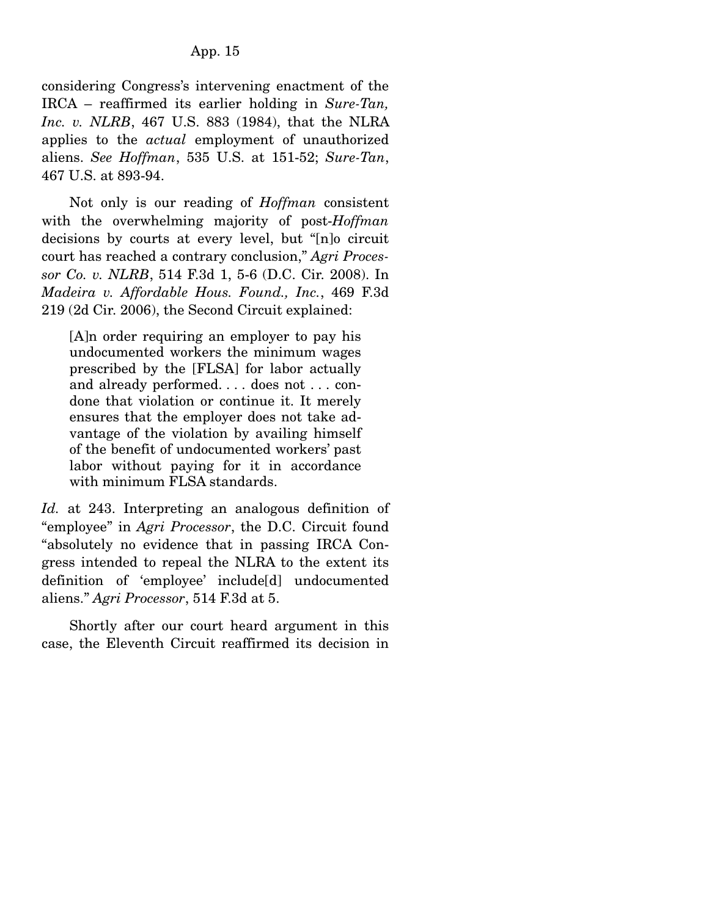considering Congress's intervening enactment of the IRCA – reaffirmed its earlier holding in *Sure-Tan, Inc. v. NLRB*, 467 U.S. 883 (1984), that the NLRA applies to the *actual* employment of unauthorized aliens. *See Hoffman*, 535 U.S. at 151-52; *Sure-Tan*, 467 U.S. at 893-94.

Not only is our reading of *Hoffman* consistent with the overwhelming majority of post-*Hoffman* decisions by courts at every level, but "[n]o circuit court has reached a contrary conclusion," *Agri Processor Co. v. NLRB*, 514 F.3d 1, 5-6 (D.C. Cir. 2008). In *Madeira v. Affordable Hous. Found., Inc.*, 469 F.3d 219 (2d Cir. 2006), the Second Circuit explained:

> [A]n order requiring an employer to pay his undocumented workers the minimum wages prescribed by the [FLSA] for labor actually and already performed. . . . does not . . . condone that violation or continue it. It merely ensures that the employer does not take advantage of the violation by availing himself of the benefit of undocumented workers' past labor without paying for it in accordance with minimum FLSA standards.

*Id.* at 243. Interpreting an analogous definition of "employee" in *Agri Processor*, the D.C. Circuit found "absolutely no evidence that in passing IRCA Congress intended to repeal the NLRA to the extent its definition of 'employee' include[d] undocumented aliens." *Agri Processor*, 514 F.3d at 5.

Shortly after our court heard argument in this case, the Eleventh Circuit reaffirmed its decision in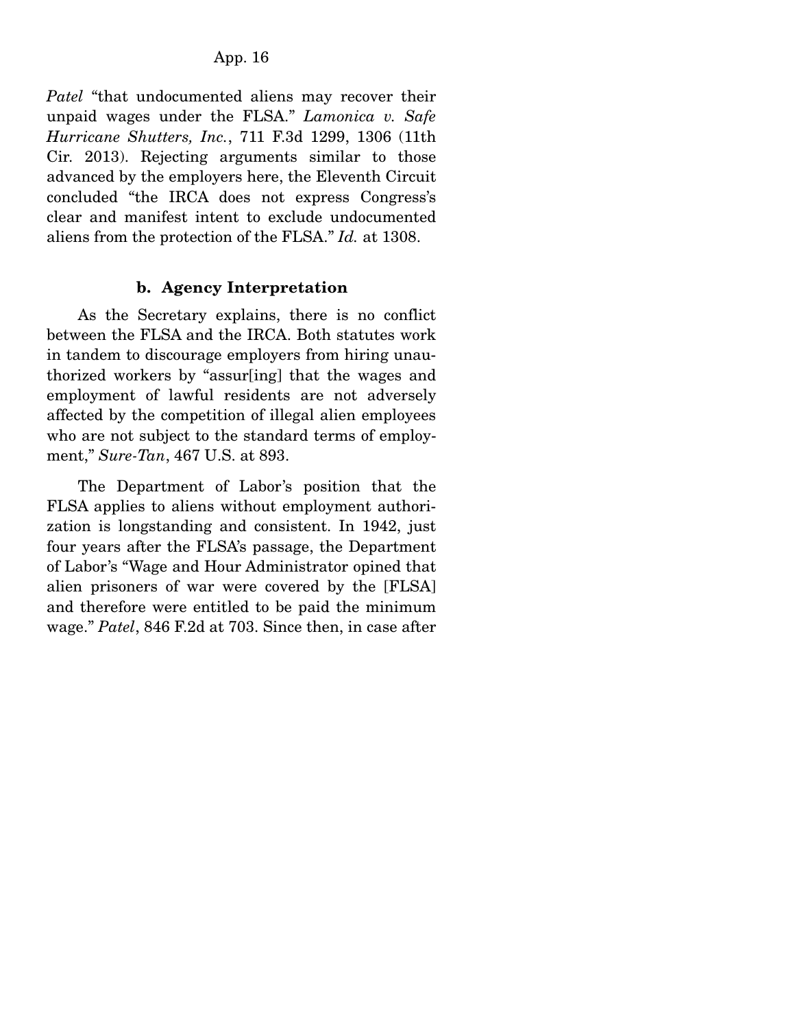*Patel* "that undocumented aliens may recover their unpaid wages under the FLSA." *Lamonica v. Safe Hurricane Shutters, Inc.*, 711 F.3d 1299, 1306 (11th Cir. 2013). Rejecting arguments similar to those advanced by the employers here, the Eleventh Circuit concluded "the IRCA does not express Congress's clear and manifest intent to exclude undocumented aliens from the protection of the FLSA." *Id.* at 1308.

### b. Agency Interpretation

As the Secretary explains, there is no conflict between the FLSA and the IRCA. Both statutes work in tandem to discourage employers from hiring unauthorized workers by "assur[ing] that the wages and employment of lawful residents are not adversely affected by the competition of illegal alien employees who are not subject to the standard terms of employment," *Sure-Tan*, 467 U.S. at 893.

The Department of Labor's position that the FLSA applies to aliens without employment authorization is longstanding and consistent. In 1942, just four years after the FLSA's passage, the Department of Labor's "Wage and Hour Administrator opined that alien prisoners of war were covered by the [FLSA] and therefore were entitled to be paid the minimum wage." *Patel*, 846 F.2d at 703. Since then, in case after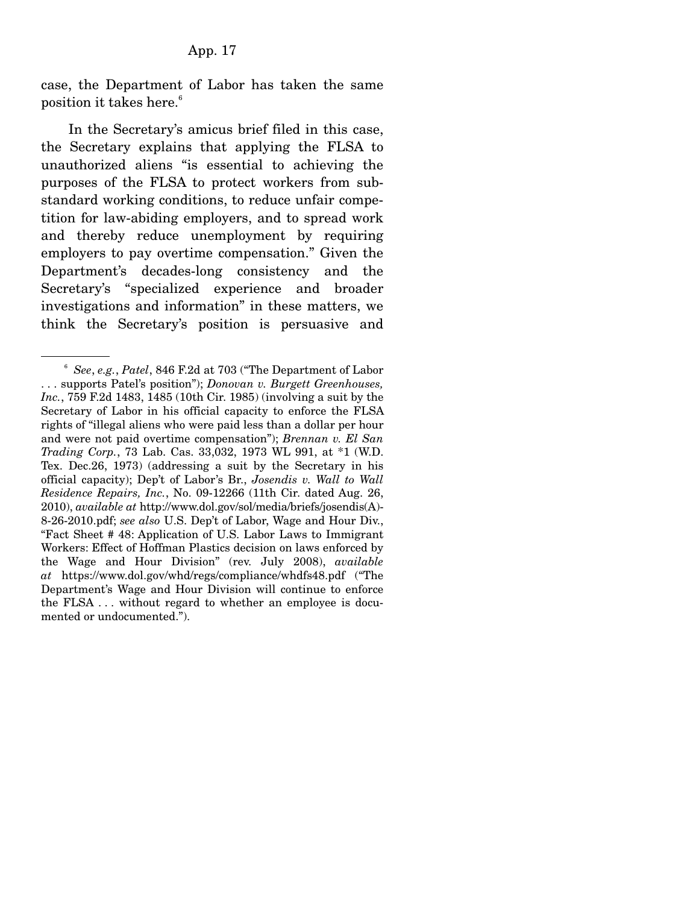case, the Department of Labor has taken the same position it takes here.[6]

In the Secretary's amicus brief filed in this case, the Secretary explains that applying the FLSA to unauthorized aliens "is essential to achieving the purposes of the FLSA to protect workers from substandard working conditions, to reduce unfair competition for law-abiding employers, and to spread work and thereby reduce unemployment by requiring employers to pay overtime compensation." Given the Department's decades-long consistency and the Secretary's "specialized experience and broader investigations and information" in these matters, we think the Secretary's position is persuasive and

---

[6] *See*, *e.g.*, *Patel*, 846 F.2d at 703 ("The Department of Labor . . . supports Patel's position"); *Donovan v. Burgett Greenhouses, Inc.*, 759 F.2d 1483, 1485 (10th Cir. 1985) (involving a suit by the Secretary of Labor in his official capacity to enforce the FLSA rights of "illegal aliens who were paid less than a dollar per hour and were not paid overtime compensation"); *Brennan v. El San Trading Corp.*, 73 Lab. Cas. 33,032, 1973 WL 991, at *1 (W.D. Tex. Dec.26, 1973) (addressing a suit by the Secretary in his official capacity); Dep't of Labor's Br., *Josendis v. Wall to Wall Residence Repairs, Inc.*, No. 09-12266 (11th Cir. dated Aug. 26, 2010), *available at* http://www.dol.gov/sol/media/briefs/josendis(A)-8-26-2010.pdf; *see also* U.S. Dep't of Labor, Wage and Hour Div., "Fact Sheet # 48: Application of U.S. Labor Laws to Immigrant Workers: Effect of Hoffman Plastics decision on laws enforced by the Wage and Hour Division" (rev. July 2008), *available at* https://www.dol.gov/whd/regs/compliance/whdfs48.pdf ("The Department's Wage and Hour Division will continue to enforce the FLSA . . . without regard to whether an employee is documented or undocumented.").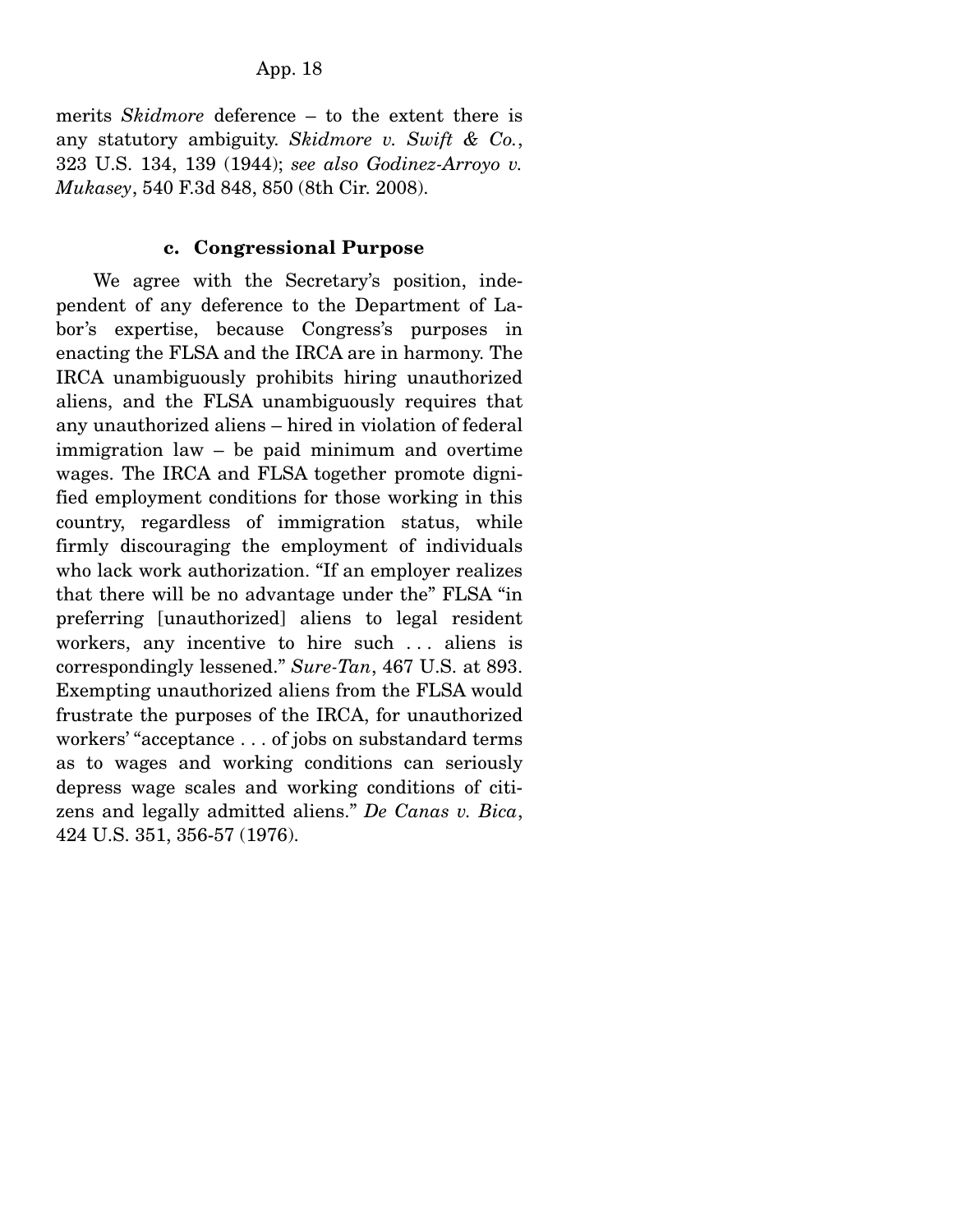merits *Skidmore* deference – to the extent there is any statutory ambiguity. *Skidmore v. Swift & Co.*, 323 U.S. 134, 139 (1944); *see also Godinez-Arroyo v. Mukasey*, 540 F.3d 848, 850 (8th Cir. 2008).

### c. Congressional Purpose

We agree with the Secretary's position, independent of any deference to the Department of Labor's expertise, because Congress's purposes in enacting the FLSA and the IRCA are in harmony. The IRCA unambiguously prohibits hiring unauthorized aliens, and the FLSA unambiguously requires that any unauthorized aliens – hired in violation of federal immigration law – be paid minimum and overtime wages. The IRCA and FLSA together promote dignified employment conditions for those working in this country, regardless of immigration status, while firmly discouraging the employment of individuals who lack work authorization. "If an employer realizes that there will be no advantage under the" FLSA "in preferring [unauthorized] aliens to legal resident workers, any incentive to hire such . . . aliens is correspondingly lessened." *Sure-Tan*, 467 U.S. at 893. Exempting unauthorized aliens from the FLSA would frustrate the purposes of the IRCA, for unauthorized workers' "acceptance . . . of jobs on substandard terms as to wages and working conditions can seriously depress wage scales and working conditions of citizens and legally admitted aliens." *De Canas v. Bica*, 424 U.S. 351, 356-57 (1976).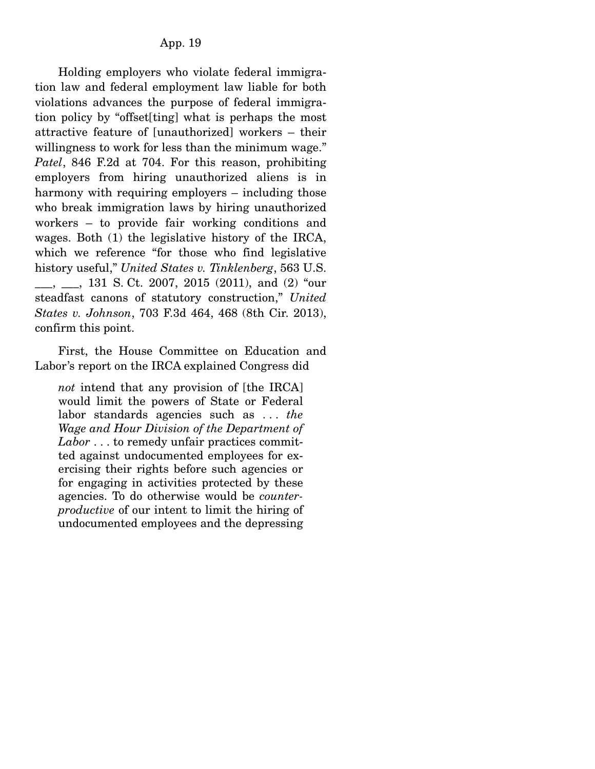Holding employers who violate federal immigration law and federal employment law liable for both violations advances the purpose of federal immigration policy by "offset[ting] what is perhaps the most attractive feature of [unauthorized] workers – their willingness to work for less than the minimum wage." *Patel*, 846 F.2d at 704. For this reason, prohibiting employers from hiring unauthorized aliens is in harmony with requiring employers – including those who break immigration laws by hiring unauthorized workers – to provide fair working conditions and wages. Both (1) the legislative history of the IRCA, which we reference "for those who find legislative history useful," *United States v. Tinklenberg*, 563 U.S. ___, ___, 131 S. Ct. 2007, 2015 (2011), and (2) "our steadfast canons of statutory construction," *United States v. Johnson*, 703 F.3d 464, 468 (8th Cir. 2013), confirm this point.

First, the House Committee on Education and Labor's report on the IRCA explained Congress did

> *not* intend that any provision of [the IRCA] would limit the powers of State or Federal labor standards agencies such as . . . *the Wage and Hour Division of the Department of Labor* . . . to remedy unfair practices committed against undocumented employees for exercising their rights before such agencies or for engaging in activities protected by these agencies. To do otherwise would be *counter-productive* of our intent to limit the hiring of undocumented employees and the depressing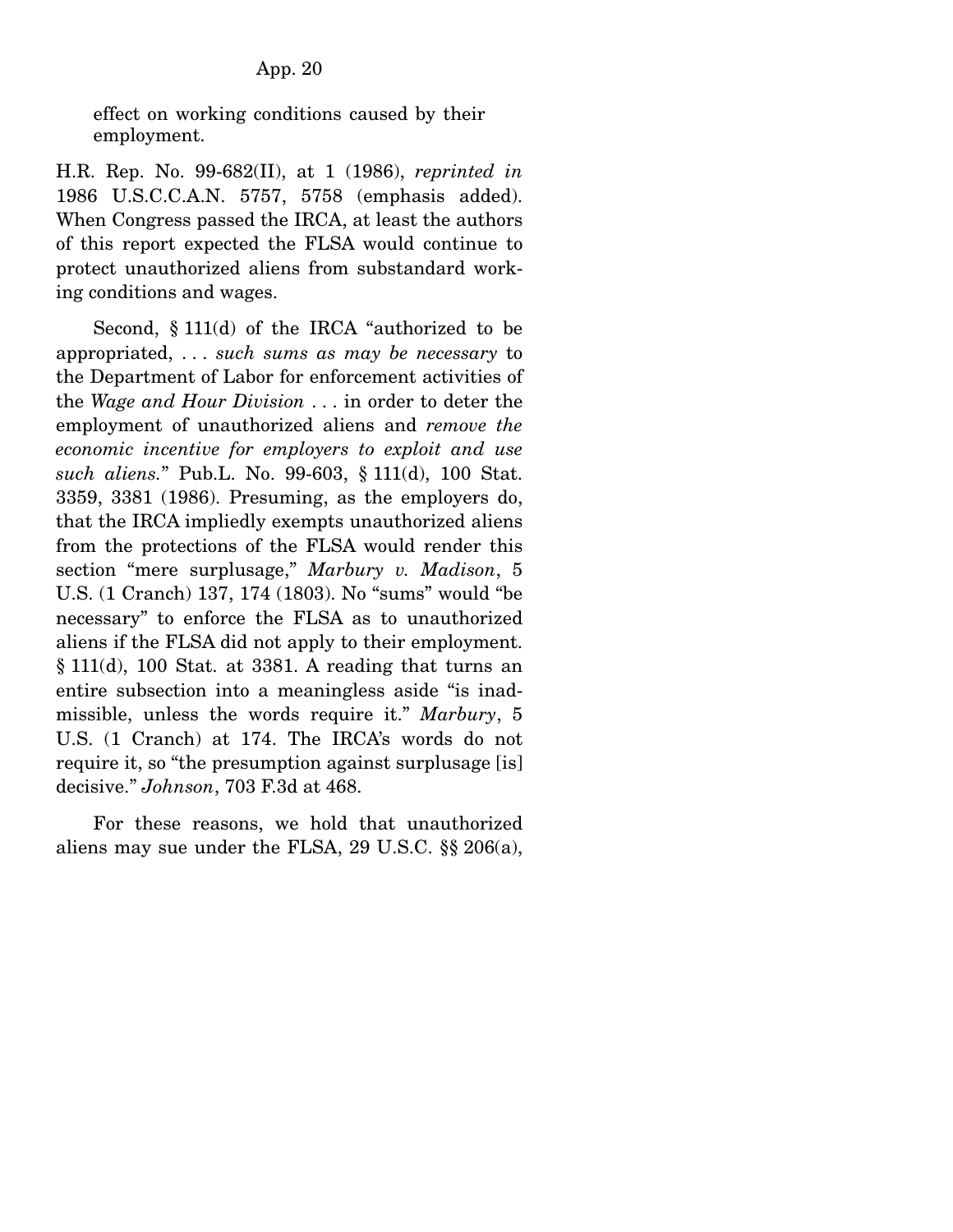effect on working conditions caused by their employment.

H.R. Rep. No. 99-682(II), at 1 (1986), *reprinted in* 1986 U.S.C.C.A.N. 5757, 5758 (emphasis added). When Congress passed the IRCA, at least the authors of this report expected the FLSA would continue to protect unauthorized aliens from substandard working conditions and wages.

Second, § 111(d) of the IRCA "authorized to be appropriated, . . . *such sums as may be necessary* to the Department of Labor for enforcement activities of the *Wage and Hour Division* . . . in order to deter the employment of unauthorized aliens and *remove the economic incentive for employers to exploit and use such aliens.*" Pub.L. No. 99-603, § 111(d), 100 Stat. 3359, 3381 (1986). Presuming, as the employers do, that the IRCA impliedly exempts unauthorized aliens from the protections of the FLSA would render this section "mere surplusage," *Marbury v. Madison*, 5 U.S. (1 Cranch) 137, 174 (1803). No "sums" would "be necessary" to enforce the FLSA as to unauthorized aliens if the FLSA did not apply to their employment. § 111(d), 100 Stat. at 3381. A reading that turns an entire subsection into a meaningless aside "is inadmissible, unless the words require it." *Marbury*, 5 U.S. (1 Cranch) at 174. The IRCA's words do not require it, so "the presumption against surplusage [is] decisive." *Johnson*, 703 F.3d at 468.

For these reasons, we hold that unauthorized aliens may sue under the FLSA, 29 U.S.C. §§ 206(a),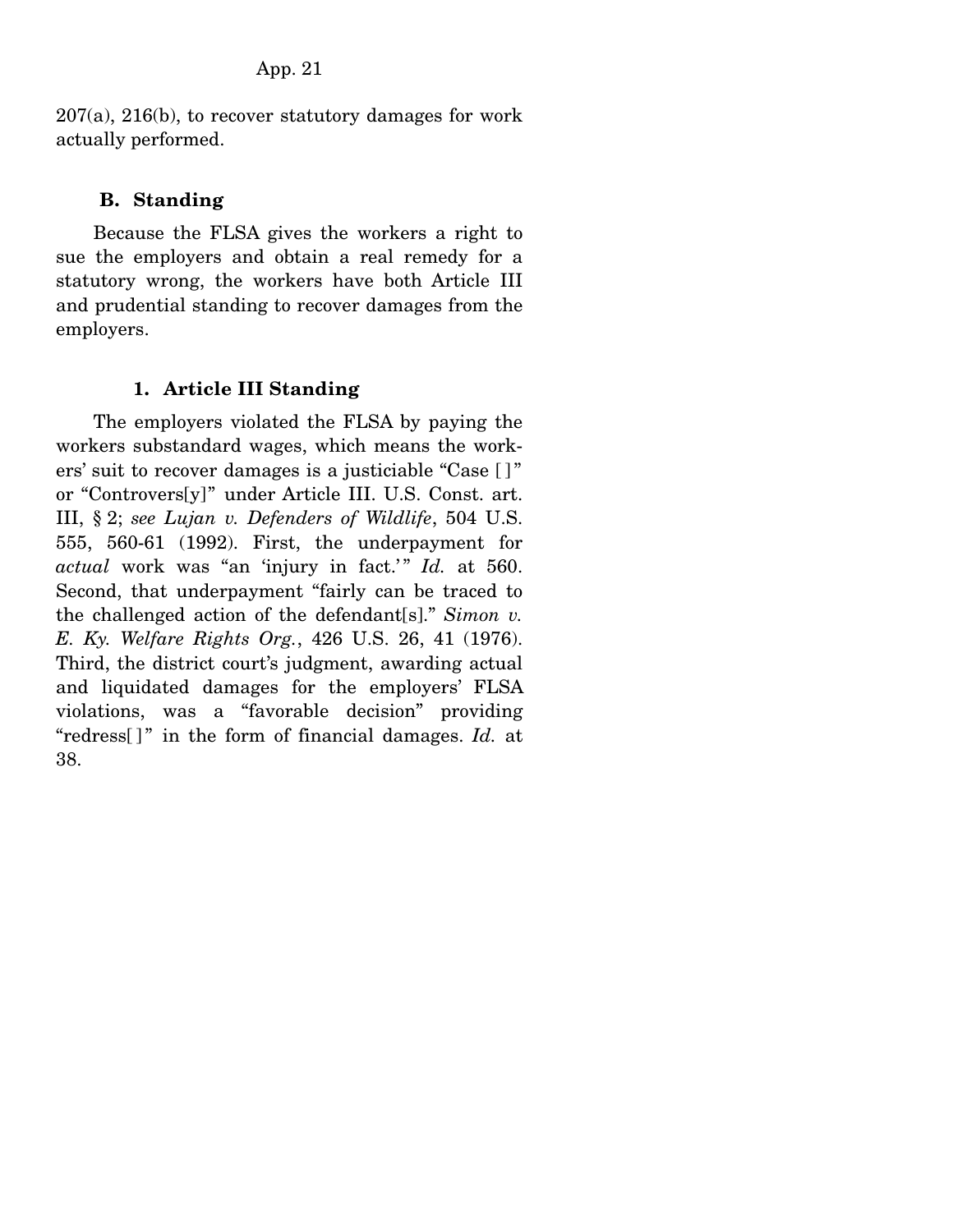207(a), 216(b), to recover statutory damages for work actually performed.

### B. Standing

Because the FLSA gives the workers a right to sue the employers and obtain a real remedy for a statutory wrong, the workers have both Article III and prudential standing to recover damages from the employers.

#### 1. Article III Standing

The employers violated the FLSA by paying the workers substandard wages, which means the workers' suit to recover damages is a justiciable "Case [ ]" or "Controvers[y]" under Article III. U.S. Const. art. III, § 2; *see Lujan v. Defenders of Wildlife*, 504 U.S. 555, 560-61 (1992). First, the underpayment for *actual* work was "an 'injury in fact.'" *Id.* at 560. Second, that underpayment "fairly can be traced to the challenged action of the defendant[s]." *Simon v. E. Ky. Welfare Rights Org.*, 426 U.S. 26, 41 (1976). Third, the district court's judgment, awarding actual and liquidated damages for the employers' FLSA violations, was a "favorable decision" providing "redress[ ]" in the form of financial damages. *Id.* at 38.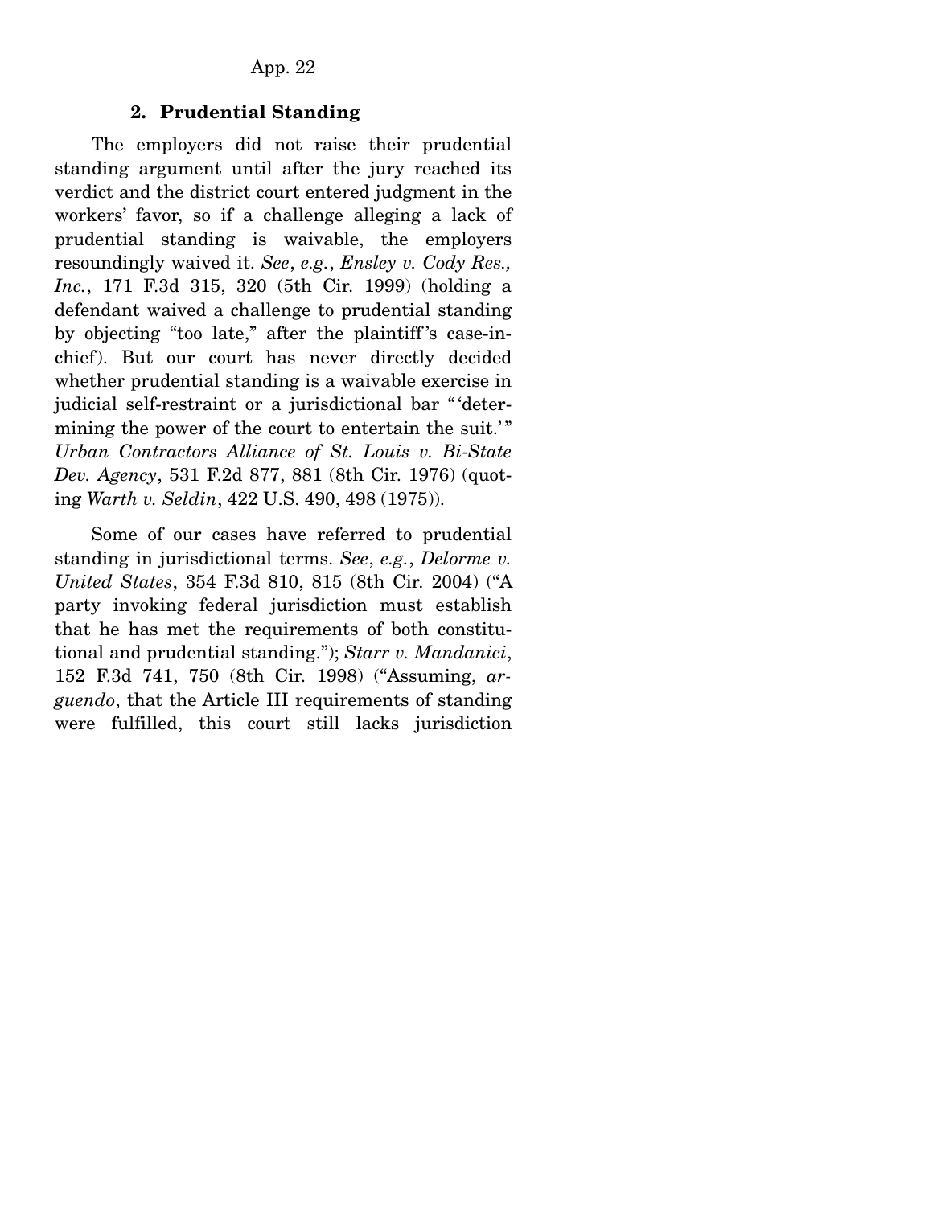### 2. Prudential Standing

The employers did not raise their prudential standing argument until after the jury reached its verdict and the district court entered judgment in the workers' favor, so if a challenge alleging a lack of prudential standing is waivable, the employers resoundingly waived it. *See*, *e.g.*, *Ensley v. Cody Res., Inc.*, 171 F.3d 315, 320 (5th Cir. 1999) (holding a defendant waived a challenge to prudential standing by objecting "too late," after the plaintiff's case-in-chief). But our court has never directly decided whether prudential standing is a waivable exercise in judicial self-restraint or a jurisdictional bar "'determining the power of the court to entertain the suit.'" *Urban Contractors Alliance of St. Louis v. Bi-State Dev. Agency*, 531 F.2d 877, 881 (8th Cir. 1976) (quoting *Warth v. Seldin*, 422 U.S. 490, 498 (1975)).

Some of our cases have referred to prudential standing in jurisdictional terms. *See*, *e.g.*, *Delorme v. United States*, 354 F.3d 810, 815 (8th Cir. 2004) ("A party invoking federal jurisdiction must establish that he has met the requirements of both constitutional and prudential standing."); *Starr v. Mandanici*, 152 F.3d 741, 750 (8th Cir. 1998) ("Assuming, *arguendo*, that the Article III requirements of standing were fulfilled, this court still lacks jurisdiction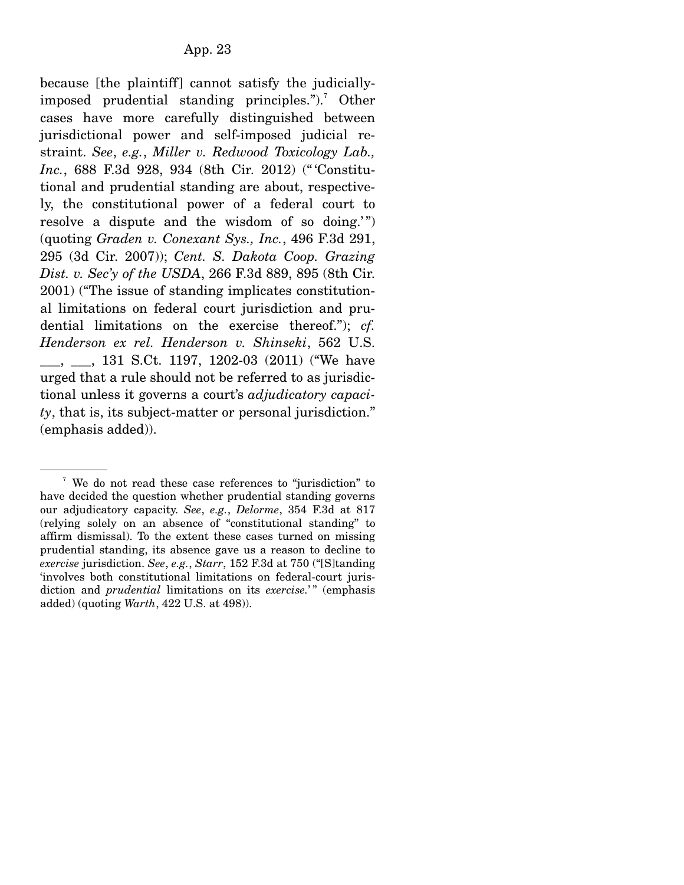because [the plaintiff] cannot satisfy the judicially-imposed prudential standing principles.").[7] Other cases have more carefully distinguished between jurisdictional power and self-imposed judicial restraint. *See*, *e.g.*, *Miller v. Redwood Toxicology Lab., Inc.*, 688 F.3d 928, 934 (8th Cir. 2012) ("'Constitutional and prudential standing are about, respectively, the constitutional power of a federal court to resolve a dispute and the wisdom of so doing.'") (quoting *Graden v. Conexant Sys., Inc.*, 496 F.3d 291, 295 (3d Cir. 2007)); *Cent. S. Dakota Coop. Grazing Dist. v. Sec'y of the USDA*, 266 F.3d 889, 895 (8th Cir. 2001) ("The issue of standing implicates constitutional limitations on federal court jurisdiction and prudential limitations on the exercise thereof."); *cf. Henderson ex rel. Henderson v. Shinseki*, 562 U.S. ___, ___, 131 S.Ct. 1197, 1202-03 (2011) ("We have urged that a rule should not be referred to as jurisdictional unless it governs a court's *adjudicatory capacity*, that is, its subject-matter or personal jurisdiction." (emphasis added)).

---

[7] We do not read these case references to "jurisdiction" to have decided the question whether prudential standing governs our adjudicatory capacity. *See*, *e.g.*, *Delorme*, 354 F.3d at 817 (relying solely on an absence of "constitutional standing" to affirm dismissal). To the extent these cases turned on missing prudential standing, its absence gave us a reason to decline to *exercise* jurisdiction. *See*, *e.g.*, *Starr*, 152 F.3d at 750 ("[S]tanding 'involves both constitutional limitations on federal-court jurisdiction and *prudential* limitations on its *exercise*.'" (emphasis added) (quoting *Warth*, 422 U.S. at 498)).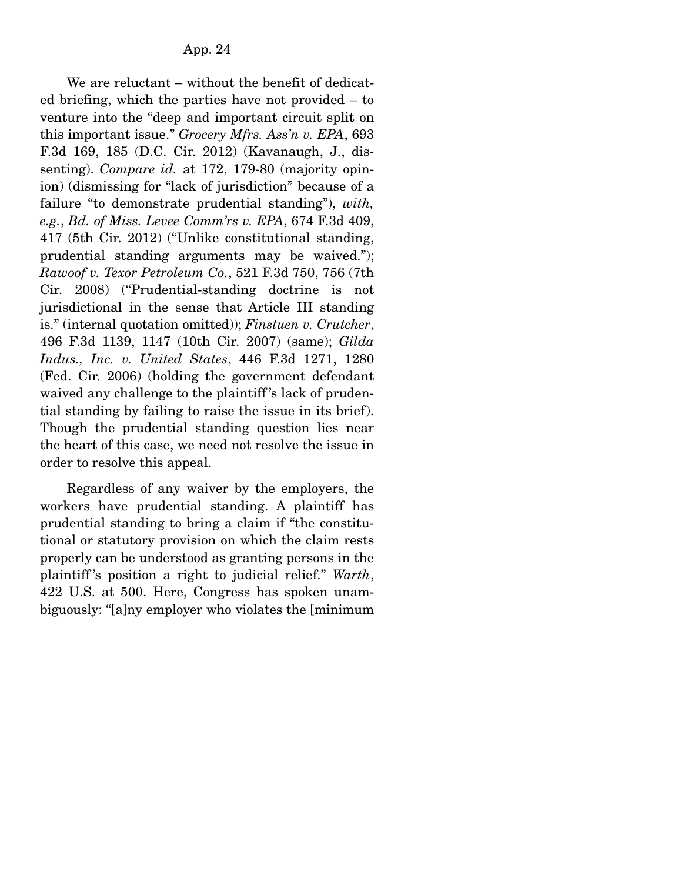We are reluctant – without the benefit of dedicated briefing, which the parties have not provided – to venture into the "deep and important circuit split on this important issue." *Grocery Mfrs. Ass'n v. EPA*, 693 F.3d 169, 185 (D.C. Cir. 2012) (Kavanaugh, J., dissenting). *Compare id.* at 172, 179-80 (majority opinion) (dismissing for "lack of jurisdiction" because of a failure "to demonstrate prudential standing"), *with, e.g.*, *Bd. of Miss. Levee Comm'rs v. EPA*, 674 F.3d 409, 417 (5th Cir. 2012) ("Unlike constitutional standing, prudential standing arguments may be waived."); *Rawoof v. Texor Petroleum Co.*, 521 F.3d 750, 756 (7th Cir. 2008) ("Prudential-standing doctrine is not jurisdictional in the sense that Article III standing is." (internal quotation omitted)); *Finstuen v. Crutcher*, 496 F.3d 1139, 1147 (10th Cir. 2007) (same); *Gilda Indus., Inc. v. United States*, 446 F.3d 1271, 1280 (Fed. Cir. 2006) (holding the government defendant waived any challenge to the plaintiff's lack of prudential standing by failing to raise the issue in its brief). Though the prudential standing question lies near the heart of this case, we need not resolve the issue in order to resolve this appeal.

Regardless of any waiver by the employers, the workers have prudential standing. A plaintiff has prudential standing to bring a claim if "the constitutional or statutory provision on which the claim rests properly can be understood as granting persons in the plaintiff's position a right to judicial relief." *Warth*, 422 U.S. at 500. Here, Congress has spoken unambiguously: "[a]ny employer who violates the [minimum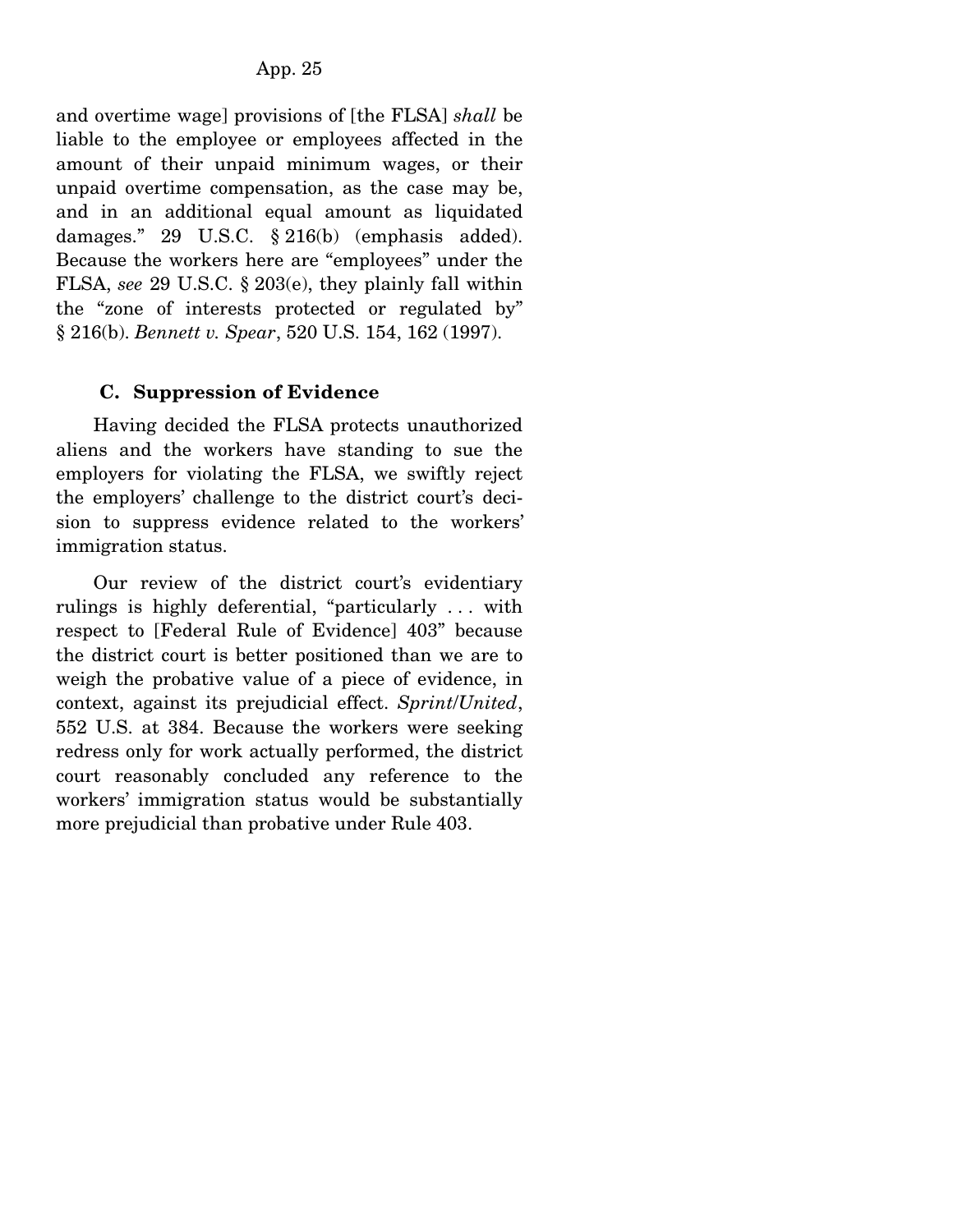and overtime wage] provisions of [the FLSA] *shall* be liable to the employee or employees affected in the amount of their unpaid minimum wages, or their unpaid overtime compensation, as the case may be, and in an additional equal amount as liquidated damages." 29 U.S.C. § 216(b) (emphasis added). Because the workers here are "employees" under the FLSA, *see* 29 U.S.C. § 203(e), they plainly fall within the "zone of interests protected or regulated by" § 216(b). *Bennett v. Spear*, 520 U.S. 154, 162 (1997).

### C. Suppression of Evidence

Having decided the FLSA protects unauthorized aliens and the workers have standing to sue the employers for violating the FLSA, we swiftly reject the employers' challenge to the district court's decision to suppress evidence related to the workers' immigration status.

Our review of the district court's evidentiary rulings is highly deferential, "particularly . . . with respect to [Federal Rule of Evidence] 403" because the district court is better positioned than we are to weigh the probative value of a piece of evidence, in context, against its prejudicial effect. *Sprint/United*, 552 U.S. at 384. Because the workers were seeking redress only for work actually performed, the district court reasonably concluded any reference to the workers' immigration status would be substantially more prejudicial than probative under Rule 403.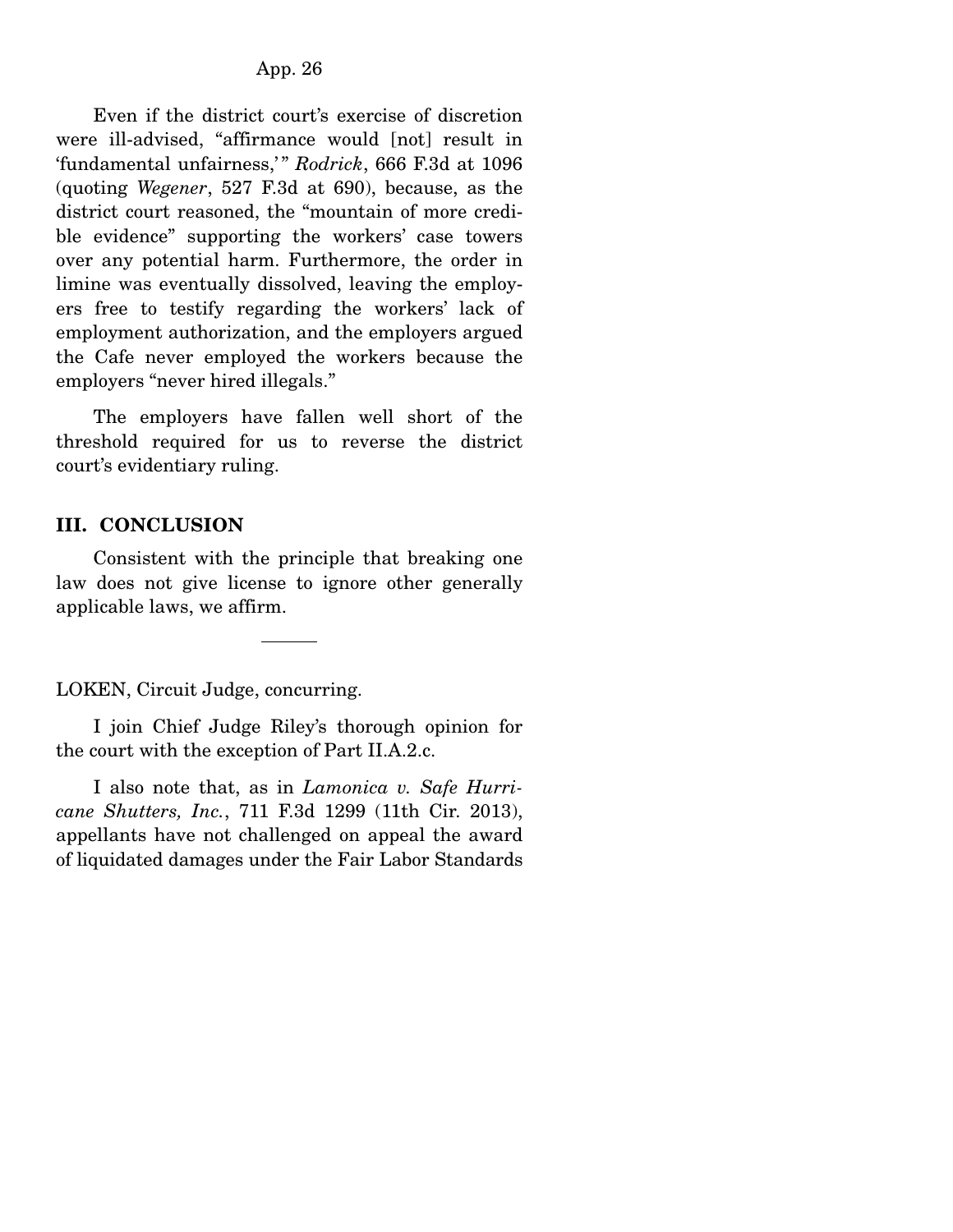Even if the district court's exercise of discretion were ill-advised, "affirmance would [not] result in 'fundamental unfairness,'" *Rodrick*, 666 F.3d at 1096 (quoting *Wegener*, 527 F.3d at 690), because, as the district court reasoned, the "mountain of more credible evidence" supporting the workers' case towers over any potential harm. Furthermore, the order in limine was eventually dissolved, leaving the employers free to testify regarding the workers' lack of employment authorization, and the employers argued the Cafe never employed the workers because the employers "never hired illegals."

The employers have fallen well short of the threshold required for us to reverse the district court's evidentiary ruling.

## III. CONCLUSION

Consistent with the principle that breaking one law does not give license to ignore other generally applicable laws, we affirm.

---

LOKEN, Circuit Judge, concurring.

I join Chief Judge Riley's thorough opinion for the court with the exception of Part II.A.2.c.

I also note that, as in *Lamonica v. Safe Hurricane Shutters, Inc.*, 711 F.3d 1299 (11th Cir. 2013), appellants have not challenged on appeal the award of liquidated damages under the Fair Labor Standards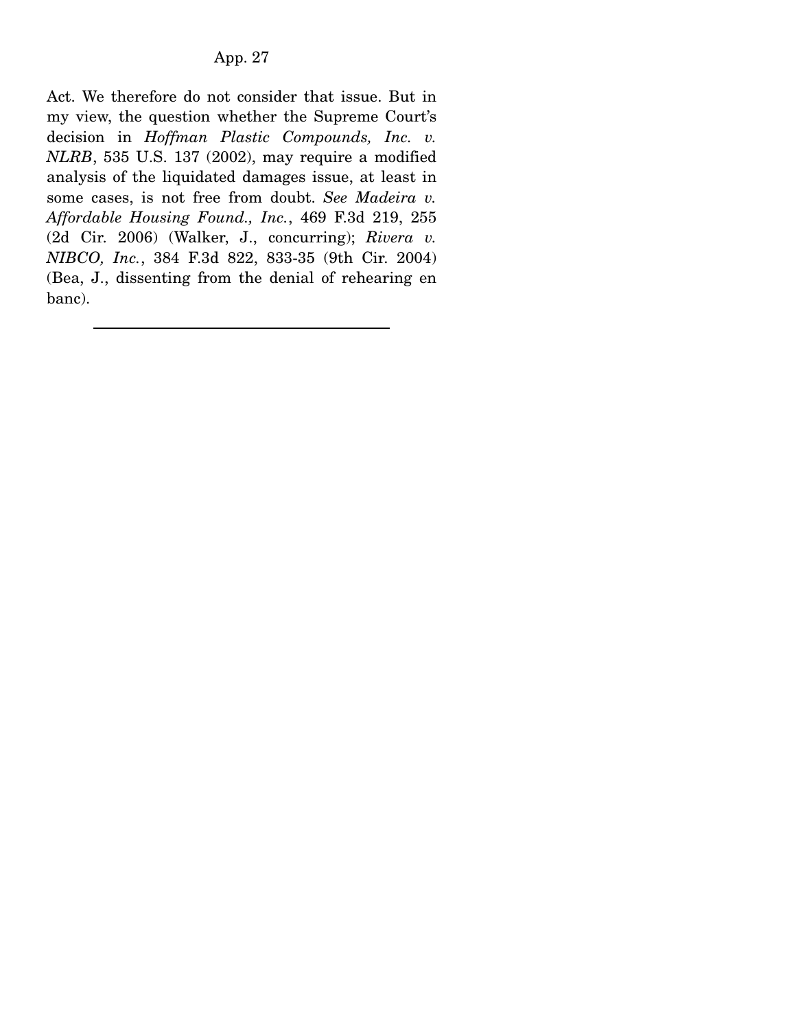Act. We therefore do not consider that issue. But in my view, the question whether the Supreme Court's decision in *Hoffman Plastic Compounds, Inc. v. NLRB*, 535 U.S. 137 (2002), may require a modified analysis of the liquidated damages issue, at least in some cases, is not free from doubt. *See Madeira v. Affordable Housing Found., Inc.*, 469 F.3d 219, 255 (2d Cir. 2006) (Walker, J., concurring); *Rivera v. NIBCO, Inc.*, 384 F.3d 822, 833-35 (9th Cir. 2004) (Bea, J., dissenting from the denial of rehearing en banc).

---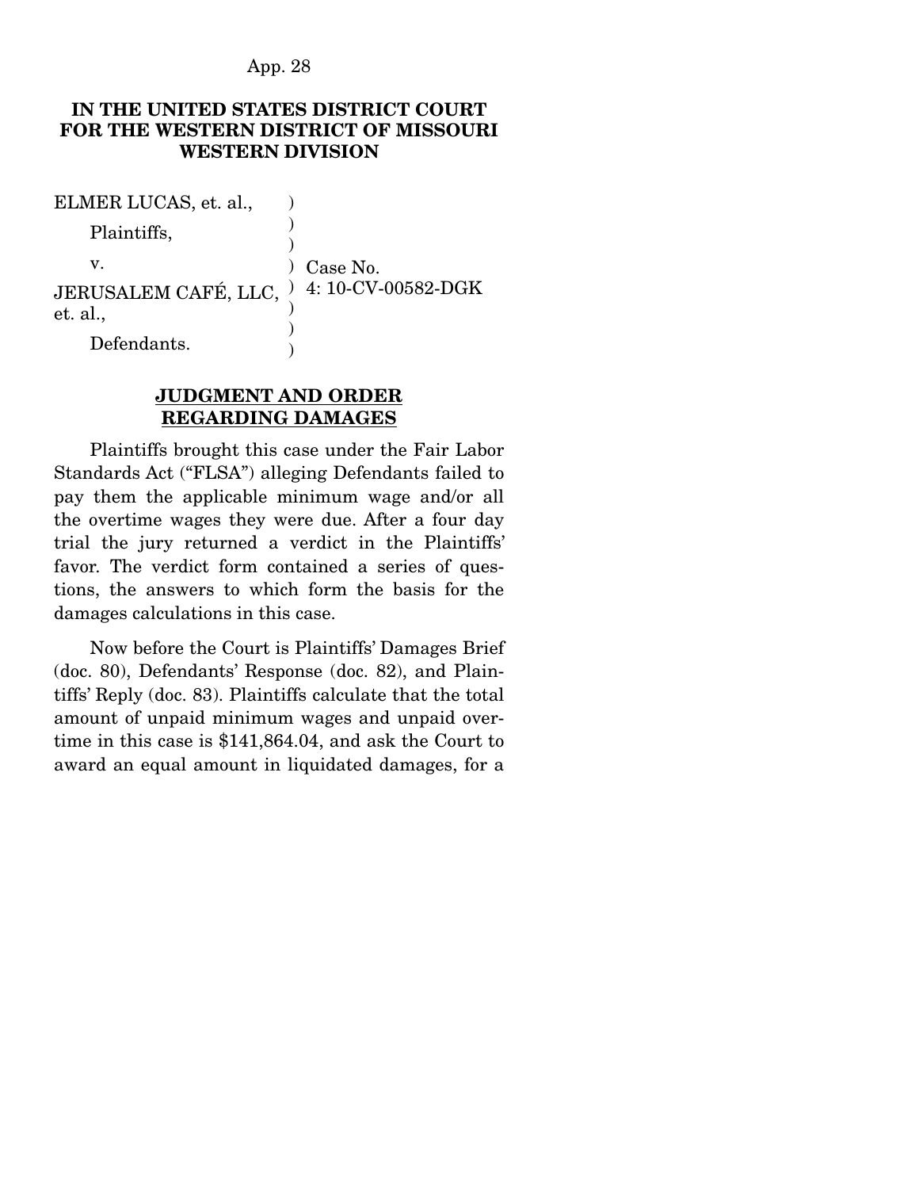**IN THE UNITED STATES DISTRICT COURT FOR THE WESTERN DISTRICT OF MISSOURI WESTERN DIVISION**

| | | |
|---|---|---|
| ELMER LUCAS, et. al., | ) | |
| Plaintiffs, | ) | |
| v. | ) | Case No. |
| JERUSALEM CAFÉ, LLC, et. al., | ) | 4: 10-CV-00582-DGK |
| Defendants. | ) | |

**JUDGMENT AND ORDER REGARDING DAMAGES**

Plaintiffs brought this case under the Fair Labor Standards Act ("FLSA") alleging Defendants failed to pay them the applicable minimum wage and/or all the overtime wages they were due. After a four day trial the jury returned a verdict in the Plaintiffs' favor. The verdict form contained a series of questions, the answers to which form the basis for the damages calculations in this case.

Now before the Court is Plaintiffs' Damages Brief (doc. 80), Defendants' Response (doc. 82), and Plaintiffs' Reply (doc. 83). Plaintiffs calculate that the total amount of unpaid minimum wages and unpaid overtime in this case is $141,864.04, and ask the Court to award an equal amount in liquidated damages, for a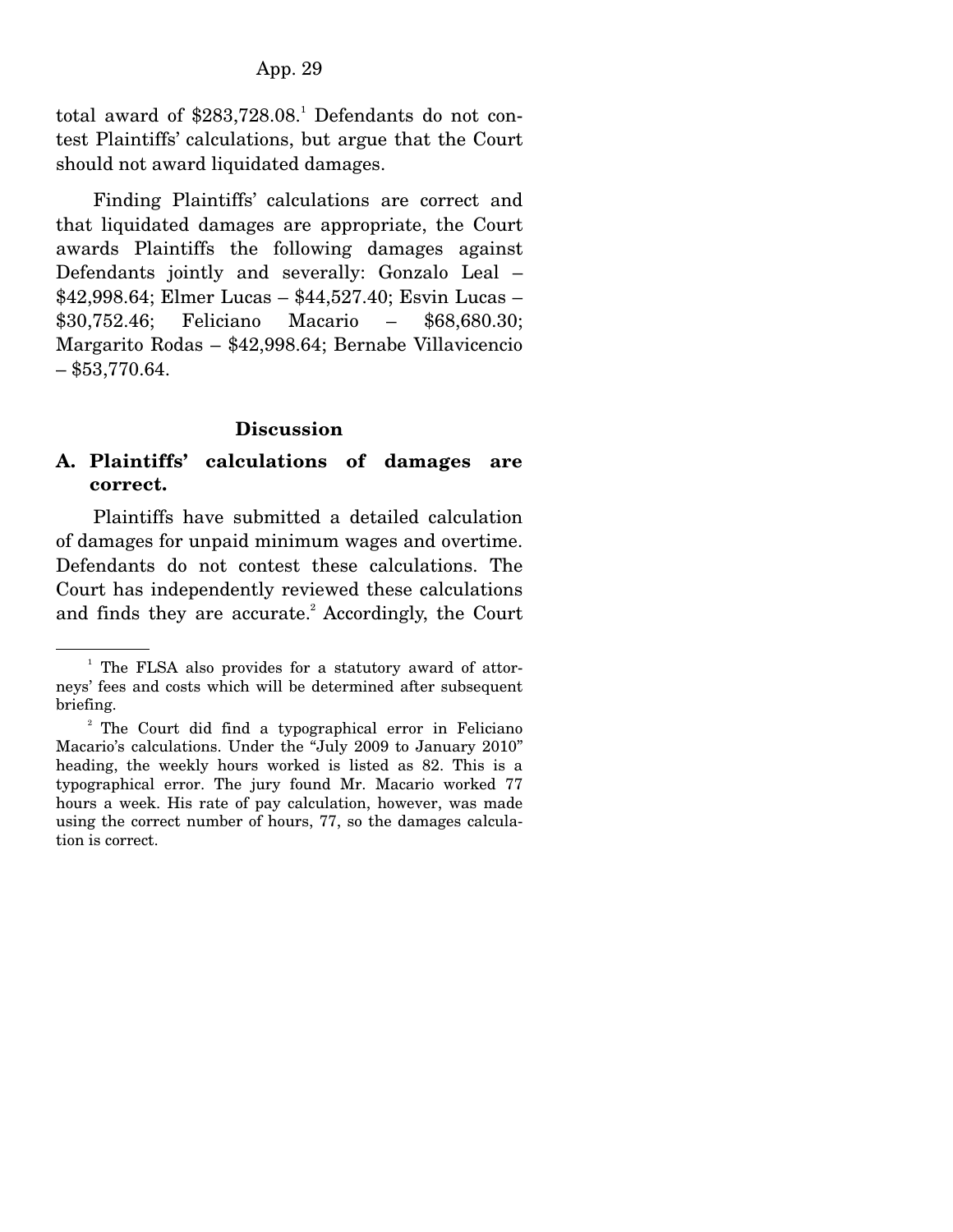total award of $283,728.08.[1] Defendants do not contest Plaintiffs' calculations, but argue that the Court should not award liquidated damages.

Finding Plaintiffs' calculations are correct and that liquidated damages are appropriate, the Court awards Plaintiffs the following damages against Defendants jointly and severally: Gonzalo Leal – $42,998.64; Elmer Lucas – $44,527.40; Esvin Lucas – $30,752.46; Feliciano Macario – $68,680.30; Margarito Rodas – $42,998.64; Bernabe Villavicencio – $53,770.64.

## Discussion

### A. Plaintiffs' calculations of damages are correct.

Plaintiffs have submitted a detailed calculation of damages for unpaid minimum wages and overtime. Defendants do not contest these calculations. The Court has independently reviewed these calculations and finds they are accurate.[2] Accordingly, the Court

---

[1] The FLSA also provides for a statutory award of attorneys' fees and costs which will be determined after subsequent briefing.

[2] The Court did find a typographical error in Feliciano Macario's calculations. Under the "July 2009 to January 2010" heading, the weekly hours worked is listed as 82. This is a typographical error. The jury found Mr. Macario worked 77 hours a week. His rate of pay calculation, however, was made using the correct number of hours, 77, so the damages calculation is correct.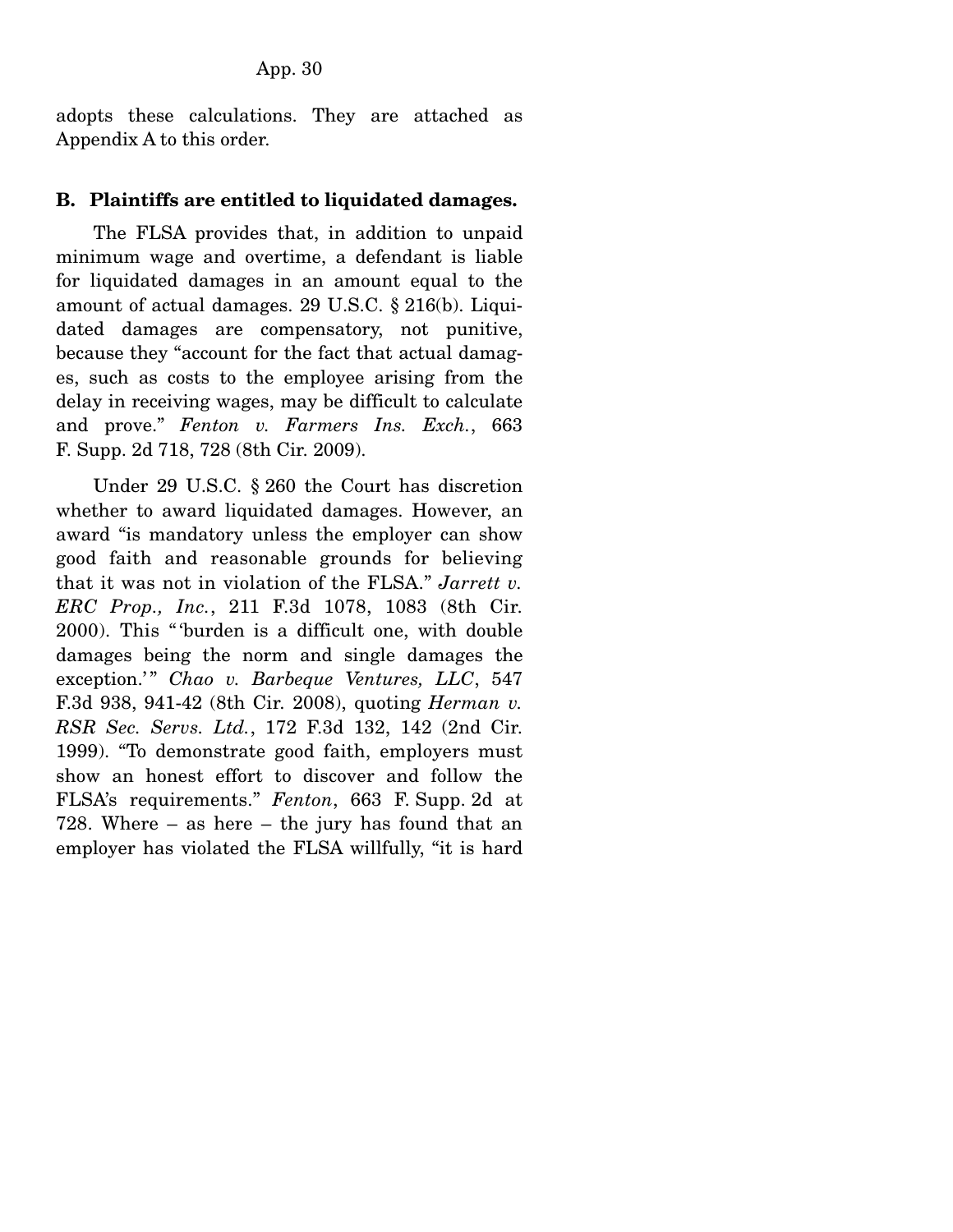adopts these calculations. They are attached as Appendix A to this order.

### B. Plaintiffs are entitled to liquidated damages.

The FLSA provides that, in addition to unpaid minimum wage and overtime, a defendant is liable for liquidated damages in an amount equal to the amount of actual damages. 29 U.S.C. § 216(b). Liquidated damages are compensatory, not punitive, because they "account for the fact that actual damages, such as costs to the employee arising from the delay in receiving wages, may be difficult to calculate and prove." *Fenton v. Farmers Ins. Exch.*, 663 F. Supp. 2d 718, 728 (8th Cir. 2009).

Under 29 U.S.C. § 260 the Court has discretion whether to award liquidated damages. However, an award "is mandatory unless the employer can show good faith and reasonable grounds for believing that it was not in violation of the FLSA." *Jarrett v. ERC Prop., Inc.*, 211 F.3d 1078, 1083 (8th Cir. 2000). This "'burden is a difficult one, with double damages being the norm and single damages the exception.'" *Chao v. Barbeque Ventures, LLC*, 547 F.3d 938, 941-42 (8th Cir. 2008), quoting *Herman v. RSR Sec. Servs. Ltd.*, 172 F.3d 132, 142 (2nd Cir. 1999). "To demonstrate good faith, employers must show an honest effort to discover and follow the FLSA's requirements." *Fenton*, 663 F. Supp. 2d at 728. Where – as here – the jury has found that an employer has violated the FLSA willfully, "it is hard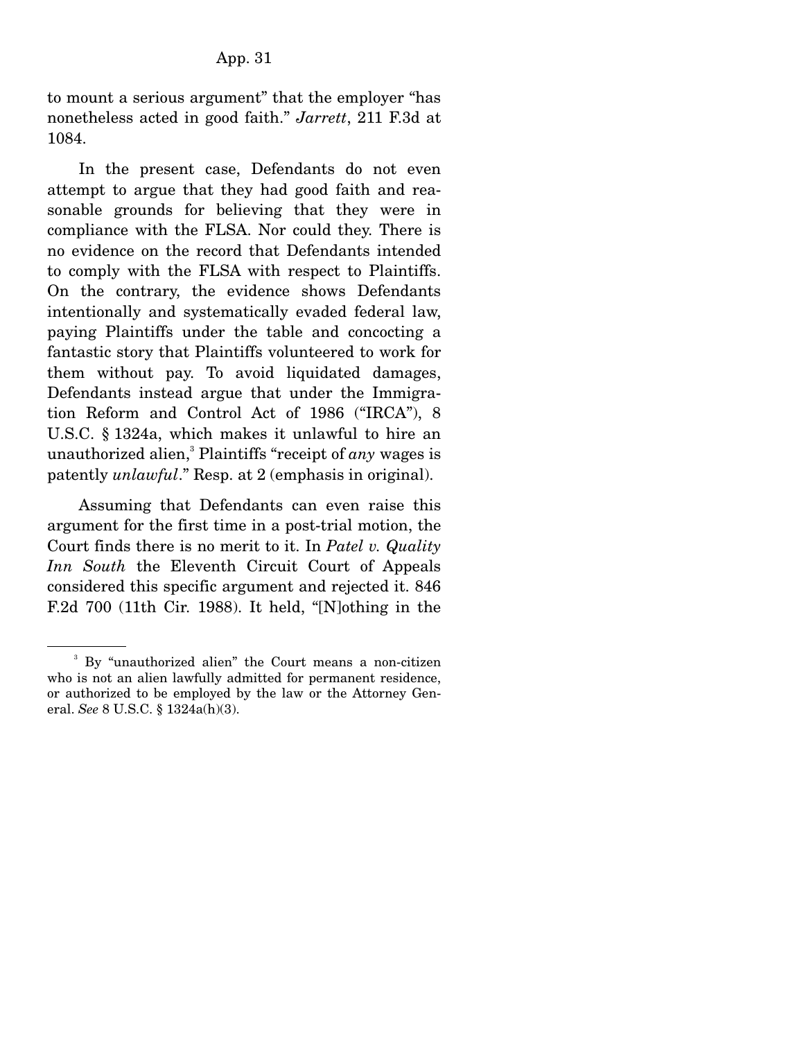to mount a serious argument" that the employer "has nonetheless acted in good faith." *Jarrett*, 211 F.3d at 1084.

In the present case, Defendants do not even attempt to argue that they had good faith and reasonable grounds for believing that they were in compliance with the FLSA. Nor could they. There is no evidence on the record that Defendants intended to comply with the FLSA with respect to Plaintiffs. On the contrary, the evidence shows Defendants intentionally and systematically evaded federal law, paying Plaintiffs under the table and concocting a fantastic story that Plaintiffs volunteered to work for them without pay. To avoid liquidated damages, Defendants instead argue that under the Immigration Reform and Control Act of 1986 ("IRCA"), 8 U.S.C. § 1324a, which makes it unlawful to hire an unauthorized alien,[3] Plaintiffs "receipt of *any* wages is patently *unlawful*." Resp. at 2 (emphasis in original).

Assuming that Defendants can even raise this argument for the first time in a post-trial motion, the Court finds there is no merit to it. In *Patel v. Quality Inn South* the Eleventh Circuit Court of Appeals considered this specific argument and rejected it. 846 F.2d 700 (11th Cir. 1988). It held, "[N]othing in the

---

[3] By "unauthorized alien" the Court means a non-citizen who is not an alien lawfully admitted for permanent residence, or authorized to be employed by the law or the Attorney General. *See* 8 U.S.C. § 1324a(h)(3).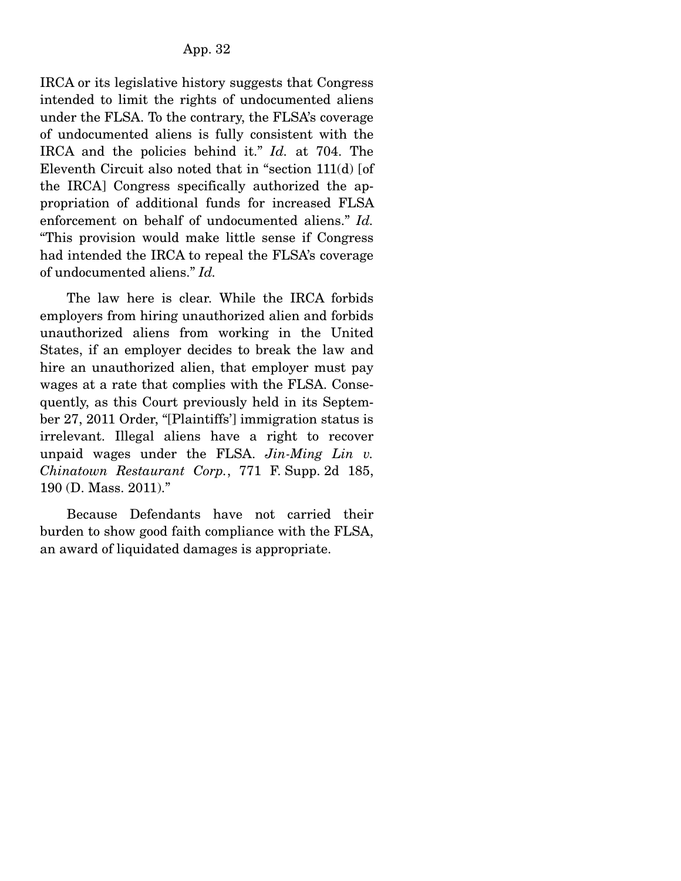IRCA or its legislative history suggests that Congress intended to limit the rights of undocumented aliens under the FLSA. To the contrary, the FLSA's coverage of undocumented aliens is fully consistent with the IRCA and the policies behind it." *Id.* at 704. The Eleventh Circuit also noted that in "section 111(d) [of the IRCA] Congress specifically authorized the appropriation of additional funds for increased FLSA enforcement on behalf of undocumented aliens." *Id.* "This provision would make little sense if Congress had intended the IRCA to repeal the FLSA's coverage of undocumented aliens." *Id.*

The law here is clear. While the IRCA forbids employers from hiring unauthorized alien and forbids unauthorized aliens from working in the United States, if an employer decides to break the law and hire an unauthorized alien, that employer must pay wages at a rate that complies with the FLSA. Consequently, as this Court previously held in its September 27, 2011 Order, "[Plaintiffs'] immigration status is irrelevant. Illegal aliens have a right to recover unpaid wages under the FLSA. *Jin-Ming Lin v. Chinatown Restaurant Corp.*, 771 F. Supp. 2d 185, 190 (D. Mass. 2011)."

Because Defendants have not carried their burden to show good faith compliance with the FLSA, an award of liquidated damages is appropriate.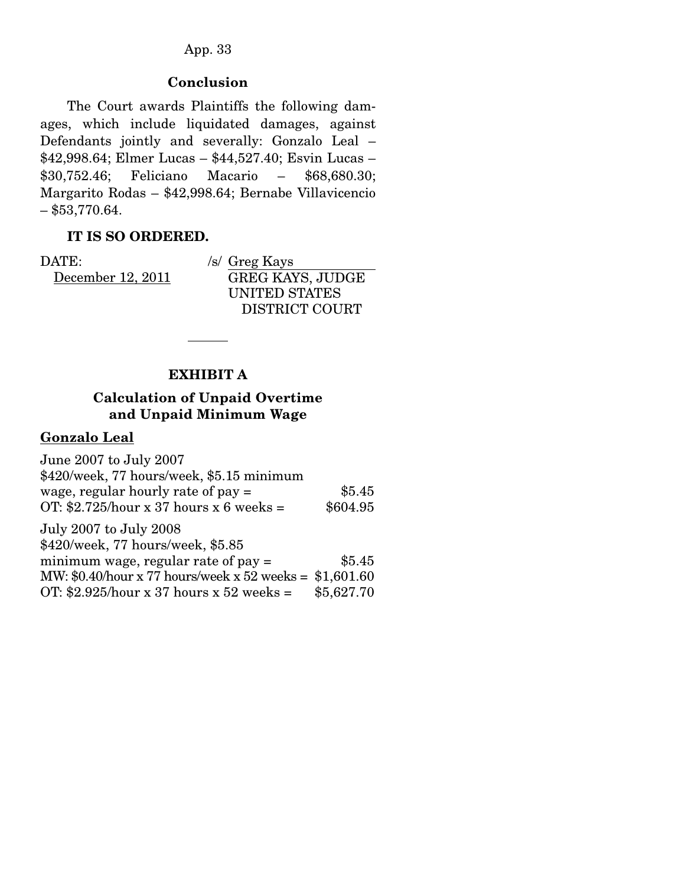## Conclusion

The Court awards Plaintiffs the following damages, which include liquidated damages, against Defendants jointly and severally: Gonzalo Leal – $42,998.64; Elmer Lucas – $44,527.40; Esvin Lucas – $30,752.46; Feliciano Macario – $68,680.30; Margarito Rodas – $42,998.64; Bernabe Villavicencio – $53,770.64.

**IT IS SO ORDERED.**

DATE: December 12, 2011

/s/ Greg Kays
GREG KAYS, JUDGE
UNITED STATES DISTRICT COURT

---

## EXHIBIT A

### Calculation of Unpaid Overtime and Unpaid Minimum Wage

**Gonzalo Leal**

June 2007 to July 2007
$420/week, 77 hours/week, $5.15 minimum wage, regular hourly rate of pay = $5.45
OT: $2.725/hour x 37 hours x 6 weeks = $604.95

July 2007 to July 2008
$420/week, 77 hours/week, $5.85 minimum wage, regular rate of pay = $5.45
MW: $0.40/hour x 77 hours/week x 52 weeks = $1,601.60
OT: $2.925/hour x 37 hours x 52 weeks = $5,627.70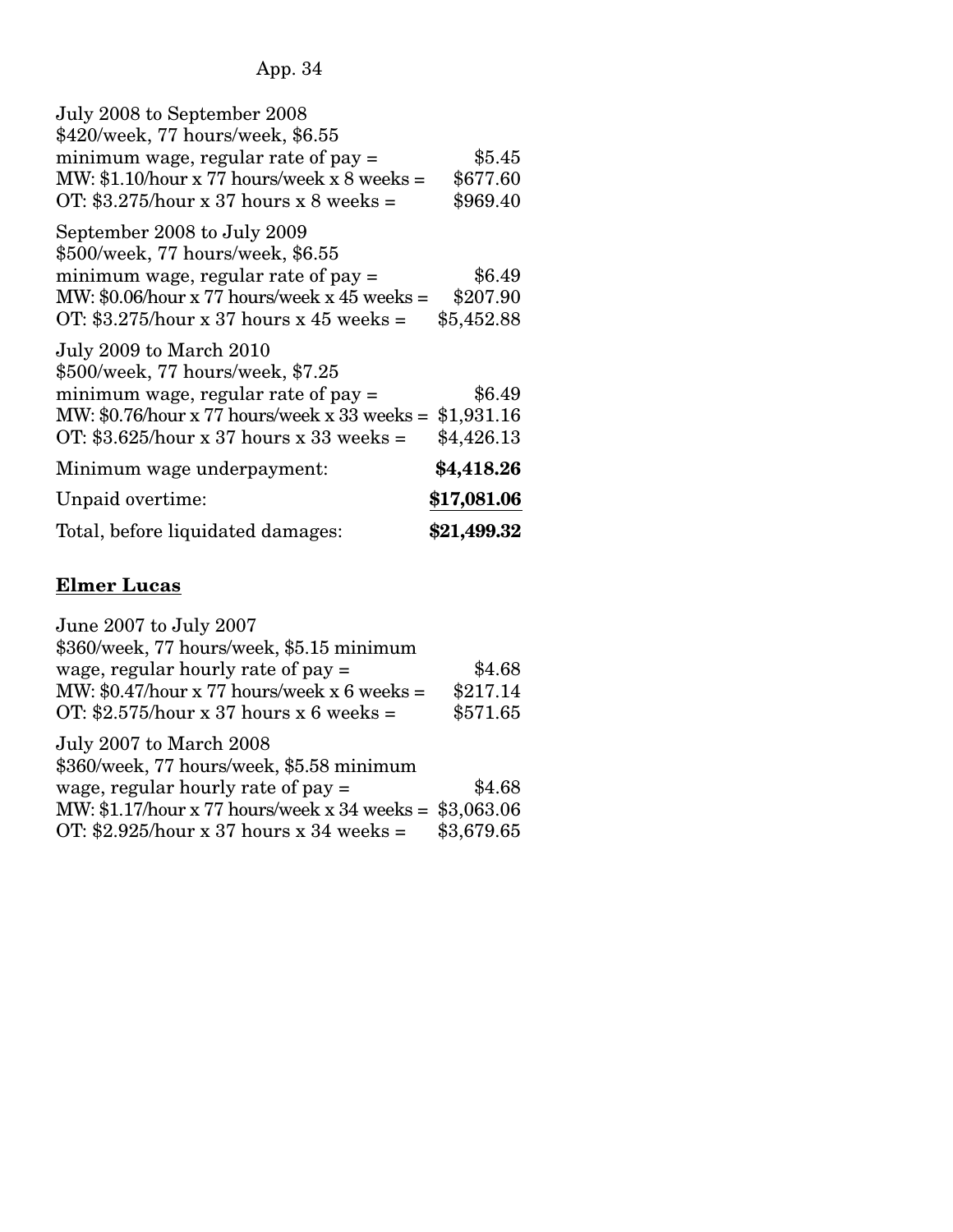July 2008 to September 2008
$420/week, 77 hours/week, $6.55
minimum wage, regular rate of pay = $5.45
MW: $1.10/hour x 77 hours/week x 8 weeks = $677.60
OT: $3.275/hour x 37 hours x 8 weeks = $969.40

September 2008 to July 2009
$500/week, 77 hours/week, $6.55
minimum wage, regular rate of pay = $6.49
MW: $0.06/hour x 77 hours/week x 45 weeks = $207.90
OT: $3.275/hour x 37 hours x 45 weeks = $5,452.88

July 2009 to March 2010
$500/week, 77 hours/week, $7.25
minimum wage, regular rate of pay = $6.49
MW: $0.76/hour x 77 hours/week x 33 weeks = $1,931.16
OT: $3.625/hour x 37 hours x 33 weeks = $4,426.13

Minimum wage underpayment: **$4,418.26**

Unpaid overtime: **$17,081.06**

Total, before liquidated damages: **$21,499.32**

## Elmer Lucas

June 2007 to July 2007
$360/week, 77 hours/week, $5.15 minimum
wage, regular hourly rate of pay = $4.68
MW: $0.47/hour x 77 hours/week x 6 weeks = $217.14
OT: $2.575/hour x 37 hours x 6 weeks = $571.65

July 2007 to March 2008
$360/week, 77 hours/week, $5.58 minimum
wage, regular hourly rate of pay = $4.68
MW: $1.17/hour x 77 hours/week x 34 weeks = $3,063.06
OT: $2.925/hour x 37 hours x 34 weeks = $3,679.65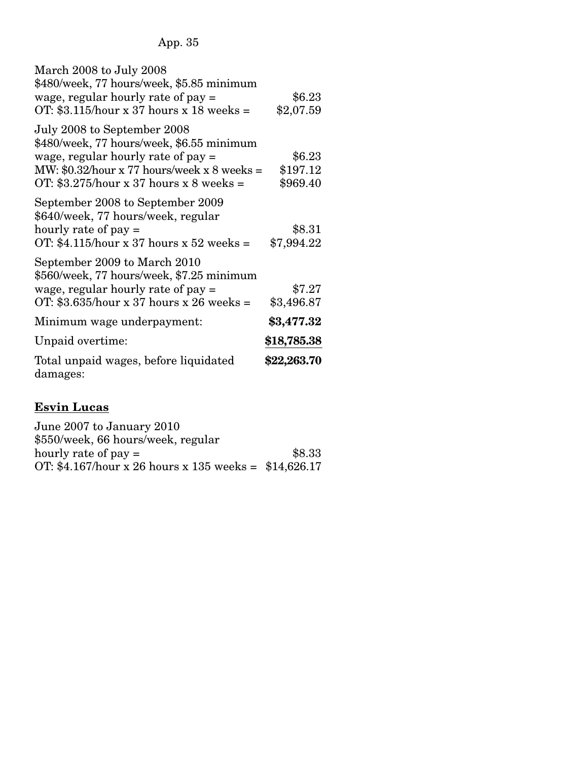March 2008 to July 2008
$480/week, 77 hours/week, $5.85 minimum wage, regular hourly rate of pay = $6.23
OT: $3.115/hour x 37 hours x 18 weeks = $2,07.59

July 2008 to September 2008
$480/week, 77 hours/week, $6.55 minimum wage, regular hourly rate of pay = $6.23
MW: $0.32/hour x 77 hours/week x 8 weeks = $197.12
OT: $3.275/hour x 37 hours x 8 weeks = $969.40

September 2008 to September 2009
$640/week, 77 hours/week, regular hourly rate of pay = $8.31
OT: $4.115/hour x 37 hours x 52 weeks = $7,994.22

September 2009 to March 2010
$560/week, 77 hours/week, $7.25 minimum wage, regular hourly rate of pay = $7.27
OT: $3.635/hour x 37 hours x 26 weeks = $3,496.87

Minimum wage underpayment: **$3,477.32**

Unpaid overtime: **$18,785.38**

Total unpaid wages, before liquidated damages: **$22,263.70**

## Esvin Lucas

June 2007 to January 2010
$550/week, 66 hours/week, regular hourly rate of pay = $8.33
OT: $4.167/hour x 26 hours x 135 weeks = $14,626.17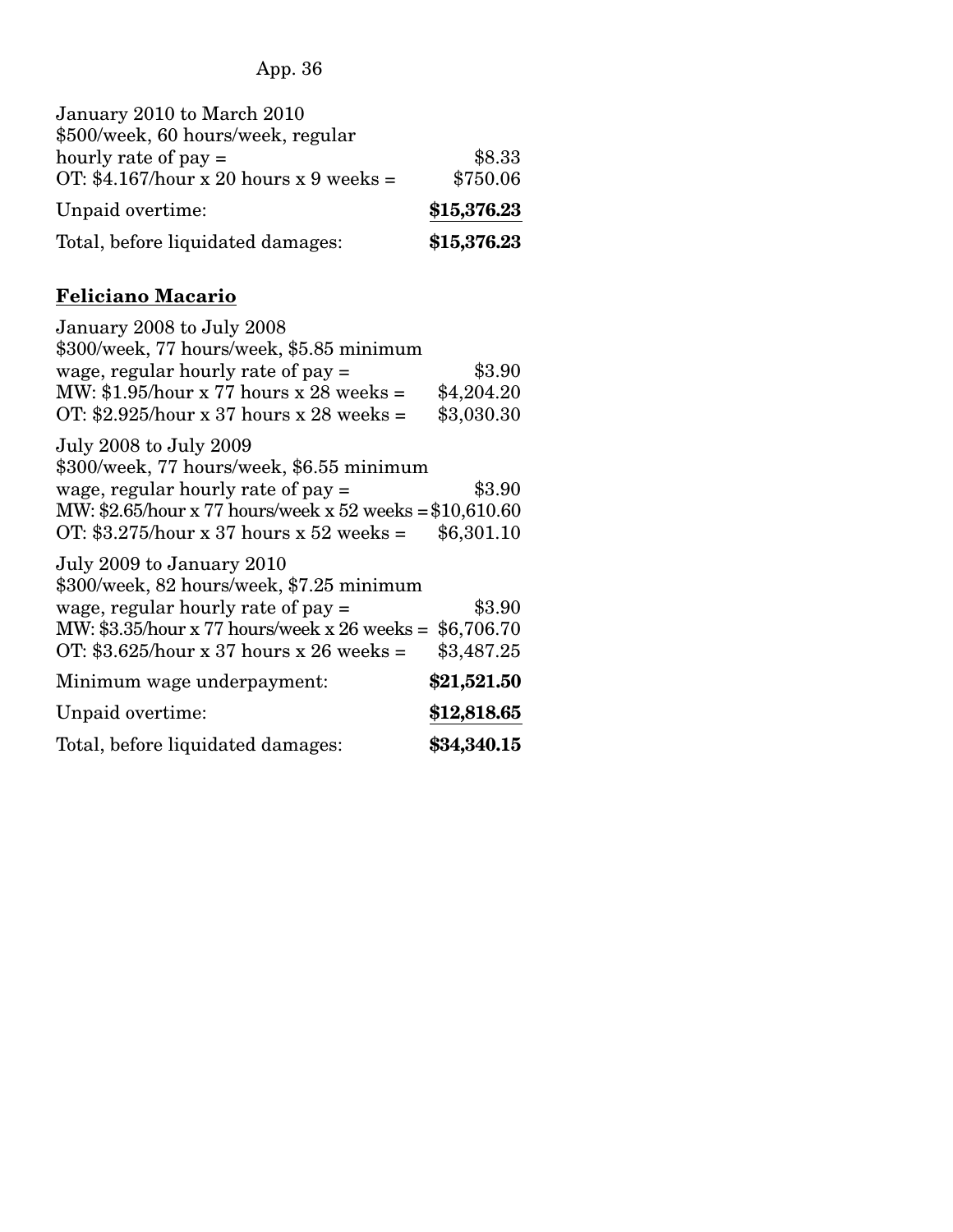January 2010 to March 2010
$500/week, 60 hours/week, regular hourly rate of pay = $8.33
OT: $4.167/hour x 20 hours x 9 weeks = $750.06

Unpaid overtime: **$15,376.23**

Total, before liquidated damages: **$15,376.23**

## <u>Feliciano Macario</u>

January 2008 to July 2008
$300/week, 77 hours/week, $5.85 minimum wage, regular hourly rate of pay = $3.90
MW: $1.95/hour x 77 hours x 28 weeks = $4,204.20
OT: $2.925/hour x 37 hours x 28 weeks = $3,030.30

July 2008 to July 2009
$300/week, 77 hours/week, $6.55 minimum wage, regular hourly rate of pay = $3.90
MW: $2.65/hour x 77 hours/week x 52 weeks = $10,610.60
OT: $3.275/hour x 37 hours x 52 weeks = $6,301.10

July 2009 to January 2010
$300/week, 82 hours/week, $7.25 minimum wage, regular hourly rate of pay = $3.90
MW: $3.35/hour x 77 hours/week x 26 weeks = $6,706.70
OT: $3.625/hour x 37 hours x 26 weeks = $3,487.25

Minimum wage underpayment: **$21,521.50**

Unpaid overtime: **$12,818.65**

Total, before liquidated damages: **$34,340.15**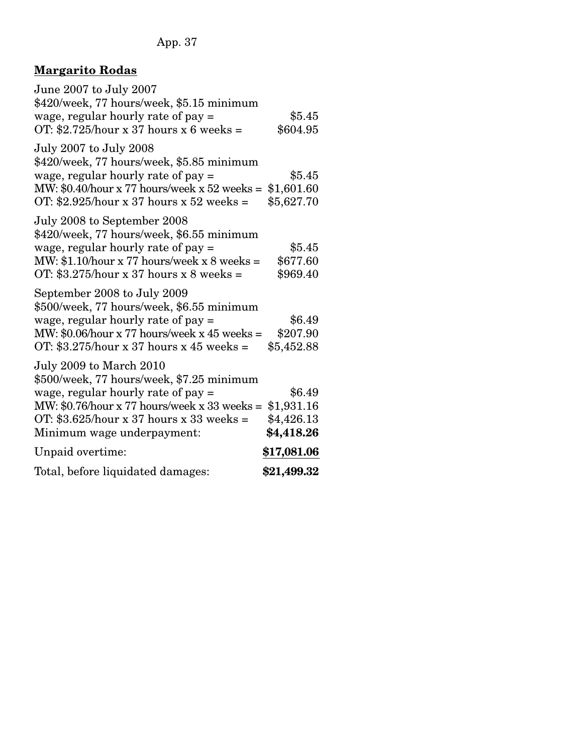**Margarito Rodas**

June 2007 to July 2007
$420/week, 77 hours/week, $5.15 minimum wage, regular hourly rate of pay = $5.45
OT: $2.725/hour x 37 hours x 6 weeks = $604.95

July 2007 to July 2008
$420/week, 77 hours/week, $5.85 minimum wage, regular hourly rate of pay = $5.45
MW: $0.40/hour x 77 hours/week x 52 weeks = $1,601.60
OT: $2.925/hour x 37 hours x 52 weeks = $5,627.70

July 2008 to September 2008
$420/week, 77 hours/week, $6.55 minimum wage, regular hourly rate of pay = $5.45
MW: $1.10/hour x 77 hours/week x 8 weeks = $677.60
OT: $3.275/hour x 37 hours x 8 weeks = $969.40

September 2008 to July 2009
$500/week, 77 hours/week, $6.55 minimum wage, regular hourly rate of pay = $6.49
MW: $0.06/hour x 77 hours/week x 45 weeks = $207.90
OT: $3.275/hour x 37 hours x 45 weeks = $5,452.88

July 2009 to March 2010
$500/week, 77 hours/week, $7.25 minimum wage, regular hourly rate of pay = $6.49
MW: $0.76/hour x 77 hours/week x 33 weeks = $1,931.16
OT: $3.625/hour x 37 hours x 33 weeks = $4,426.13

Minimum wage underpayment: **$4,418.26**

Unpaid overtime: **$17,081.06**

Total, before liquidated damages: **$21,499.32**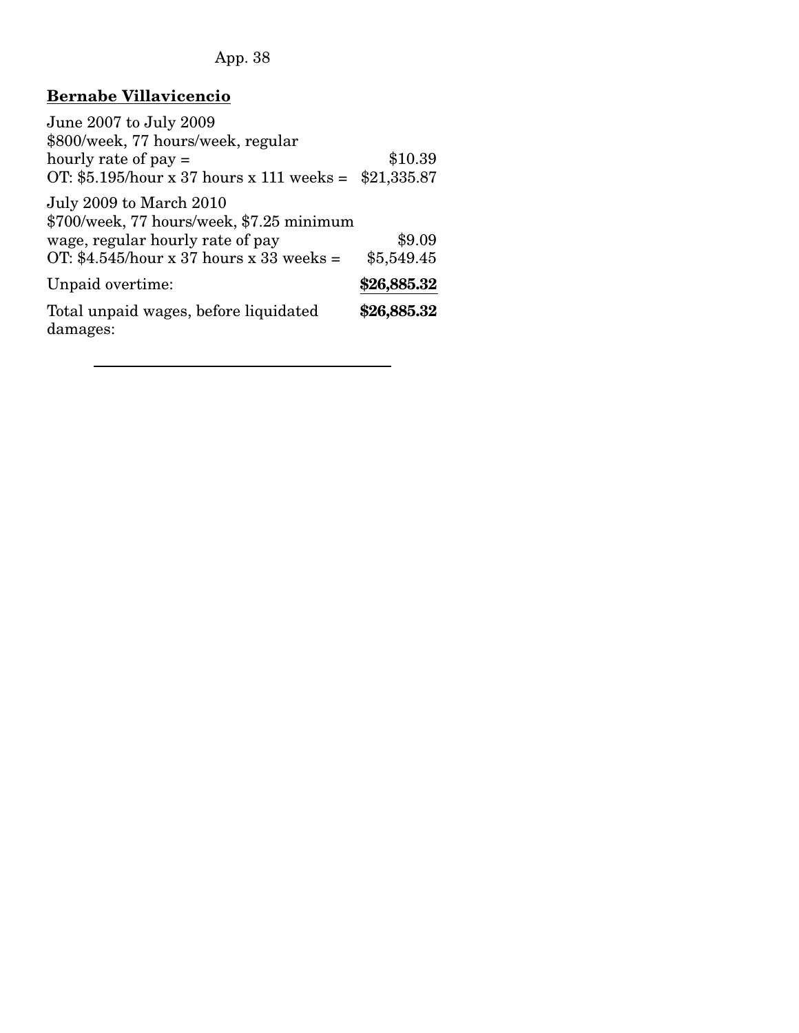**Bernabe Villavicencio**

| | |
|---|---|
| June 2007 to July 2009<br>$800/week, 77 hours/week, regular hourly rate of pay = | $10.39 |
| OT: $5.195/hour x 37 hours x 111 weeks = | $21,335.87 |
| July 2009 to March 2010<br>$700/week, 77 hours/week, $7.25 minimum wage, regular hourly rate of pay | $9.09 |
| OT: $4.545/hour x 37 hours x 33 weeks = | $5,549.45 |
| Unpaid overtime: | **$26,885.32** |
| Total unpaid wages, before liquidated damages: | **$26,885.32** |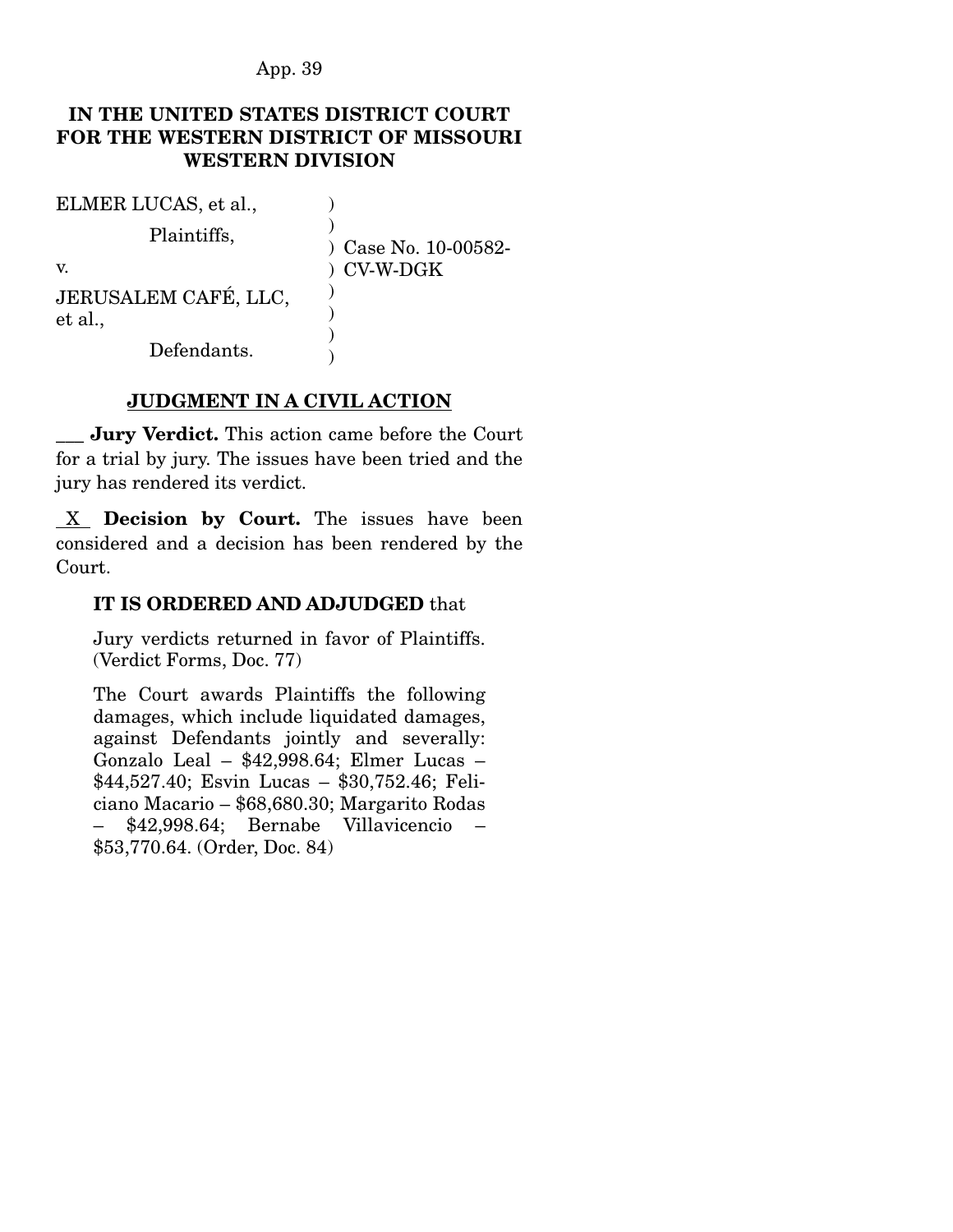**IN THE UNITED STATES DISTRICT COURT FOR THE WESTERN DISTRICT OF MISSOURI WESTERN DIVISION**

| | | |
|---|---|---|
| ELMER LUCAS, et al., | ) | |
| Plaintiffs, | ) | Case No. 10-00582-CV-W-DGK |
| v. | ) | |
| JERUSALEM CAFÉ, LLC, et al., | ) | |
| Defendants. | ) | |

**JUDGMENT IN A CIVIL ACTION**

\_\_\_ **Jury Verdict.** This action came before the Court for a trial by jury. The issues have been tried and the jury has rendered its verdict.

X **Decision by Court.** The issues have been considered and a decision has been rendered by the Court.

**IT IS ORDERED AND ADJUDGED** that

Jury verdicts returned in favor of Plaintiffs. (Verdict Forms, Doc. 77)

The Court awards Plaintiffs the following damages, which include liquidated damages, against Defendants jointly and severally: Gonzalo Leal – $42,998.64; Elmer Lucas – $44,527.40; Esvin Lucas – $30,752.46; Feliciano Macario – $68,680.30; Margarito Rodas – $42,998.64; Bernabe Villavicencio – $53,770.64. (Order, Doc. 84)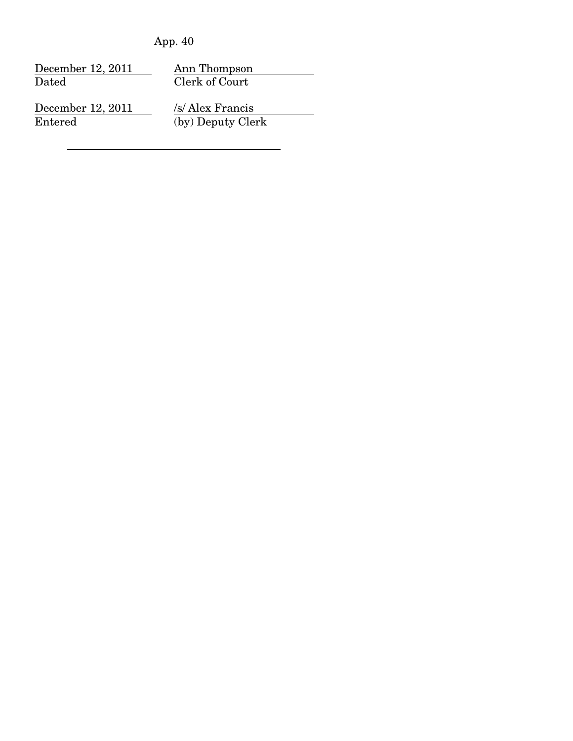| December 12, 2011 | Ann Thompson |
| --- | --- |
| Dated | Clerk of Court |
| December 12, 2011 | /s/ Alex Francis |
| Entered | (by) Deputy Clerk |

---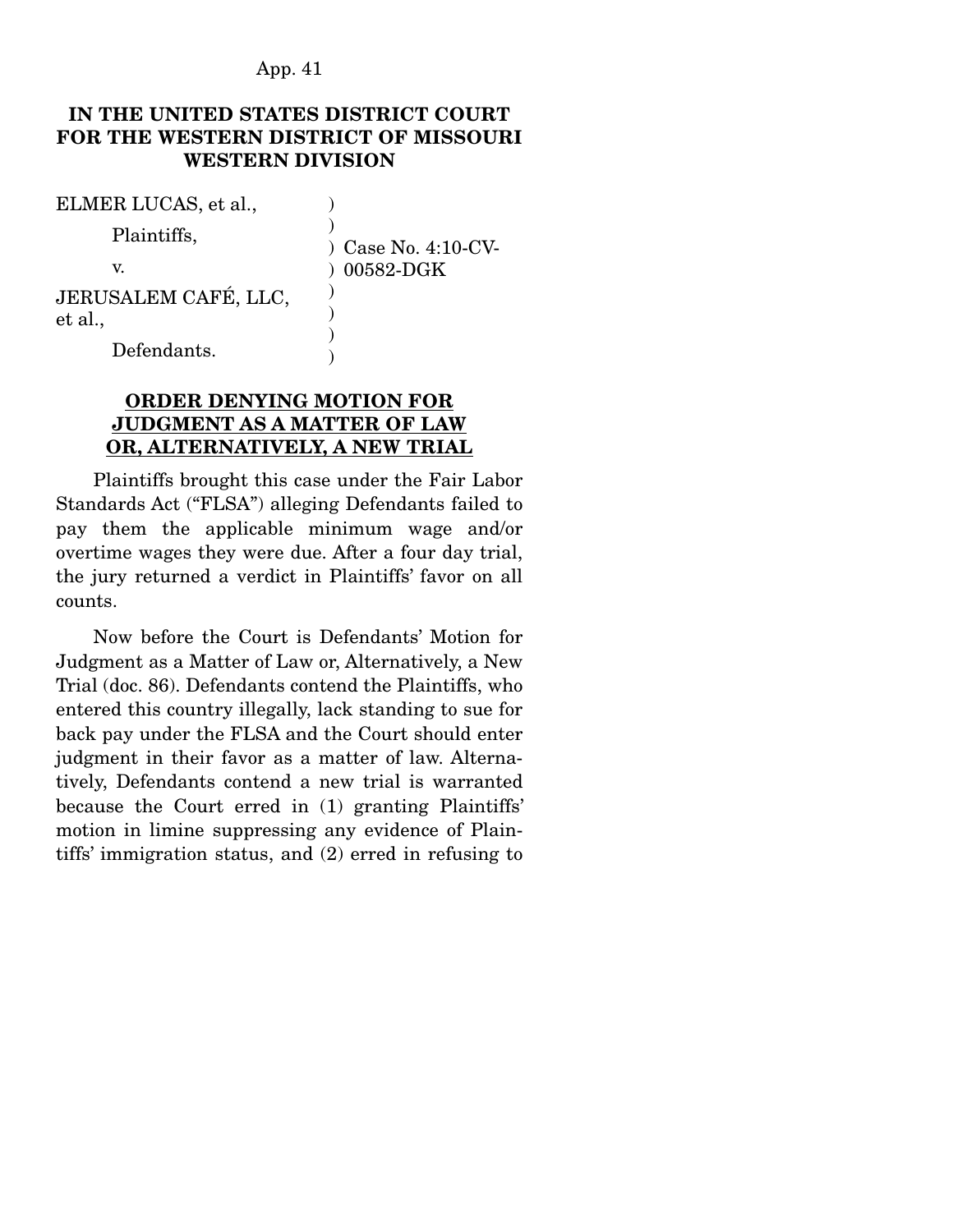**IN THE UNITED STATES DISTRICT COURT FOR THE WESTERN DISTRICT OF MISSOURI WESTERN DIVISION**

| | | |
|---|---|---|
| ELMER LUCAS, et al., | ) | |
| Plaintiffs, | ) | Case No. 4:10-CV-00582-DGK |
| v. | ) | |
| JERUSALEM CAFÉ, LLC, et al., | ) | |
| Defendants. | ) | |

**ORDER DENYING MOTION FOR JUDGMENT AS A MATTER OF LAW OR, ALTERNATIVELY, A NEW TRIAL**

Plaintiffs brought this case under the Fair Labor Standards Act ("FLSA") alleging Defendants failed to pay them the applicable minimum wage and/or overtime wages they were due. After a four day trial, the jury returned a verdict in Plaintiffs' favor on all counts.

Now before the Court is Defendants' Motion for Judgment as a Matter of Law or, Alternatively, a New Trial (doc. 86). Defendants contend the Plaintiffs, who entered this country illegally, lack standing to sue for back pay under the FLSA and the Court should enter judgment in their favor as a matter of law. Alternatively, Defendants contend a new trial is warranted because the Court erred in (1) granting Plaintiffs' motion in limine suppressing any evidence of Plaintiffs' immigration status, and (2) erred in refusing to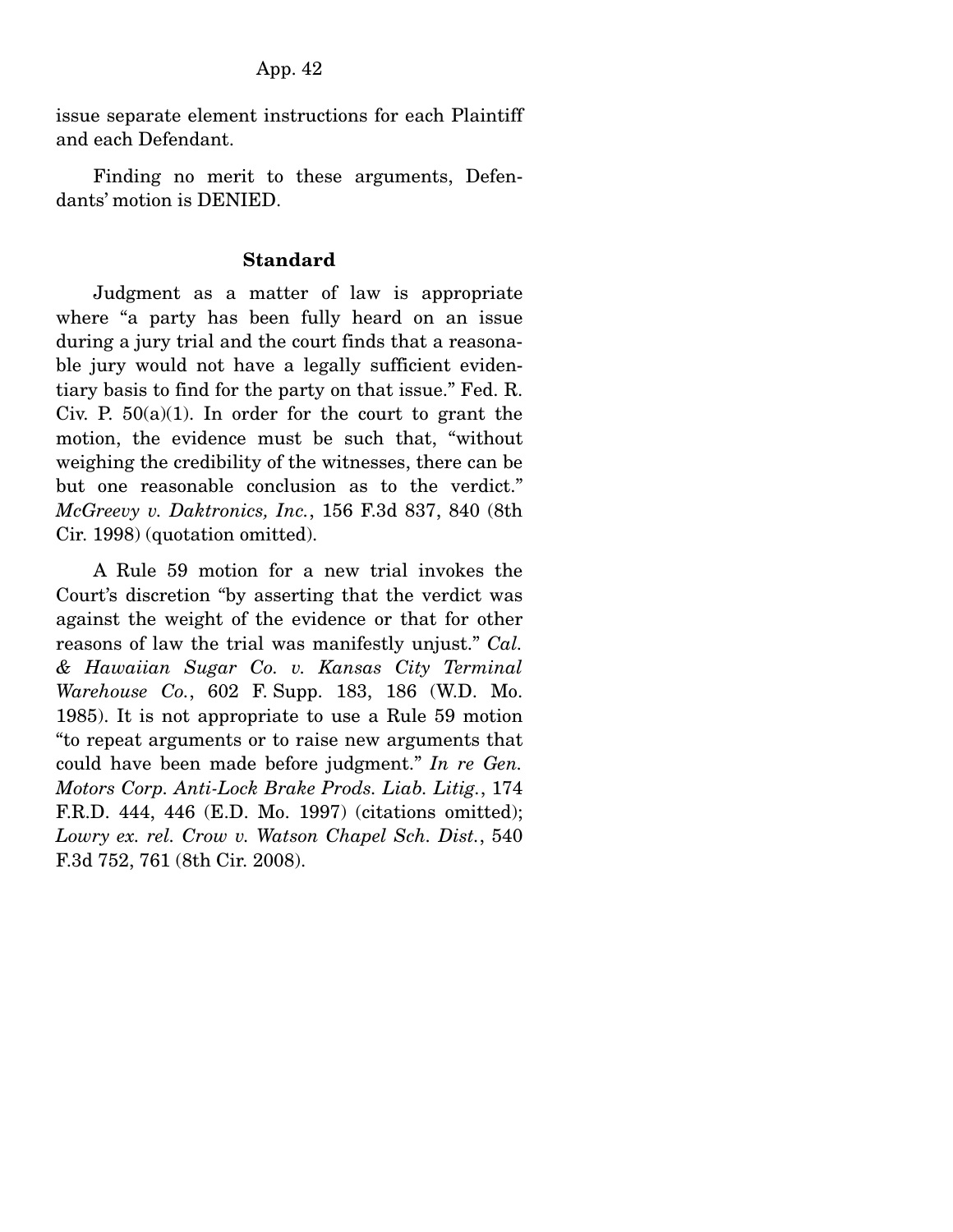issue separate element instructions for each Plaintiff and each Defendant.

Finding no merit to these arguments, Defendants' motion is DENIED.

### Standard

Judgment as a matter of law is appropriate where "a party has been fully heard on an issue during a jury trial and the court finds that a reasonable jury would not have a legally sufficient evidentiary basis to find for the party on that issue." Fed. R. Civ. P. 50(a)(1). In order for the court to grant the motion, the evidence must be such that, "without weighing the credibility of the witnesses, there can be but one reasonable conclusion as to the verdict." *McGreevy v. Daktronics, Inc.*, 156 F.3d 837, 840 (8th Cir. 1998) (quotation omitted).

A Rule 59 motion for a new trial invokes the Court's discretion "by asserting that the verdict was against the weight of the evidence or that for other reasons of law the trial was manifestly unjust." *Cal. & Hawaiian Sugar Co. v. Kansas City Terminal Warehouse Co.*, 602 F. Supp. 183, 186 (W.D. Mo. 1985). It is not appropriate to use a Rule 59 motion "to repeat arguments or to raise new arguments that could have been made before judgment." *In re Gen. Motors Corp. Anti-Lock Brake Prods. Liab. Litig.*, 174 F.R.D. 444, 446 (E.D. Mo. 1997) (citations omitted); *Lowry ex. rel. Crow v. Watson Chapel Sch. Dist.*, 540 F.3d 752, 761 (8th Cir. 2008).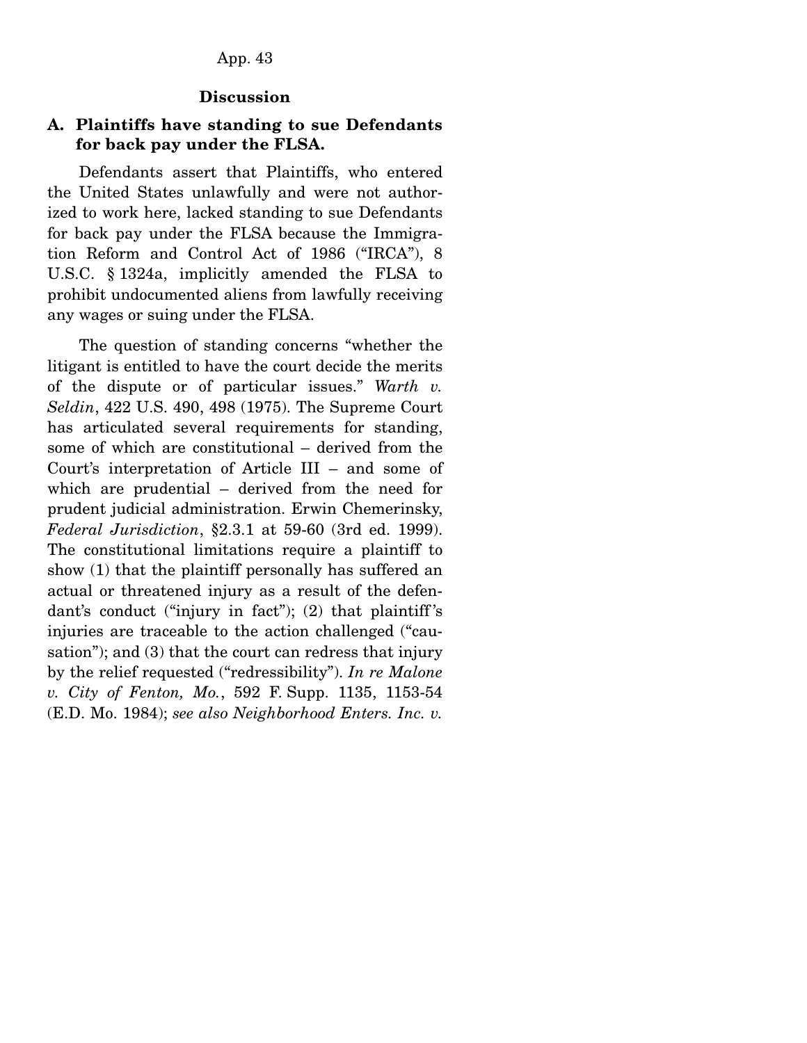## Discussion

### A. Plaintiffs have standing to sue Defendants for back pay under the FLSA.

Defendants assert that Plaintiffs, who entered the United States unlawfully and were not authorized to work here, lacked standing to sue Defendants for back pay under the FLSA because the Immigration Reform and Control Act of 1986 ("IRCA"), 8 U.S.C. § 1324a, implicitly amended the FLSA to prohibit undocumented aliens from lawfully receiving any wages or suing under the FLSA.

The question of standing concerns "whether the litigant is entitled to have the court decide the merits of the dispute or of particular issues." *Warth v. Seldin*, 422 U.S. 490, 498 (1975). The Supreme Court has articulated several requirements for standing, some of which are constitutional – derived from the Court's interpretation of Article III – and some of which are prudential – derived from the need for prudent judicial administration. Erwin Chemerinsky, *Federal Jurisdiction*, §2.3.1 at 59-60 (3rd ed. 1999). The constitutional limitations require a plaintiff to show (1) that the plaintiff personally has suffered an actual or threatened injury as a result of the defendant's conduct ("injury in fact"); (2) that plaintiff's injuries are traceable to the action challenged ("causation"); and (3) that the court can redress that injury by the relief requested ("redressibility"). *In re Malone v. City of Fenton, Mo.*, 592 F. Supp. 1135, 1153-54 (E.D. Mo. 1984); *see also Neighborhood Enters. Inc. v.*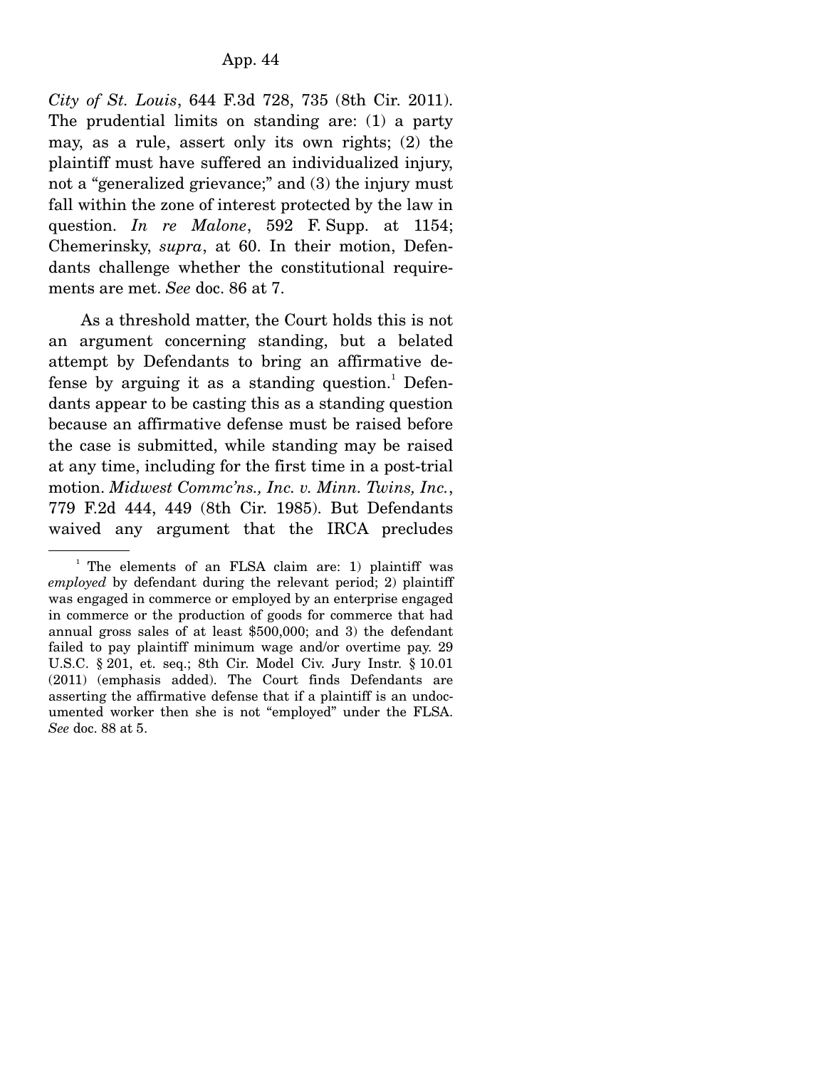*City of St. Louis*, 644 F.3d 728, 735 (8th Cir. 2011). The prudential limits on standing are: (1) a party may, as a rule, assert only its own rights; (2) the plaintiff must have suffered an individualized injury, not a "generalized grievance;" and (3) the injury must fall within the zone of interest protected by the law in question. *In re Malone*, 592 F. Supp. at 1154; Chemerinsky, *supra*, at 60. In their motion, Defendants challenge whether the constitutional requirements are met. *See* doc. 86 at 7.

As a threshold matter, the Court holds this is not an argument concerning standing, but a belated attempt by Defendants to bring an affirmative defense by arguing it as a standing question.[1] Defendants appear to be casting this as a standing question because an affirmative defense must be raised before the case is submitted, while standing may be raised at any time, including for the first time in a post-trial motion. *Midwest Commc'ns., Inc. v. Minn. Twins, Inc.*, 779 F.2d 444, 449 (8th Cir. 1985). But Defendants waived any argument that the IRCA precludes

---

[1] The elements of an FLSA claim are: 1) plaintiff was *employed* by defendant during the relevant period; 2) plaintiff was engaged in commerce or employed by an enterprise engaged in commerce or the production of goods for commerce that had annual gross sales of at least $500,000; and 3) the defendant failed to pay plaintiff minimum wage and/or overtime pay. 29 U.S.C. § 201, et. seq.; 8th Cir. Model Civ. Jury Instr. § 10.01 (2011) (emphasis added). The Court finds Defendants are asserting the affirmative defense that if a plaintiff is an undocumented worker then she is not "employed" under the FLSA. *See* doc. 88 at 5.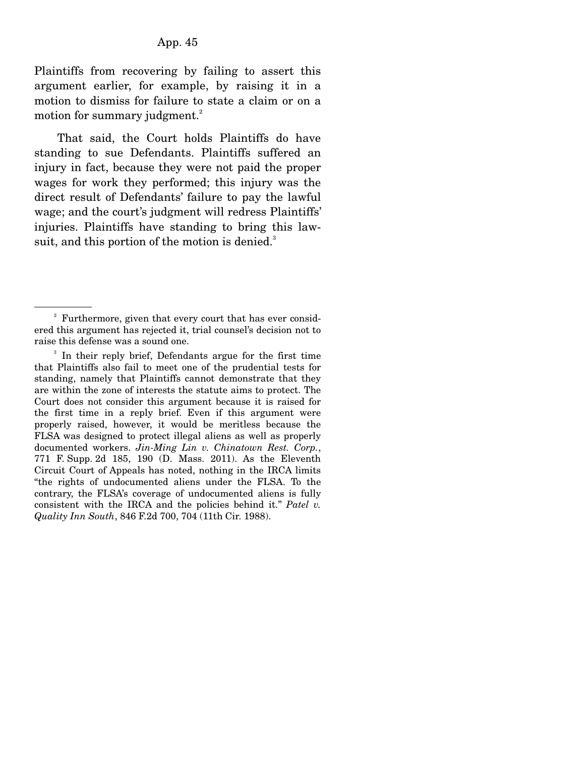Plaintiffs from recovering by failing to assert this argument earlier, for example, by raising it in a motion to dismiss for failure to state a claim or on a motion for summary judgment.[2]

That said, the Court holds Plaintiffs do have standing to sue Defendants. Plaintiffs suffered an injury in fact, because they were not paid the proper wages for work they performed; this injury was the direct result of Defendants' failure to pay the lawful wage; and the court's judgment will redress Plaintiffs' injuries. Plaintiffs have standing to bring this lawsuit, and this portion of the motion is denied.[3]

---

[2] Furthermore, given that every court that has ever considered this argument has rejected it, trial counsel's decision not to raise this defense was a sound one.

[3] In their reply brief, Defendants argue for the first time that Plaintiffs also fail to meet one of the prudential tests for standing, namely that Plaintiffs cannot demonstrate that they are within the zone of interests the statute aims to protect. The Court does not consider this argument because it is raised for the first time in a reply brief. Even if this argument were properly raised, however, it would be meritless because the FLSA was designed to protect illegal aliens as well as properly documented workers. *Jin-Ming Lin v. Chinatown Rest. Corp.*, 771 F. Supp. 2d 185, 190 (D. Mass. 2011). As the Eleventh Circuit Court of Appeals has noted, nothing in the IRCA limits "the rights of undocumented aliens under the FLSA. To the contrary, the FLSA's coverage of undocumented aliens is fully consistent with the IRCA and the policies behind it." *Patel v. Quality Inn South*, 846 F.2d 700, 704 (11th Cir. 1988).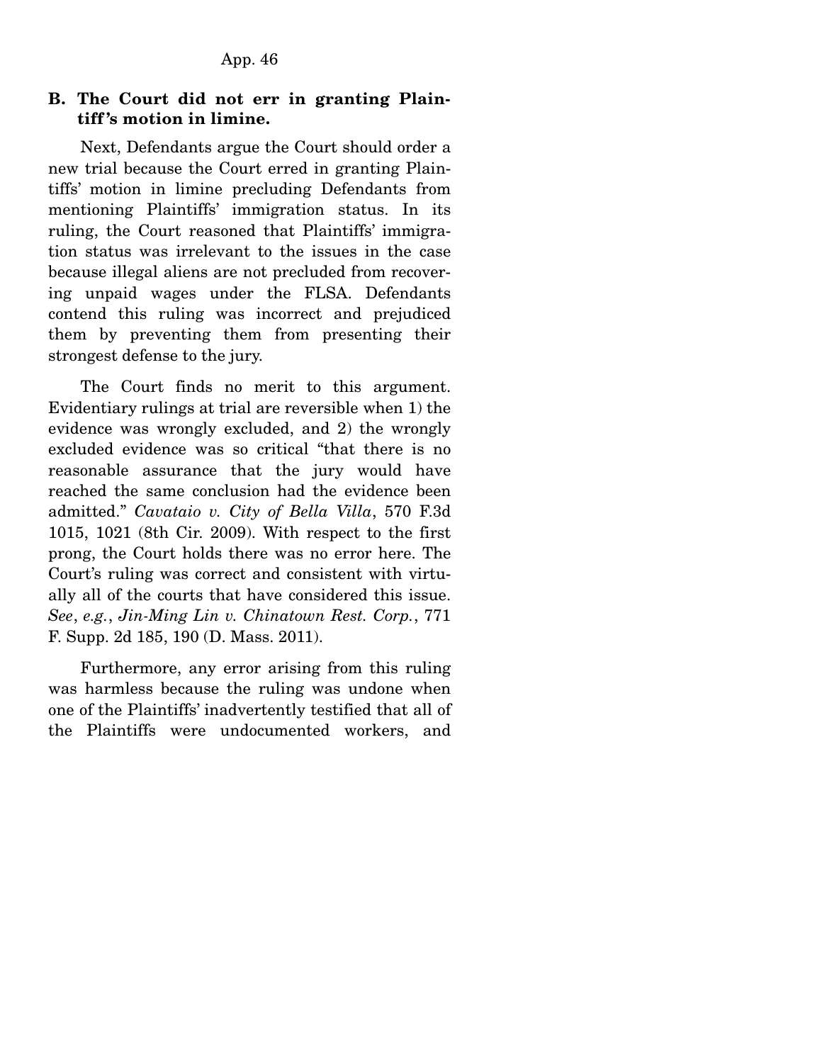### B. The Court did not err in granting Plaintiff's motion in limine.

Next, Defendants argue the Court should order a new trial because the Court erred in granting Plaintiffs' motion in limine precluding Defendants from mentioning Plaintiffs' immigration status. In its ruling, the Court reasoned that Plaintiffs' immigration status was irrelevant to the issues in the case because illegal aliens are not precluded from recovering unpaid wages under the FLSA. Defendants contend this ruling was incorrect and prejudiced them by preventing them from presenting their strongest defense to the jury.

The Court finds no merit to this argument. Evidentiary rulings at trial are reversible when 1) the evidence was wrongly excluded, and 2) the wrongly excluded evidence was so critical "that there is no reasonable assurance that the jury would have reached the same conclusion had the evidence been admitted." *Cavataio v. City of Bella Villa*, 570 F.3d 1015, 1021 (8th Cir. 2009). With respect to the first prong, the Court holds there was no error here. The Court's ruling was correct and consistent with virtually all of the courts that have considered this issue. *See*, *e.g.*, *Jin-Ming Lin v. Chinatown Rest. Corp.*, 771 F. Supp. 2d 185, 190 (D. Mass. 2011).

Furthermore, any error arising from this ruling was harmless because the ruling was undone when one of the Plaintiffs' inadvertently testified that all of the Plaintiffs were undocumented workers, and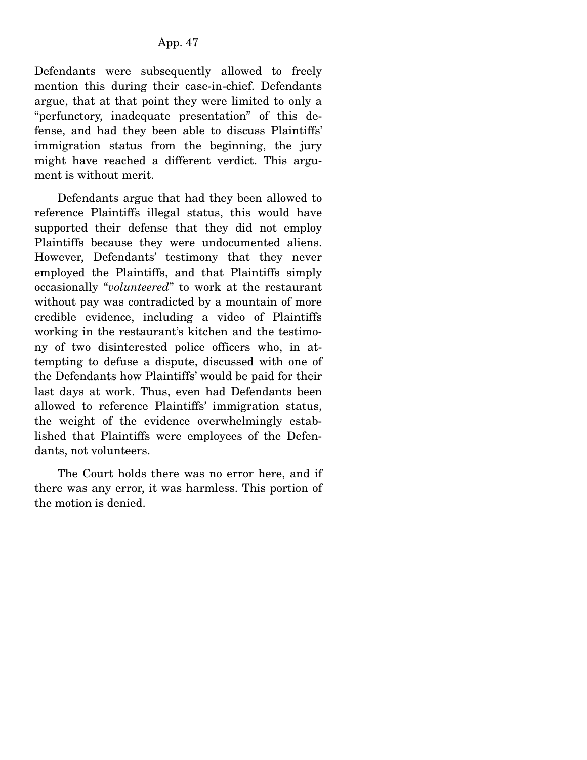Defendants were subsequently allowed to freely mention this during their case-in-chief. Defendants argue, that at that point they were limited to only a "perfunctory, inadequate presentation" of this defense, and had they been able to discuss Plaintiffs' immigration status from the beginning, the jury might have reached a different verdict. This argument is without merit.

Defendants argue that had they been allowed to reference Plaintiffs illegal status, this would have supported their defense that they did not employ Plaintiffs because they were undocumented aliens. However, Defendants' testimony that they never employed the Plaintiffs, and that Plaintiffs simply occasionally "*volunteered*" to work at the restaurant without pay was contradicted by a mountain of more credible evidence, including a video of Plaintiffs working in the restaurant's kitchen and the testimony of two disinterested police officers who, in attempting to defuse a dispute, discussed with one of the Defendants how Plaintiffs' would be paid for their last days at work. Thus, even had Defendants been allowed to reference Plaintiffs' immigration status, the weight of the evidence overwhelmingly established that Plaintiffs were employees of the Defendants, not volunteers.

The Court holds there was no error here, and if there was any error, it was harmless. This portion of the motion is denied.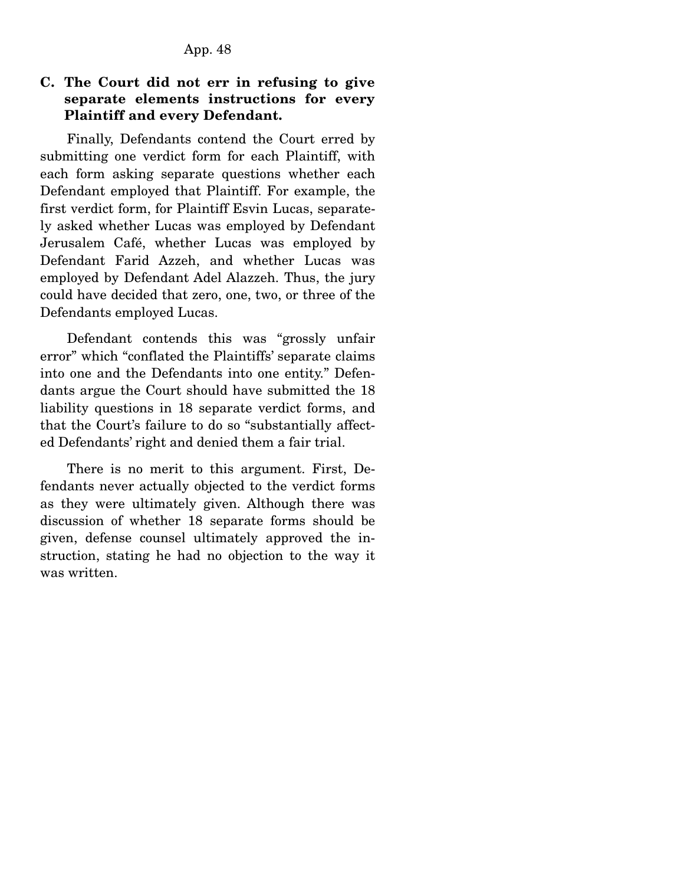### C. The Court did not err in refusing to give separate elements instructions for every Plaintiff and every Defendant.

Finally, Defendants contend the Court erred by submitting one verdict form for each Plaintiff, with each form asking separate questions whether each Defendant employed that Plaintiff. For example, the first verdict form, for Plaintiff Esvin Lucas, separately asked whether Lucas was employed by Defendant Jerusalem Café, whether Lucas was employed by Defendant Farid Azzeh, and whether Lucas was employed by Defendant Adel Alazzeh. Thus, the jury could have decided that zero, one, two, or three of the Defendants employed Lucas.

Defendant contends this was "grossly unfair error" which "conflated the Plaintiffs' separate claims into one and the Defendants into one entity." Defendants argue the Court should have submitted the 18 liability questions in 18 separate verdict forms, and that the Court's failure to do so "substantially affected Defendants' right and denied them a fair trial.

There is no merit to this argument. First, Defendants never actually objected to the verdict forms as they were ultimately given. Although there was discussion of whether 18 separate forms should be given, defense counsel ultimately approved the instruction, stating he had no objection to the way it was written.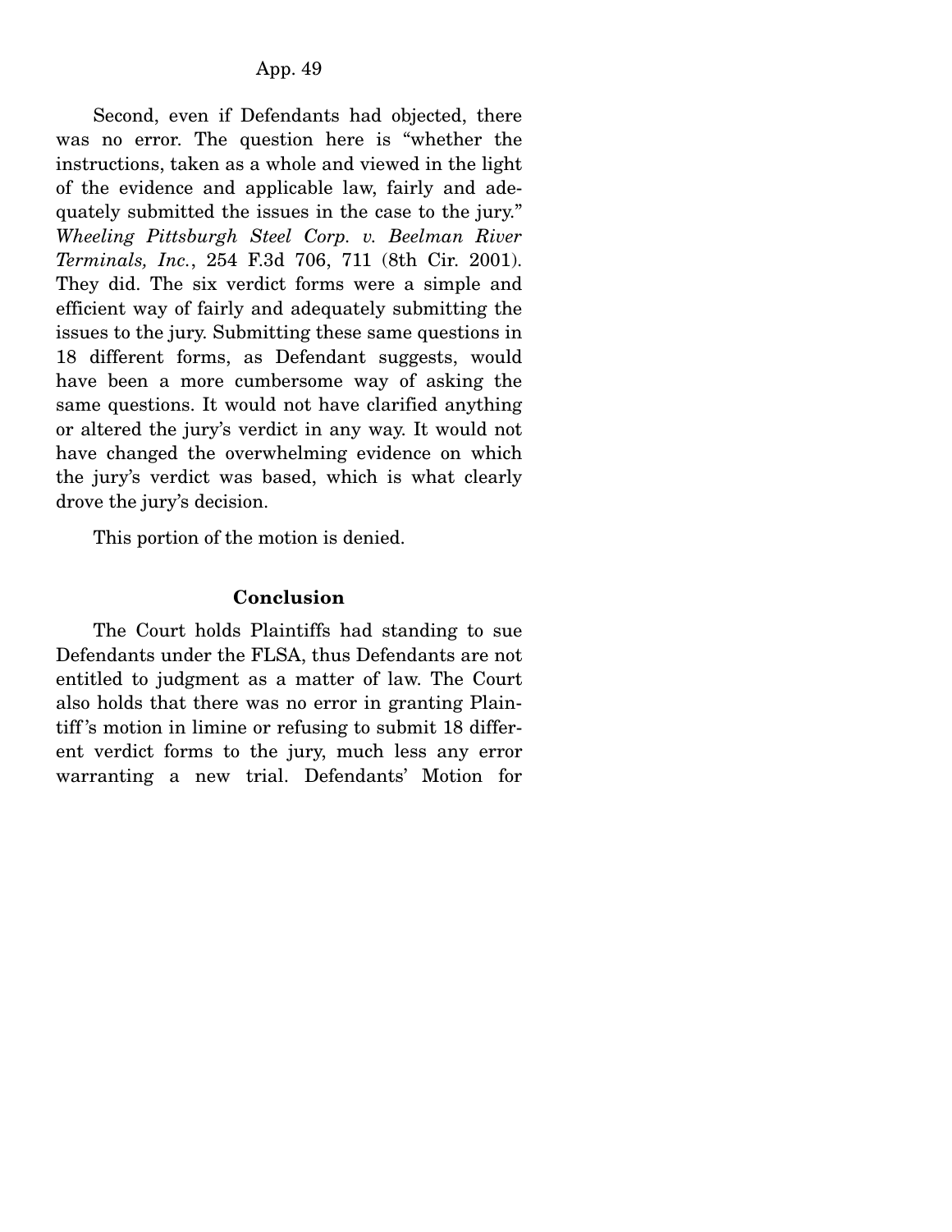Second, even if Defendants had objected, there was no error. The question here is "whether the instructions, taken as a whole and viewed in the light of the evidence and applicable law, fairly and adequately submitted the issues in the case to the jury." *Wheeling Pittsburgh Steel Corp. v. Beelman River Terminals, Inc.*, 254 F.3d 706, 711 (8th Cir. 2001). They did. The six verdict forms were a simple and efficient way of fairly and adequately submitting the issues to the jury. Submitting these same questions in 18 different forms, as Defendant suggests, would have been a more cumbersome way of asking the same questions. It would not have clarified anything or altered the jury's verdict in any way. It would not have changed the overwhelming evidence on which the jury's verdict was based, which is what clearly drove the jury's decision.

This portion of the motion is denied.

## Conclusion

The Court holds Plaintiffs had standing to sue Defendants under the FLSA, thus Defendants are not entitled to judgment as a matter of law. The Court also holds that there was no error in granting Plaintiff's motion in limine or refusing to submit 18 different verdict forms to the jury, much less any error warranting a new trial. Defendants' Motion for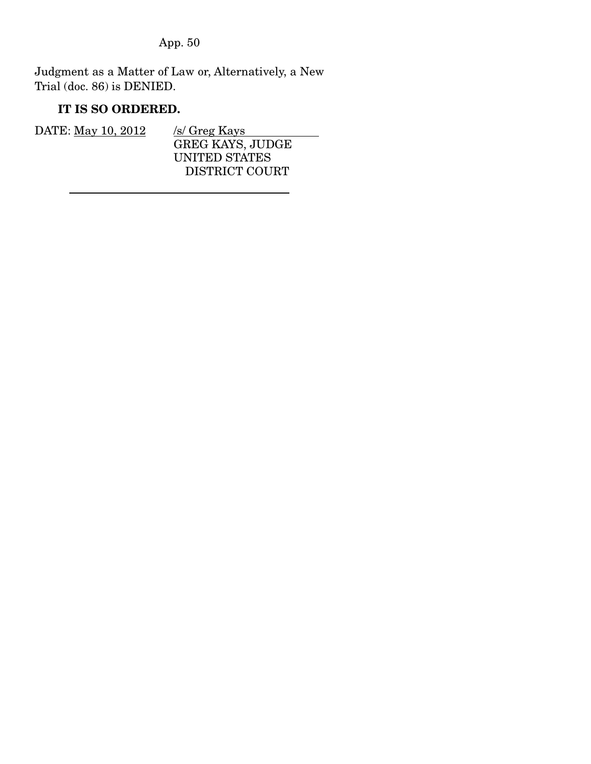Judgment as a Matter of Law or, Alternatively, a New Trial (doc. 86) is DENIED.

**IT IS SO ORDERED.**

DATE: May 10, 2012

/s/ Greg Kays
GREG KAYS, JUDGE
UNITED STATES DISTRICT COURT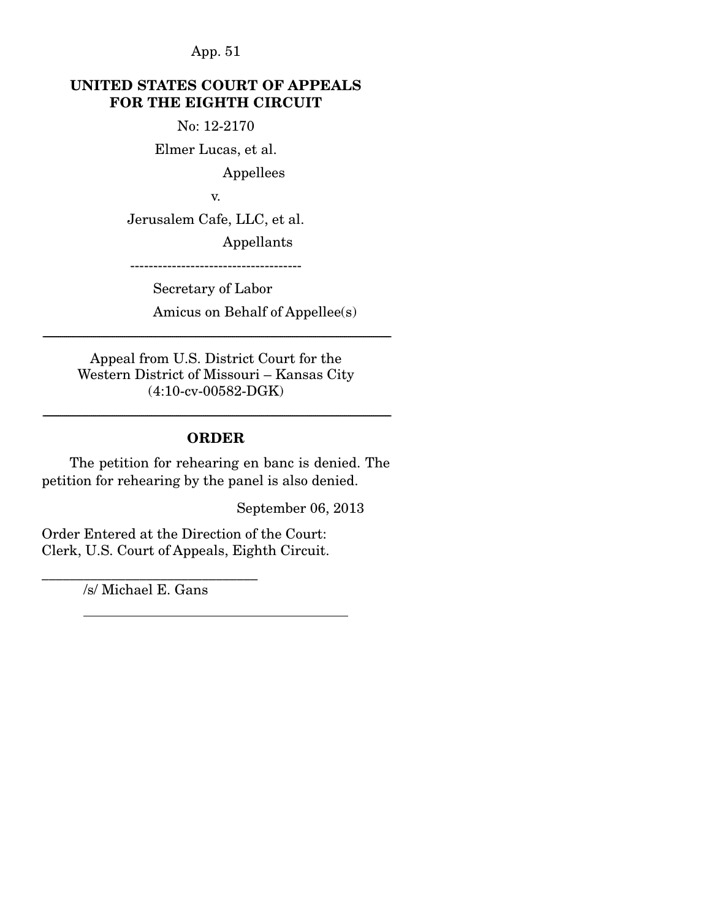**UNITED STATES COURT OF APPEALS FOR THE EIGHTH CIRCUIT**

No: 12-2170

Elmer Lucas, et al.

Appellees

v.

Jerusalem Cafe, LLC, et al.

Appellants

---

Secretary of Labor

Amicus on Behalf of Appellee(s)

---

Appeal from U.S. District Court for the Western District of Missouri – Kansas City (4:10-cv-00582-DGK)

---

**ORDER**

The petition for rehearing en banc is denied. The petition for rehearing by the panel is also denied.

September 06, 2013

Order Entered at the Direction of the Court:
Clerk, U.S. Court of Appeals, Eighth Circuit.

/s/ Michael E. Gans